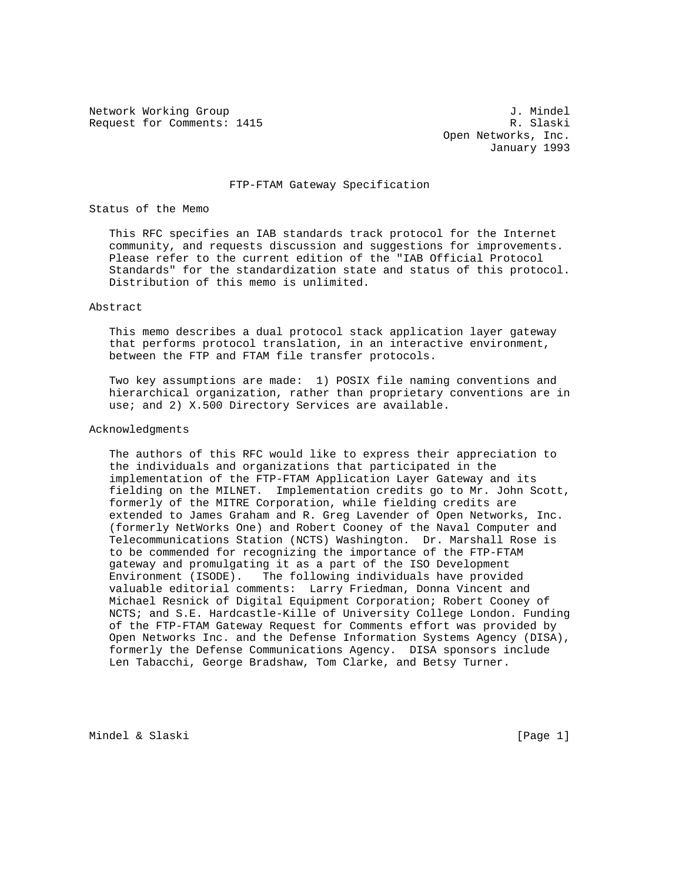Network Working Group J. Mindel
Request for Comments: 1415 R. Slaski
Open Networks, Inc.
January 1993

# FTP-FTAM Gateway Specification

## Status of the Memo

This RFC specifies an IAB standards track protocol for the Internet community, and requests discussion and suggestions for improvements. Please refer to the current edition of the "IAB Official Protocol Standards" for the standardization state and status of this protocol. Distribution of this memo is unlimited.

## Abstract

This memo describes a dual protocol stack application layer gateway that performs protocol translation, in an interactive environment, between the FTP and FTAM file transfer protocols.

Two key assumptions are made: 1) POSIX file naming conventions and hierarchical organization, rather than proprietary conventions are in use; and 2) X.500 Directory Services are available.

## Acknowledgments

The authors of this RFC would like to express their appreciation to the individuals and organizations that participated in the implementation of the FTP-FTAM Application Layer Gateway and its fielding on the MILNET. Implementation credits go to Mr. John Scott, formerly of the MITRE Corporation, while fielding credits are extended to James Graham and R. Greg Lavender of Open Networks, Inc. (formerly NetWorks One) and Robert Cooney of the Naval Computer and Telecommunications Station (NCTS) Washington. Dr. Marshall Rose is to be commended for recognizing the importance of the FTP-FTAM gateway and promulgating it as a part of the ISO Development Environment (ISODE). The following individuals have provided valuable editorial comments: Larry Friedman, Donna Vincent and Michael Resnick of Digital Equipment Corporation; Robert Cooney of NCTS; and S.E. Hardcastle-Kille of University College London. Funding of the FTP-FTAM Gateway Request for Comments effort was provided by Open Networks Inc. and the Defense Information Systems Agency (DISA), formerly the Defense Communications Agency. DISA sponsors include Len Tabacchi, George Bradshaw, Tom Clarke, and Betsy Turner.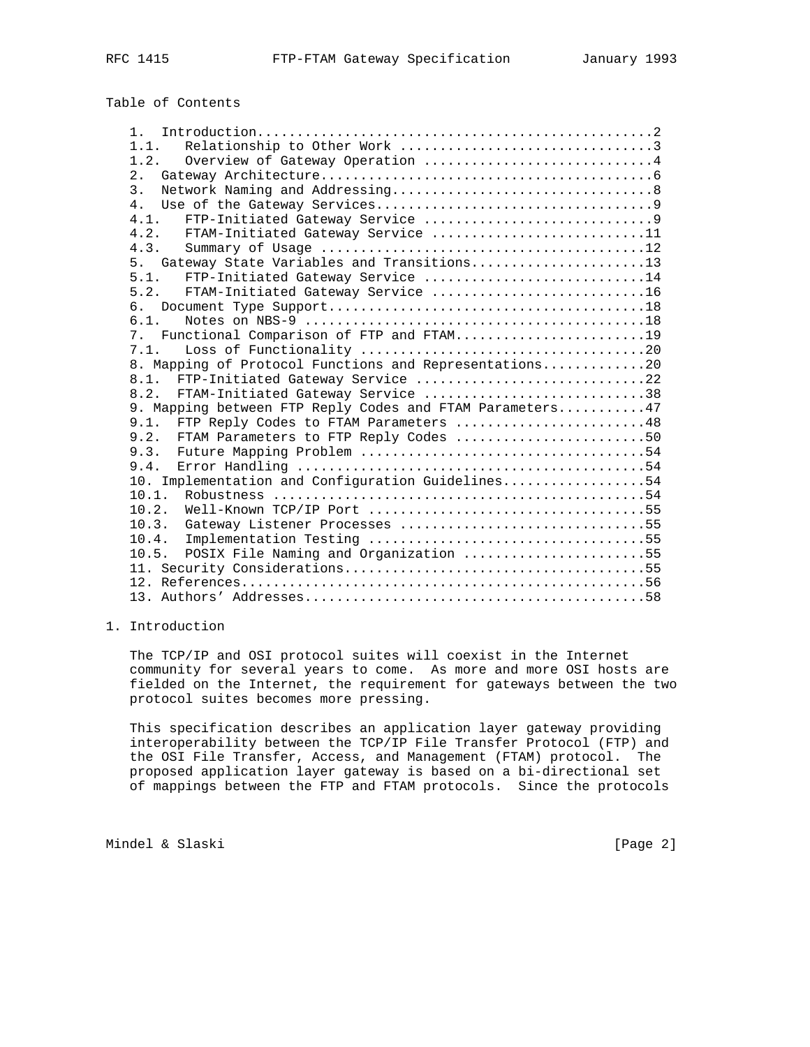Table of Contents

```
   1.  Introduction..................................................2
   1.1.   Relationship to Other Work ................................3
   1.2.   Overview of Gateway Operation .............................4
   2.  Gateway Architecture..........................................6
   3.  Network Naming and Addressing.................................8
   4.  Use of the Gateway Services...................................9
   4.1.   FTP-Initiated Gateway Service .............................9
   4.2.   FTAM-Initiated Gateway Service ...........................11
   4.3.   Summary of Usage .........................................12
   5.  Gateway State Variables and Transitions......................13
   5.1.   FTP-Initiated Gateway Service ............................14
   5.2.   FTAM-Initiated Gateway Service ...........................16
   6.  Document Type Support........................................18
   6.1.   Notes on NBS-9 ...........................................18
   7.  Functional Comparison of FTP and FTAM........................19
   7.1.   Loss of Functionality ....................................20
   8. Mapping of Protocol Functions and Representations.............20
   8.1.  FTP-Initiated Gateway Service .............................22
   8.2.  FTAM-Initiated Gateway Service ............................38
   9. Mapping between FTP Reply Codes and FTAM Parameters...........47
   9.1.  FTP Reply Codes to FTAM Parameters ........................48
   9.2.  FTAM Parameters to FTP Reply Codes ........................50
   9.3.  Future Mapping Problem ....................................54
   9.4.  Error Handling ............................................54
   10. Implementation and Configuration Guidelines..................54
   10.1.  Robustness ...............................................54
   10.2.  Well-Known TCP/IP Port ...................................55
   10.3.  Gateway Listener Processes ...............................55
   10.4.  Implementation Testing ...................................55
   10.5.  POSIX File Naming and Organization .......................55
   11. Security Considerations......................................55
   12. References...................................................56
   13. Authors' Addresses...........................................58
```

# 1. Introduction

The TCP/IP and OSI protocol suites will coexist in the Internet community for several years to come. As more and more OSI hosts are fielded on the Internet, the requirement for gateways between the two protocol suites becomes more pressing.

This specification describes an application layer gateway providing interoperability between the TCP/IP File Transfer Protocol (FTP) and the OSI File Transfer, Access, and Management (FTAM) protocol. The proposed application layer gateway is based on a bi-directional set of mappings between the FTP and FTAM protocols. Since the protocols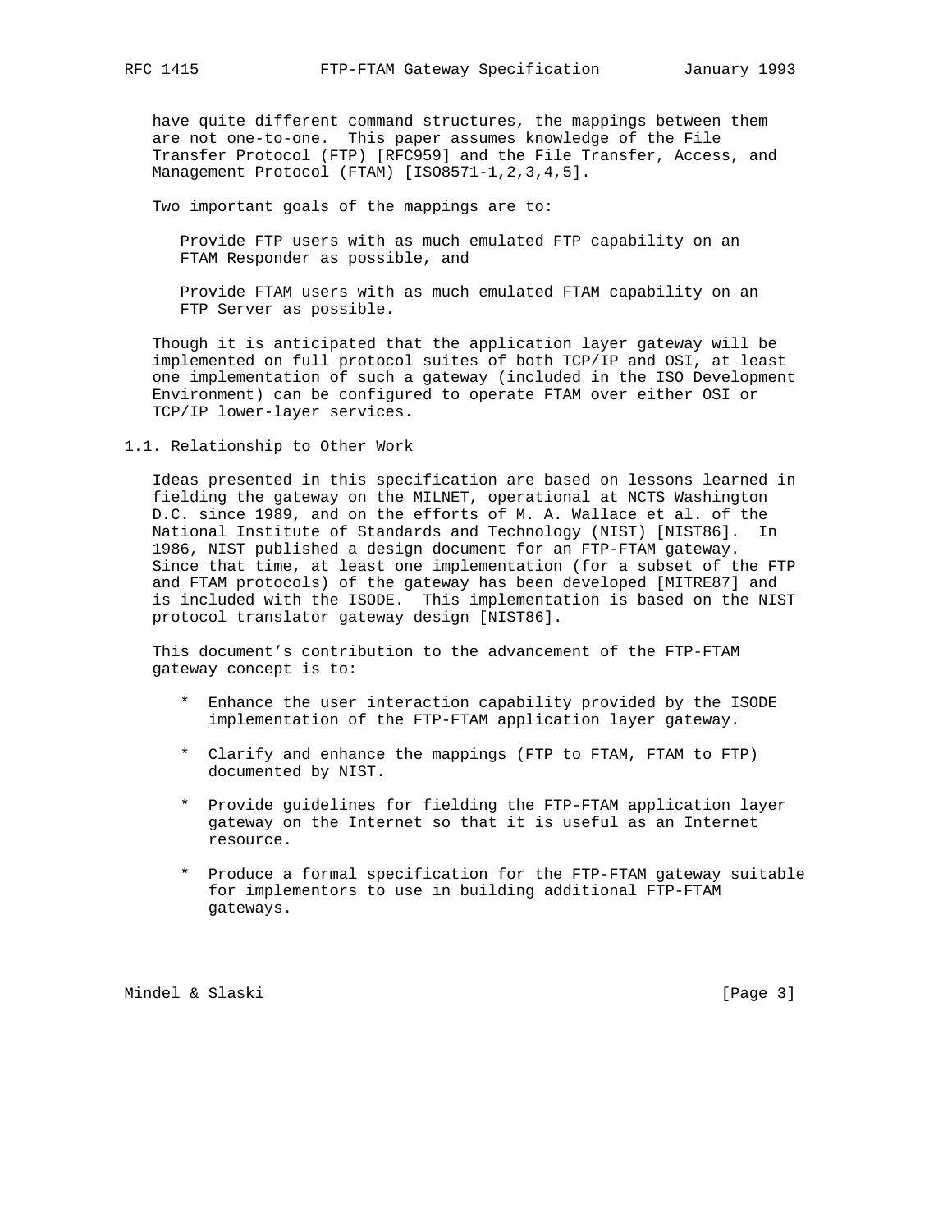have quite different command structures, the mappings between them are not one-to-one. This paper assumes knowledge of the File Transfer Protocol (FTP) [RFC959] and the File Transfer, Access, and Management Protocol (FTAM) [ISO8571-1,2,3,4,5].

Two important goals of the mappings are to:

> Provide FTP users with as much emulated FTP capability on an FTAM Responder as possible, and
>
> Provide FTAM users with as much emulated FTAM capability on an FTP Server as possible.

Though it is anticipated that the application layer gateway will be implemented on full protocol suites of both TCP/IP and OSI, at least one implementation of such a gateway (included in the ISO Development Environment) can be configured to operate FTAM over either OSI or TCP/IP lower-layer services.

## 1.1. Relationship to Other Work

Ideas presented in this specification are based on lessons learned in fielding the gateway on the MILNET, operational at NCTS Washington D.C. since 1989, and on the efforts of M. A. Wallace et al. of the National Institute of Standards and Technology (NIST) [NIST86]. In 1986, NIST published a design document for an FTP-FTAM gateway. Since that time, at least one implementation (for a subset of the FTP and FTAM protocols) of the gateway has been developed [MITRE87] and is included with the ISODE. This implementation is based on the NIST protocol translator gateway design [NIST86].

This document's contribution to the advancement of the FTP-FTAM gateway concept is to:

* Enhance the user interaction capability provided by the ISODE implementation of the FTP-FTAM application layer gateway.

* Clarify and enhance the mappings (FTP to FTAM, FTAM to FTP) documented by NIST.

* Provide guidelines for fielding the FTP-FTAM application layer gateway on the Internet so that it is useful as an Internet resource.

* Produce a formal specification for the FTP-FTAM gateway suitable for implementors to use in building additional FTP-FTAM gateways.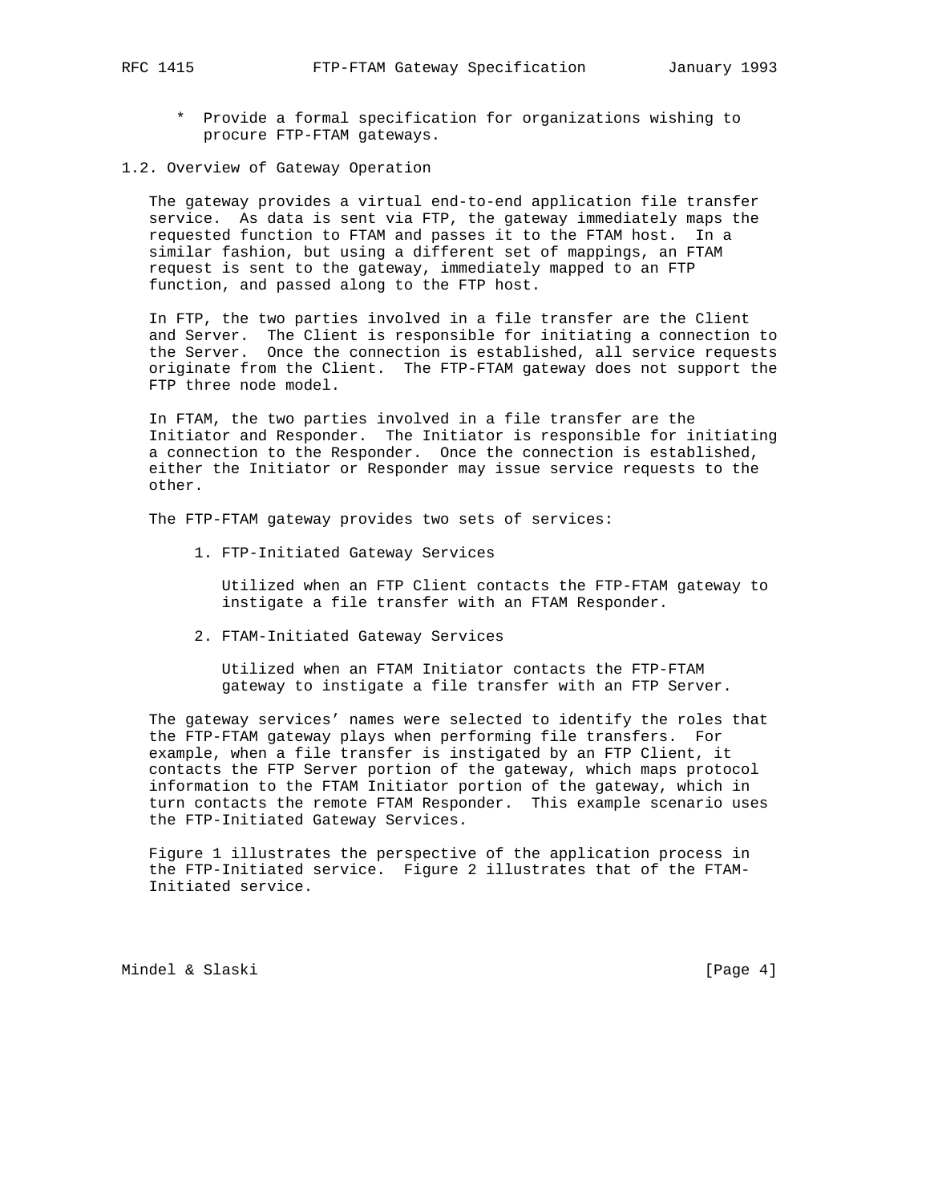* Provide a formal specification for organizations wishing to procure FTP-FTAM gateways.

### 1.2. Overview of Gateway Operation

The gateway provides a virtual end-to-end application file transfer service. As data is sent via FTP, the gateway immediately maps the requested function to FTAM and passes it to the FTAM host. In a similar fashion, but using a different set of mappings, an FTAM request is sent to the gateway, immediately mapped to an FTP function, and passed along to the FTP host.

In FTP, the two parties involved in a file transfer are the Client and Server. The Client is responsible for initiating a connection to the Server. Once the connection is established, all service requests originate from the Client. The FTP-FTAM gateway does not support the FTP three node model.

In FTAM, the two parties involved in a file transfer are the Initiator and Responder. The Initiator is responsible for initiating a connection to the Responder. Once the connection is established, either the Initiator or Responder may issue service requests to the other.

The FTP-FTAM gateway provides two sets of services:

1. FTP-Initiated Gateway Services

   Utilized when an FTP Client contacts the FTP-FTAM gateway to instigate a file transfer with an FTAM Responder.

2. FTAM-Initiated Gateway Services

   Utilized when an FTAM Initiator contacts the FTP-FTAM gateway to instigate a file transfer with an FTP Server.

The gateway services' names were selected to identify the roles that the FTP-FTAM gateway plays when performing file transfers. For example, when a file transfer is instigated by an FTP Client, it contacts the FTP Server portion of the gateway, which maps protocol information to the FTAM Initiator portion of the gateway, which in turn contacts the remote FTAM Responder. This example scenario uses the FTP-Initiated Gateway Services.

Figure 1 illustrates the perspective of the application process in the FTP-Initiated service. Figure 2 illustrates that of the FTAM-Initiated service.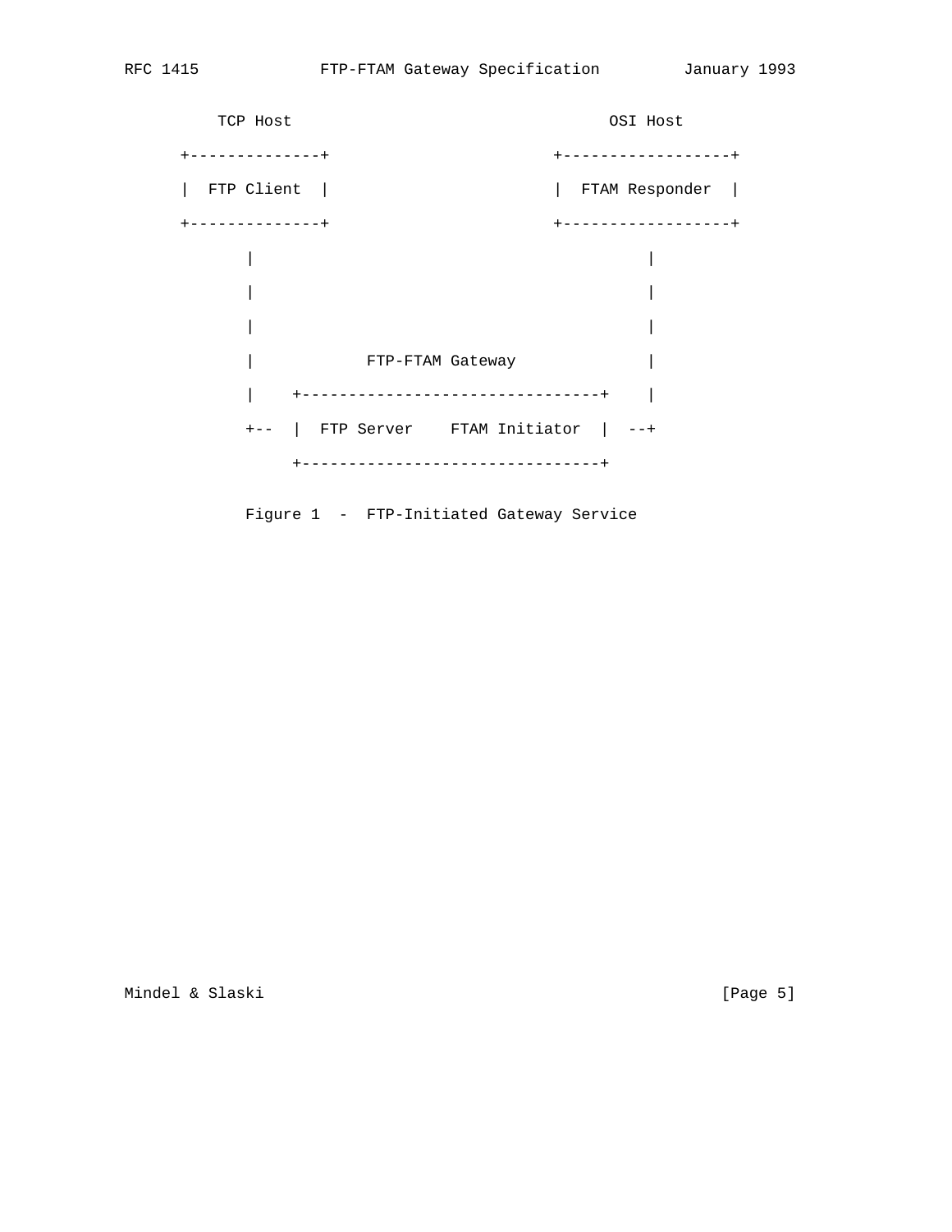```
          TCP Host                                    OSI Host

       +--------------+                         +------------------+
       |  FTP Client  |                         |  FTP Responder   |
       +--------------+                         +------------------+
             |                                            |
             |                                            |
             |                                            |
             |            FTP-FTAM Gateway                |
             |    +-------------------------------+      |
             +--  |  FTP Server    FTAM Initiator |  --+
                  +-------------------------------+
```

Figure 1 - FTP-Initiated Gateway Service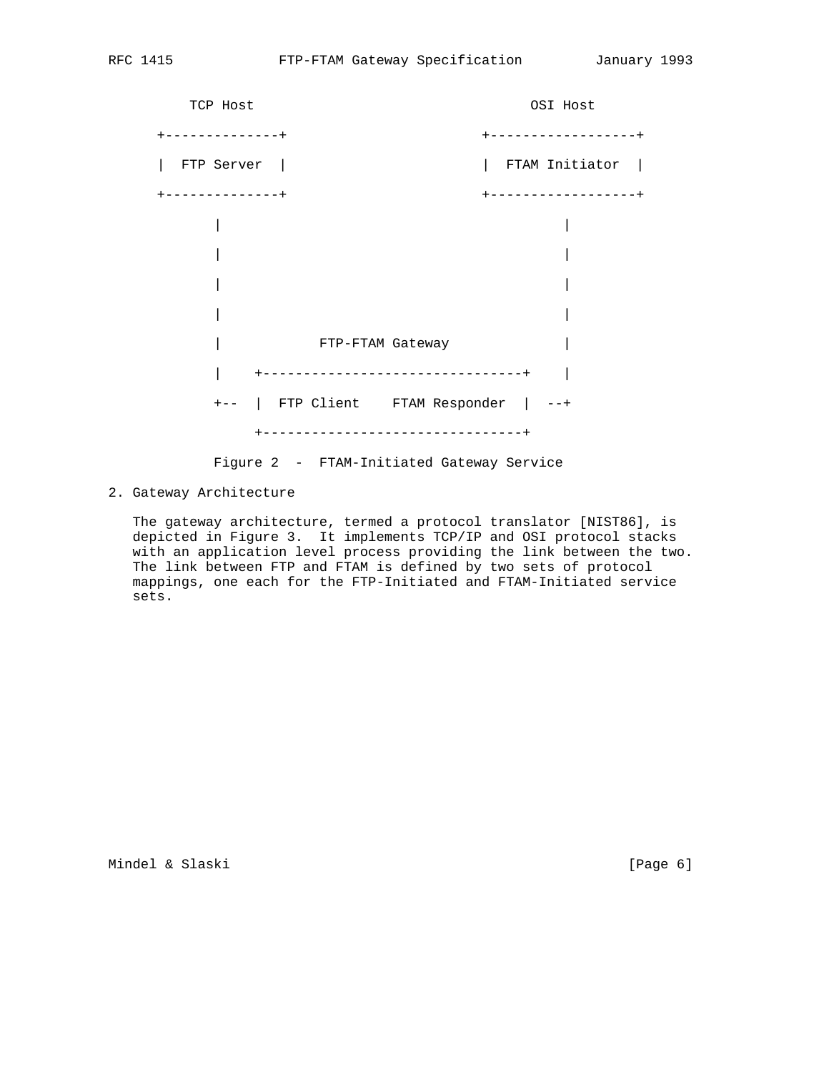```
          TCP Host                                   OSI Host

       +--------------+                       +------------------+
       |  FTP Server  |                       |  FTAM Initiator  |
       +--------------+                       +------------------+
              |                                        |
              |                                        |
              |                                        |
              |                                        |
              |            FTP-FTAM Gateway            |
              |    +--------------------------------+  |
              +--  |  FTP Client    FTAM Responder  |--+
                   +--------------------------------+
```

Figure 2 - FTAM-Initiated Gateway Service

## 2. Gateway Architecture

The gateway architecture, termed a protocol translator [NIST86], is depicted in Figure 3. It implements TCP/IP and OSI protocol stacks with an application level process providing the link between the two. The link between FTP and FTAM is defined by two sets of protocol mappings, one each for the FTP-Initiated and FTAM-Initiated service sets.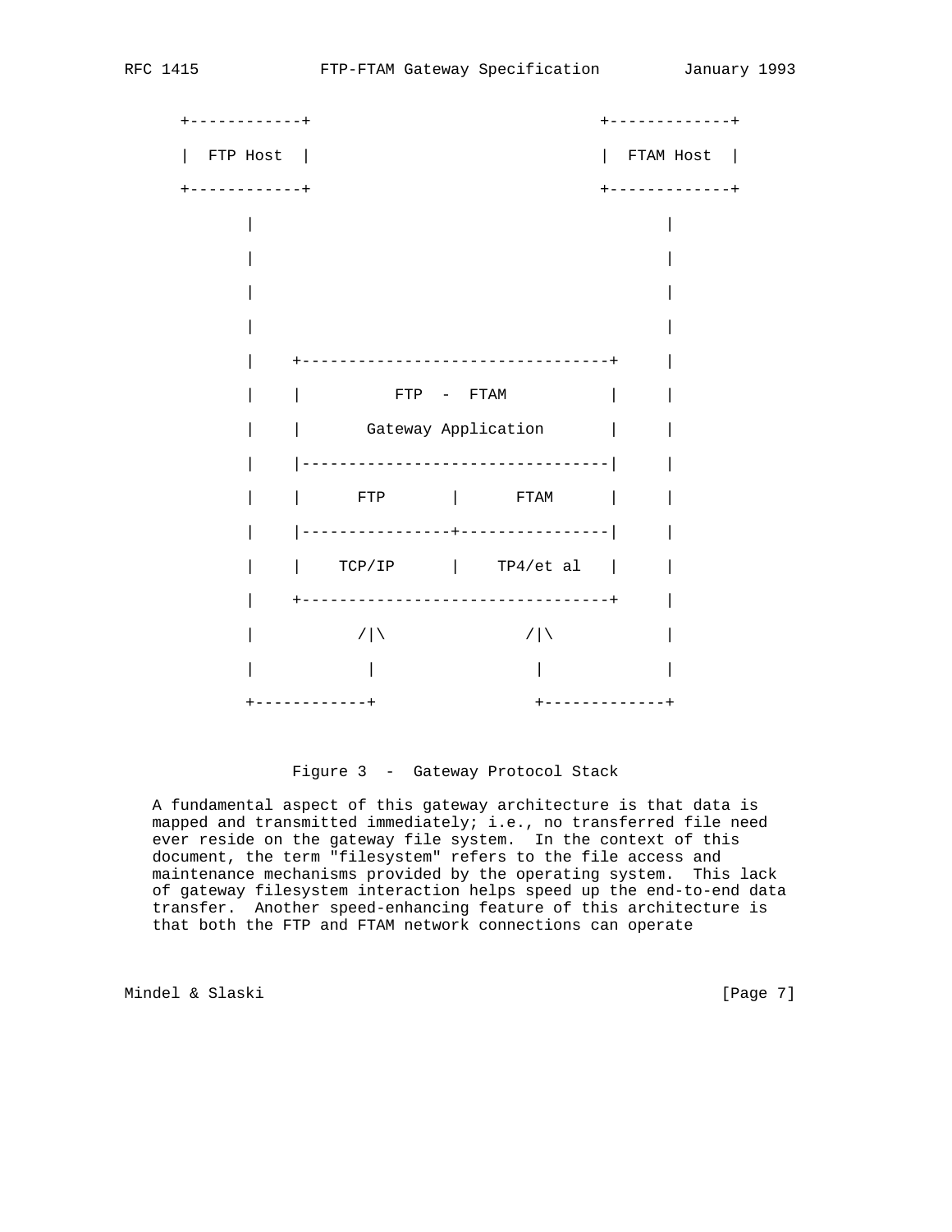```
      +------------+                              +-------------+
      |  FTP Host  |                              |  FTAM Host  |
      +------------+                              +-------------+
             |                                           |
             |                                           |
             |                                           |
             |                                           |
             |    +--------------------------------+     |
             |    |          FTP  -  FTAM          |     |
             |    |       Gateway Application      |     |
             |    |--------------------------------|     |
             |    |      FTP       |      FTAM     |     |
             |    |----------------+---------------|     |
             |    |    TCP/IP      |    TP4/et al  |     |
             |    +--------------------------------+     |
             |          /|\              /|\             |
             |           |                |              |
             +------------+               +-------------+
```

Figure 3 - Gateway Protocol Stack

A fundamental aspect of this gateway architecture is that data is mapped and transmitted immediately; i.e., no transferred file need ever reside on the gateway file system. In the context of this document, the term "filesystem" refers to the file access and maintenance mechanisms provided by the operating system. This lack of gateway filesystem interaction helps speed up the end-to-end data transfer. Another speed-enhancing feature of this architecture is that both the FTP and FTAM network connections can operate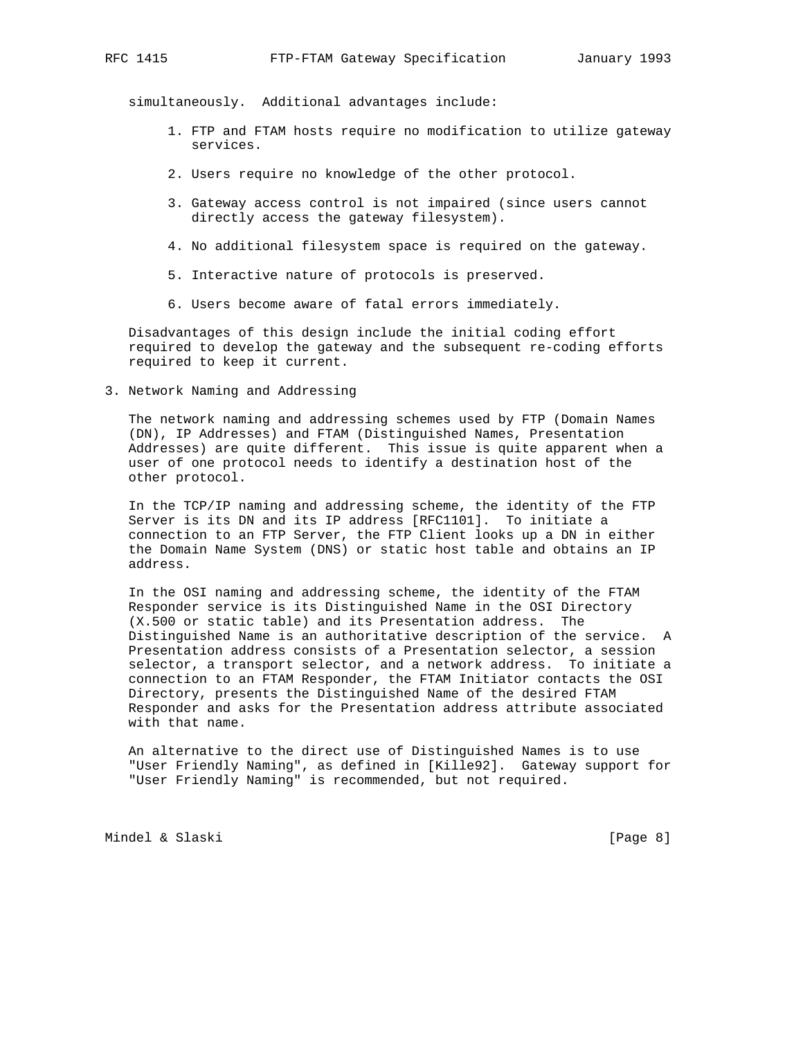simultaneously. Additional advantages include:

1. FTP and FTAM hosts require no modification to utilize gateway services.

2. Users require no knowledge of the other protocol.

3. Gateway access control is not impaired (since users cannot directly access the gateway filesystem).

4. No additional filesystem space is required on the gateway.

5. Interactive nature of protocols is preserved.

6. Users become aware of fatal errors immediately.

Disadvantages of this design include the initial coding effort required to develop the gateway and the subsequent re-coding efforts required to keep it current.

## 3. Network Naming and Addressing

The network naming and addressing schemes used by FTP (Domain Names (DN), IP Addresses) and FTAM (Distinguished Names, Presentation Addresses) are quite different. This issue is quite apparent when a user of one protocol needs to identify a destination host of the other protocol.

In the TCP/IP naming and addressing scheme, the identity of the FTP Server is its DN and its IP address [RFC1101]. To initiate a connection to an FTP Server, the FTP Client looks up a DN in either the Domain Name System (DNS) or static host table and obtains an IP address.

In the OSI naming and addressing scheme, the identity of the FTAM Responder service is its Distinguished Name in the OSI Directory (X.500 or static table) and its Presentation address. The Distinguished Name is an authoritative description of the service. A Presentation address consists of a Presentation selector, a session selector, a transport selector, and a network address. To initiate a connection to an FTAM Responder, the FTAM Initiator contacts the OSI Directory, presents the Distinguished Name of the desired FTAM Responder and asks for the Presentation address attribute associated with that name.

An alternative to the direct use of Distinguished Names is to use "User Friendly Naming", as defined in [Kille92]. Gateway support for "User Friendly Naming" is recommended, but not required.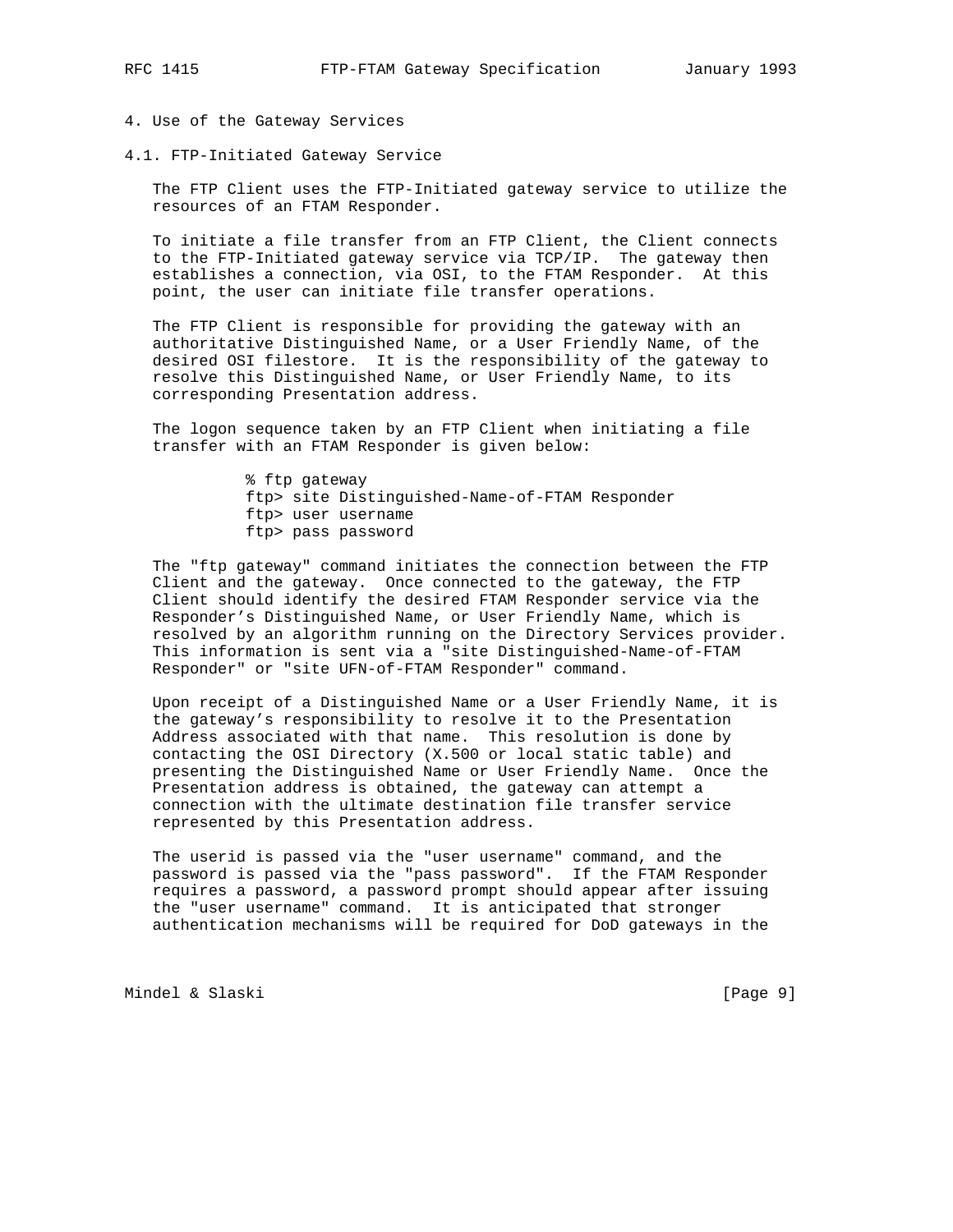## 4. Use of the Gateway Services

### 4.1. FTP-Initiated Gateway Service

The FTP Client uses the FTP-Initiated gateway service to utilize the resources of an FTAM Responder.

To initiate a file transfer from an FTP Client, the Client connects to the FTP-Initiated gateway service via TCP/IP. The gateway then establishes a connection, via OSI, to the FTAM Responder. At this point, the user can initiate file transfer operations.

The FTP Client is responsible for providing the gateway with an authoritative Distinguished Name, or a User Friendly Name, of the desired OSI filestore. It is the responsibility of the gateway to resolve this Distinguished Name, or User Friendly Name, to its corresponding Presentation address.

The logon sequence taken by an FTP Client when initiating a file transfer with an FTAM Responder is given below:

```
% ftp gateway
ftp> site Distinguished-Name-of-FTAM Responder
ftp> user username
ftp> pass password
```

The "ftp gateway" command initiates the connection between the FTP Client and the gateway. Once connected to the gateway, the FTP Client should identify the desired FTAM Responder service via the Responder's Distinguished Name, or User Friendly Name, which is resolved by an algorithm running on the Directory Services provider. This information is sent via a "site Distinguished-Name-of-FTAM Responder" or "site UFN-of-FTAM Responder" command.

Upon receipt of a Distinguished Name or a User Friendly Name, it is the gateway's responsibility to resolve it to the Presentation Address associated with that name. This resolution is done by contacting the OSI Directory (X.500 or local static table) and presenting the Distinguished Name or User Friendly Name. Once the Presentation address is obtained, the gateway can attempt a connection with the ultimate destination file transfer service represented by this Presentation address.

The userid is passed via the "user username" command, and the password is passed via the "pass password". If the FTAM Responder requires a password, a password prompt should appear after issuing the "user username" command. It is anticipated that stronger authentication mechanisms will be required for DoD gateways in the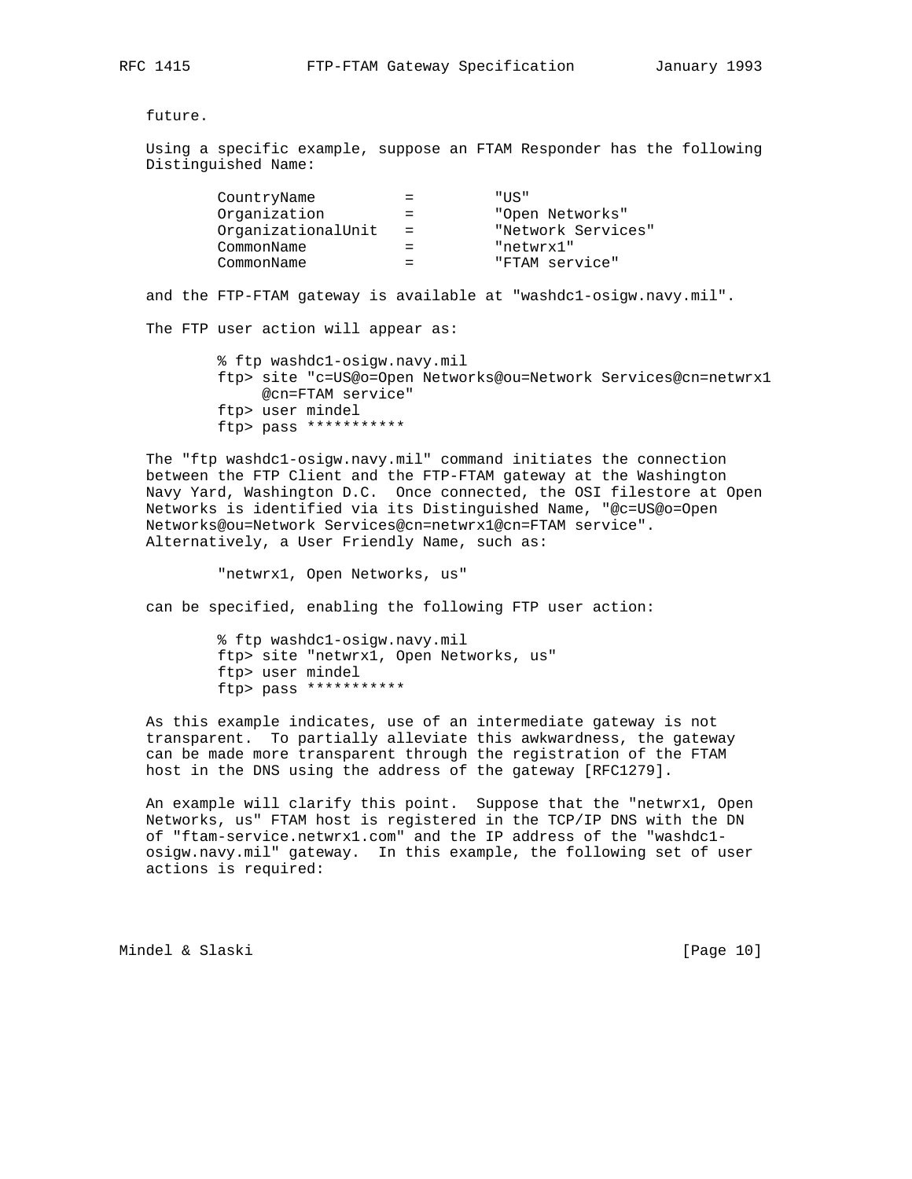future.

Using a specific example, suppose an FTAM Responder has the following Distinguished Name:

```
CountryName          =         "US"
Organization         =         "Open Networks"
OrganizationalUnit   =         "Network Services"
CommonName           =         "netwrx1"
CommonName           =         "FTAM service"
```

and the FTP-FTAM gateway is available at "washdc1-osigw.navy.mil".

The FTP user action will appear as:

```
% ftp washdc1-osigw.navy.mil
ftp> site "c=US@o=Open Networks@ou=Network Services@cn=netwrx1
     @cn=FTAM service"
ftp> user mindel
ftp> pass ***********
```

The "ftp washdc1-osigw.navy.mil" command initiates the connection between the FTP Client and the FTP-FTAM gateway at the Washington Navy Yard, Washington D.C. Once connected, the OSI filestore at Open Networks is identified via its Distinguished Name, "@c=US@o=Open Networks@ou=Network Services@cn=netwrx1@cn=FTAM service". Alternatively, a User Friendly Name, such as:

```
"netwrx1, Open Networks, us"
```

can be specified, enabling the following FTP user action:

```
% ftp washdc1-osigw.navy.mil
ftp> site "netwrx1, Open Networks, us"
ftp> user mindel
ftp> pass ***********
```

As this example indicates, use of an intermediate gateway is not transparent. To partially alleviate this awkwardness, the gateway can be made more transparent through the registration of the FTAM host in the DNS using the address of the gateway [RFC1279].

An example will clarify this point. Suppose that the "netwrx1, Open Networks, us" FTAM host is registered in the TCP/IP DNS with the DN of "ftam-service.netwrx1.com" and the IP address of the "washdc1-osigw.navy.mil" gateway. In this example, the following set of user actions is required: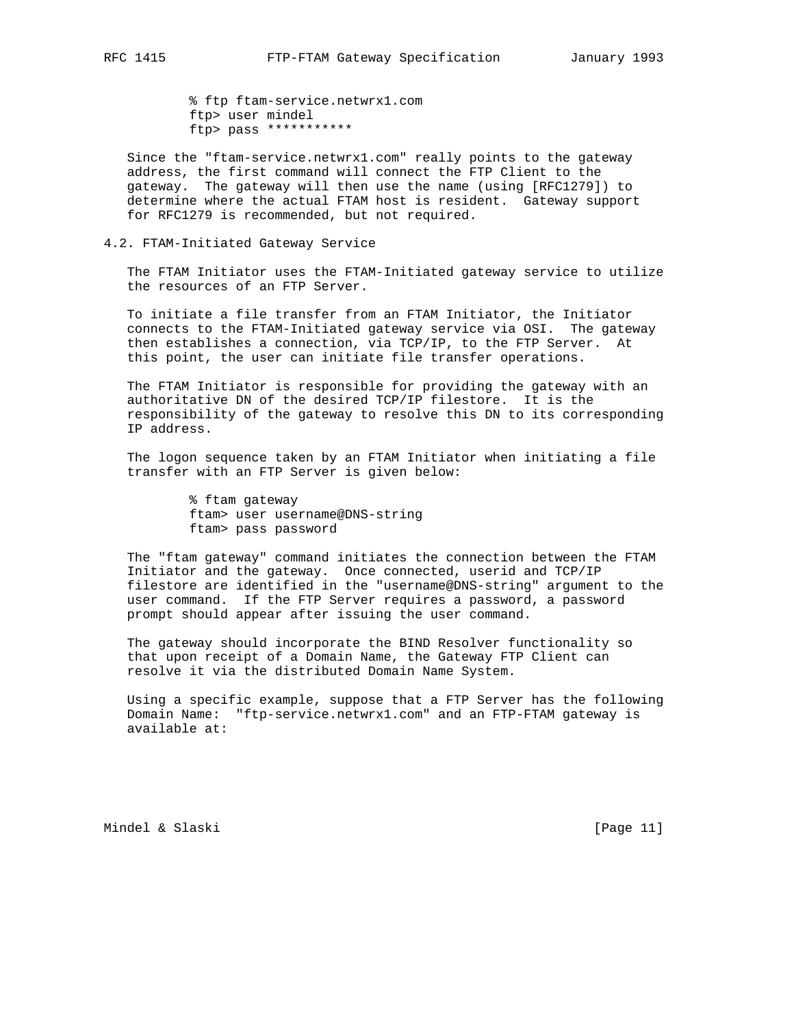```
% ftp ftam-service.netwrx1.com
ftp> user mindel
ftp> pass ***********
```

Since the "ftam-service.netwrx1.com" really points to the gateway address, the first command will connect the FTP Client to the gateway. The gateway will then use the name (using [RFC1279]) to determine where the actual FTAM host is resident. Gateway support for RFC1279 is recommended, but not required.

## 4.2. FTAM-Initiated Gateway Service

The FTAM Initiator uses the FTAM-Initiated gateway service to utilize the resources of an FTP Server.

To initiate a file transfer from an FTAM Initiator, the Initiator connects to the FTAM-Initiated gateway service via OSI. The gateway then establishes a connection, via TCP/IP, to the FTP Server. At this point, the user can initiate file transfer operations.

The FTAM Initiator is responsible for providing the gateway with an authoritative DN of the desired TCP/IP filestore. It is the responsibility of the gateway to resolve this DN to its corresponding IP address.

The logon sequence taken by an FTAM Initiator when initiating a file transfer with an FTP Server is given below:

```
% ftam gateway
ftam> user username@DNS-string
ftam> pass password
```

The "ftam gateway" command initiates the connection between the FTAM Initiator and the gateway. Once connected, userid and TCP/IP filestore are identified in the "username@DNS-string" argument to the user command. If the FTP Server requires a password, a password prompt should appear after issuing the user command.

The gateway should incorporate the BIND Resolver functionality so that upon receipt of a Domain Name, the Gateway FTP Client can resolve it via the distributed Domain Name System.

Using a specific example, suppose that a FTP Server has the following Domain Name: "ftp-service.netwrx1.com" and an FTP-FTAM gateway is available at: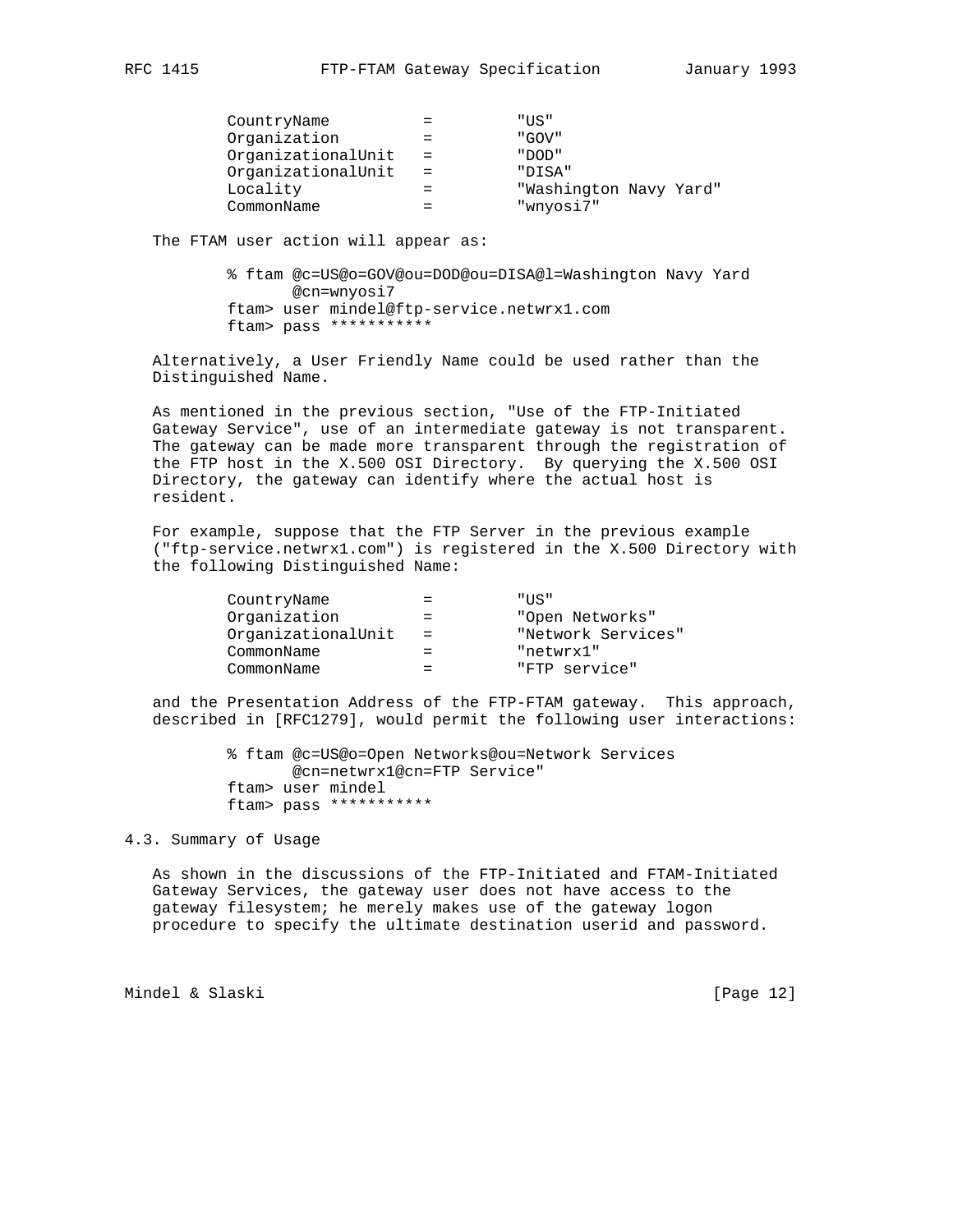```
CountryName          =         "US"
Organization         =         "GOV"
OrganizationalUnit   =         "DOD"
OrganizationalUnit   =         "DISA"
Locality             =         "Washington Navy Yard"
CommonName           =         "wnyosi7"
```

The FTAM user action will appear as:

```
% ftam @c=US@o=GOV@ou=DOD@ou=DISA@l=Washington Navy Yard
       @cn=wnyosi7
ftam> user mindel@ftp-service.netwrx1.com
ftam> pass ***********
```

Alternatively, a User Friendly Name could be used rather than the Distinguished Name.

As mentioned in the previous section, "Use of the FTP-Initiated Gateway Service", use of an intermediate gateway is not transparent. The gateway can be made more transparent through the registration of the FTP host in the X.500 OSI Directory. By querying the X.500 OSI Directory, the gateway can identify where the actual host is resident.

For example, suppose that the FTP Server in the previous example ("ftp-service.netwrx1.com") is registered in the X.500 Directory with the following Distinguished Name:

```
CountryName          =         "US"
Organization         =         "Open Networks"
OrganizationalUnit   =         "Network Services"
CommonName           =         "netwrx1"
CommonName           =         "FTP service"
```

and the Presentation Address of the FTP-FTAM gateway. This approach, described in [RFC1279], would permit the following user interactions:

```
% ftam @c=US@o=Open Networks@ou=Network Services
       @cn=netwrx1@cn=FTP Service"
ftam> user mindel
ftam> pass ***********
```

## 4.3. Summary of Usage

As shown in the discussions of the FTP-Initiated and FTAM-Initiated Gateway Services, the gateway user does not have access to the gateway filesystem; he merely makes use of the gateway logon procedure to specify the ultimate destination userid and password.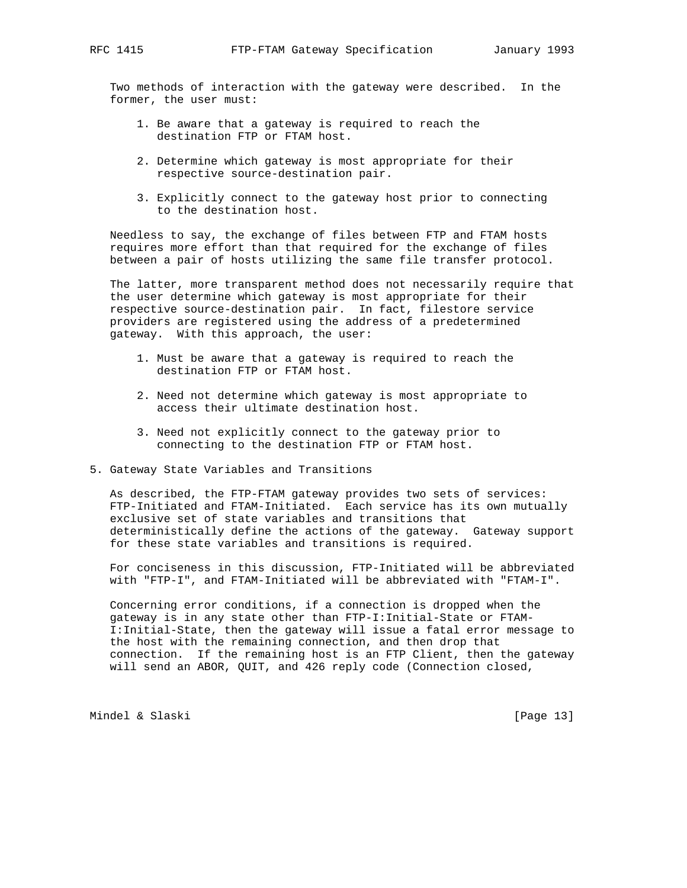Two methods of interaction with the gateway were described. In the former, the user must:

1. Be aware that a gateway is required to reach the destination FTP or FTAM host.

2. Determine which gateway is most appropriate for their respective source-destination pair.

3. Explicitly connect to the gateway host prior to connecting to the destination host.

Needless to say, the exchange of files between FTP and FTAM hosts requires more effort than that required for the exchange of files between a pair of hosts utilizing the same file transfer protocol.

The latter, more transparent method does not necessarily require that the user determine which gateway is most appropriate for their respective source-destination pair. In fact, filestore service providers are registered using the address of a predetermined gateway. With this approach, the user:

1. Must be aware that a gateway is required to reach the destination FTP or FTAM host.

2. Need not determine which gateway is most appropriate to access their ultimate destination host.

3. Need not explicitly connect to the gateway prior to connecting to the destination FTP or FTAM host.

## 5. Gateway State Variables and Transitions

As described, the FTP-FTAM gateway provides two sets of services: FTP-Initiated and FTAM-Initiated. Each service has its own mutually exclusive set of state variables and transitions that deterministically define the actions of the gateway. Gateway support for these state variables and transitions is required.

For conciseness in this discussion, FTP-Initiated will be abbreviated with "FTP-I", and FTAM-Initiated will be abbreviated with "FTAM-I".

Concerning error conditions, if a connection is dropped when the gateway is in any state other than FTP-I:Initial-State or FTAM-I:Initial-State, then the gateway will issue a fatal error message to the host with the remaining connection, and then drop that connection. If the remaining host is an FTP Client, then the gateway will send an ABOR, QUIT, and 426 reply code (Connection closed,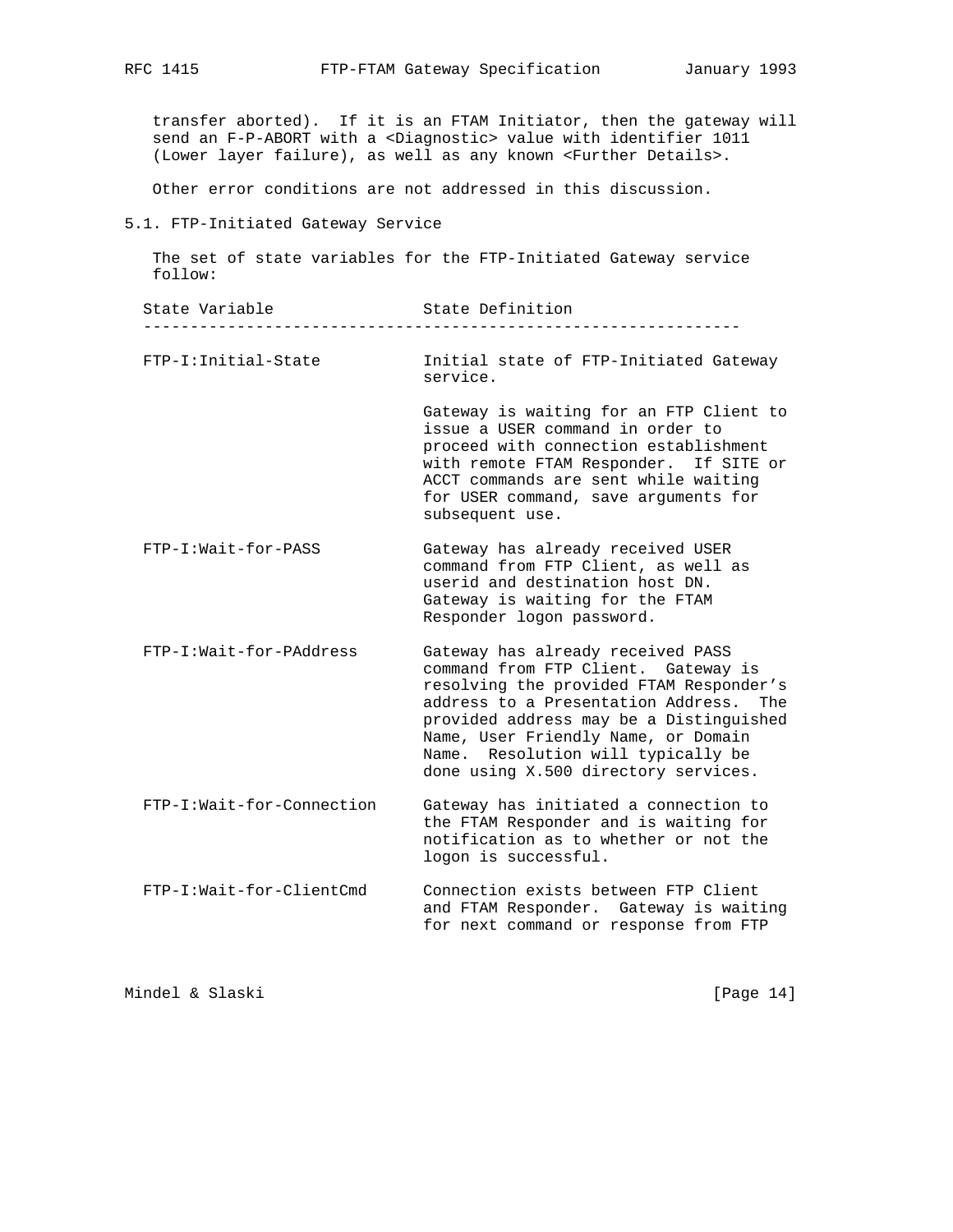transfer aborted). If it is an FTAM Initiator, then the gateway will send an F-P-ABORT with a <Diagnostic> value with identifier 1011 (Lower layer failure), as well as any known <Further Details>.

Other error conditions are not addressed in this discussion.

## 5.1. FTP-Initiated Gateway Service

The set of state variables for the FTP-Initiated Gateway service follow:

| State Variable | State Definition |
| --- | --- |
| FTP-I:Initial-State | Initial state of FTP-Initiated Gateway service.<br><br>Gateway is waiting for an FTP Client to issue a USER command in order to proceed with connection establishment with remote FTAM Responder. If SITE or ACCT commands are sent while waiting for USER command, save arguments for subsequent use. |
| FTP-I:Wait-for-PASS | Gateway has already received USER command from FTP Client, as well as userid and destination host DN. Gateway is waiting for the FTAM Responder logon password. |
| FTP-I:Wait-for-PAddress | Gateway has already received PASS command from FTP Client. Gateway is resolving the provided FTAM Responder's address to a Presentation Address. The provided address may be a Distinguished Name, User Friendly Name, or Domain Name. Resolution will typically be done using X.500 directory services. |
| FTP-I:Wait-for-Connection | Gateway has initiated a connection to the FTAM Responder and is waiting for notification as to whether or not the logon is successful. |
| FTP-I:Wait-for-ClientCmd | Connection exists between FTP Client and FTAM Responder. Gateway is waiting for next command or response from FTP |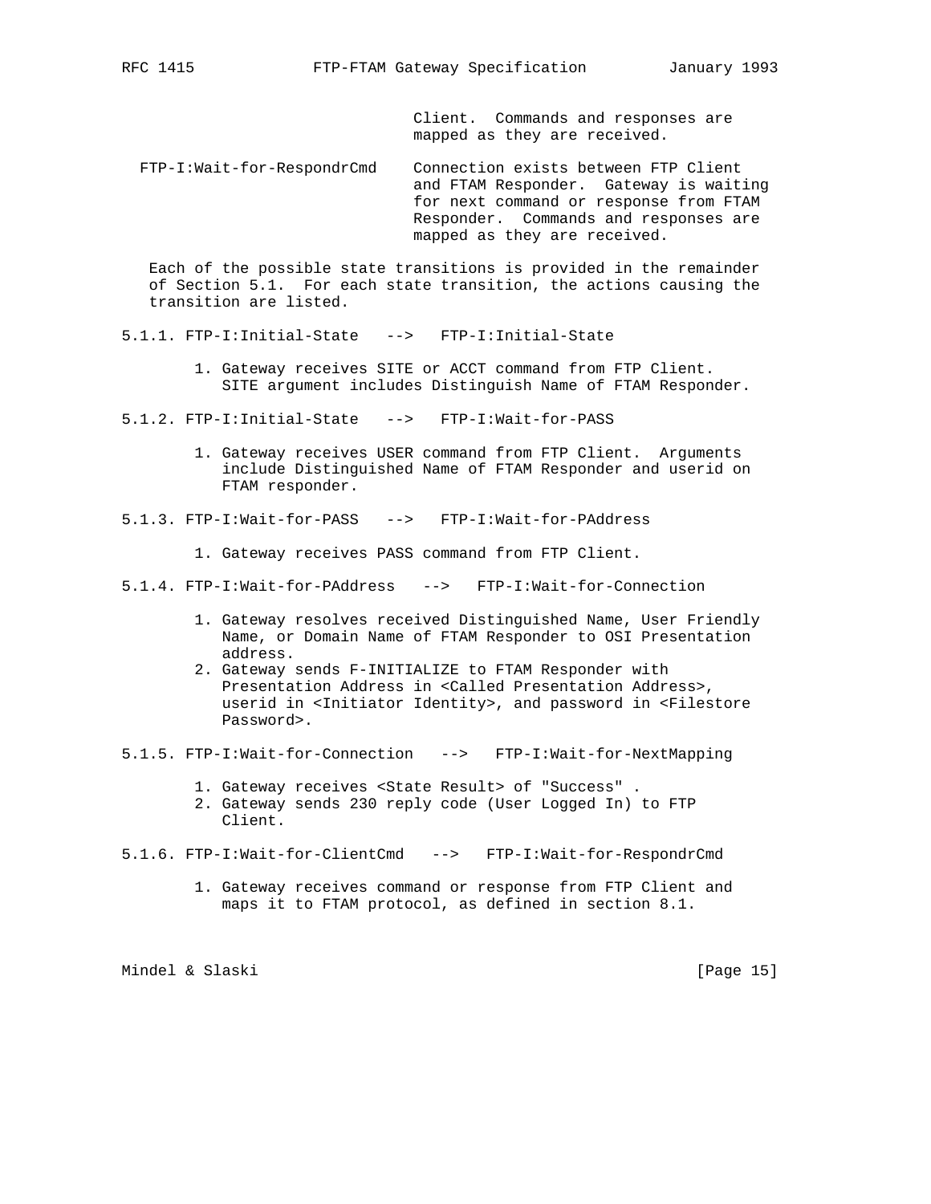Client. Commands and responses are mapped as they are received.

| | |
|---|---|
| FTP-I:Wait-for-RespondrCmd | Connection exists between FTP Client and FTAM Responder. Gateway is waiting for next command or response from FTAM Responder. Commands and responses are mapped as they are received. |

Each of the possible state transitions is provided in the remainder of Section 5.1. For each state transition, the actions causing the transition are listed.

### 5.1.1. FTP-I:Initial-State --> FTP-I:Initial-State

1. Gateway receives SITE or ACCT command from FTP Client. SITE argument includes Distinguish Name of FTAM Responder.

### 5.1.2. FTP-I:Initial-State --> FTP-I:Wait-for-PASS

1. Gateway receives USER command from FTP Client. Arguments include Distinguished Name of FTAM Responder and userid on FTAM responder.

### 5.1.3. FTP-I:Wait-for-PASS --> FTP-I:Wait-for-PAddress

1. Gateway receives PASS command from FTP Client.

### 5.1.4. FTP-I:Wait-for-PAddress --> FTP-I:Wait-for-Connection

1. Gateway resolves received Distinguished Name, User Friendly Name, or Domain Name of FTAM Responder to OSI Presentation address.
2. Gateway sends F-INITIALIZE to FTAM Responder with Presentation Address in <Called Presentation Address>, userid in <Initiator Identity>, and password in <Filestore Password>.

### 5.1.5. FTP-I:Wait-for-Connection --> FTP-I:Wait-for-NextMapping

1. Gateway receives <State Result> of "Success" .
2. Gateway sends 230 reply code (User Logged In) to FTP Client.

### 5.1.6. FTP-I:Wait-for-ClientCmd --> FTP-I:Wait-for-RespondrCmd

1. Gateway receives command or response from FTP Client and maps it to FTAM protocol, as defined in section 8.1.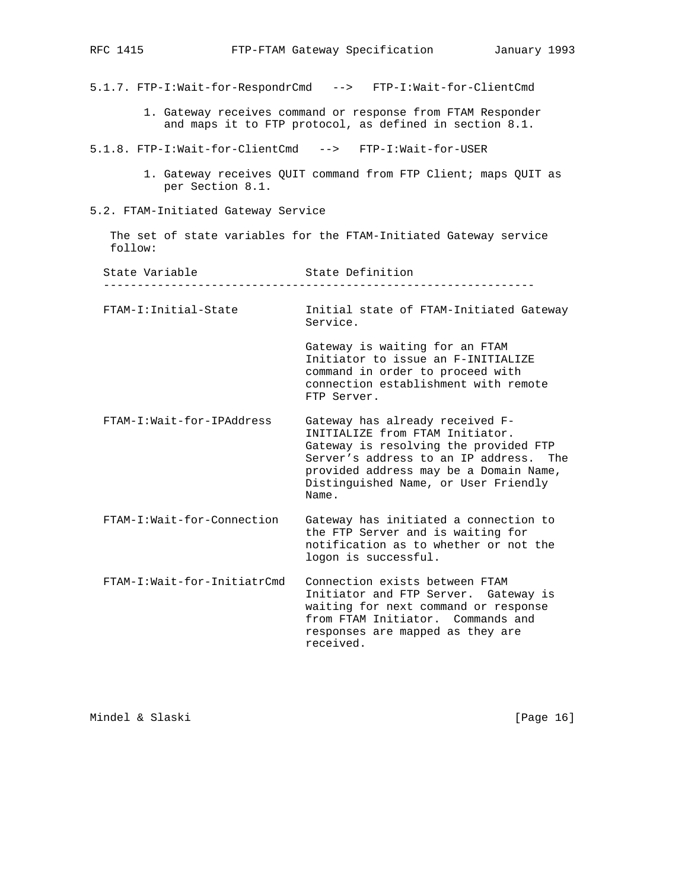### 5.1.7. FTP-I:Wait-for-RespondrCmd --> FTP-I:Wait-for-ClientCmd

1. Gateway receives command or response from FTAM Responder and maps it to FTP protocol, as defined in section 8.1.

### 5.1.8. FTP-I:Wait-for-ClientCmd --> FTP-I:Wait-for-USER

1. Gateway receives QUIT command from FTP Client; maps QUIT as per Section 8.1.

## 5.2. FTAM-Initiated Gateway Service

The set of state variables for the FTAM-Initiated Gateway service follow:

| State Variable | State Definition |
|---|---|
| FTAM-I:Initial-State | Initial state of FTAM-Initiated Gateway Service.<br><br>Gateway is waiting for an FTAM Initiator to issue an F-INITIALIZE command in order to proceed with connection establishment with remote FTP Server. |
| FTAM-I:Wait-for-IPAddress | Gateway has already received F-INITIALIZE from FTAM Initiator. Gateway is resolving the provided FTP Server's address to an IP address. The provided address may be a Domain Name, Distinguished Name, or User Friendly Name. |
| FTAM-I:Wait-for-Connection | Gateway has initiated a connection to the FTP Server and is waiting for notification as to whether or not the logon is successful. |
| FTAM-I:Wait-for-InitiatrCmd | Connection exists between FTAM Initiator and FTP Server. Gateway is waiting for next command or response from FTAM Initiator. Commands and responses are mapped as they are received. |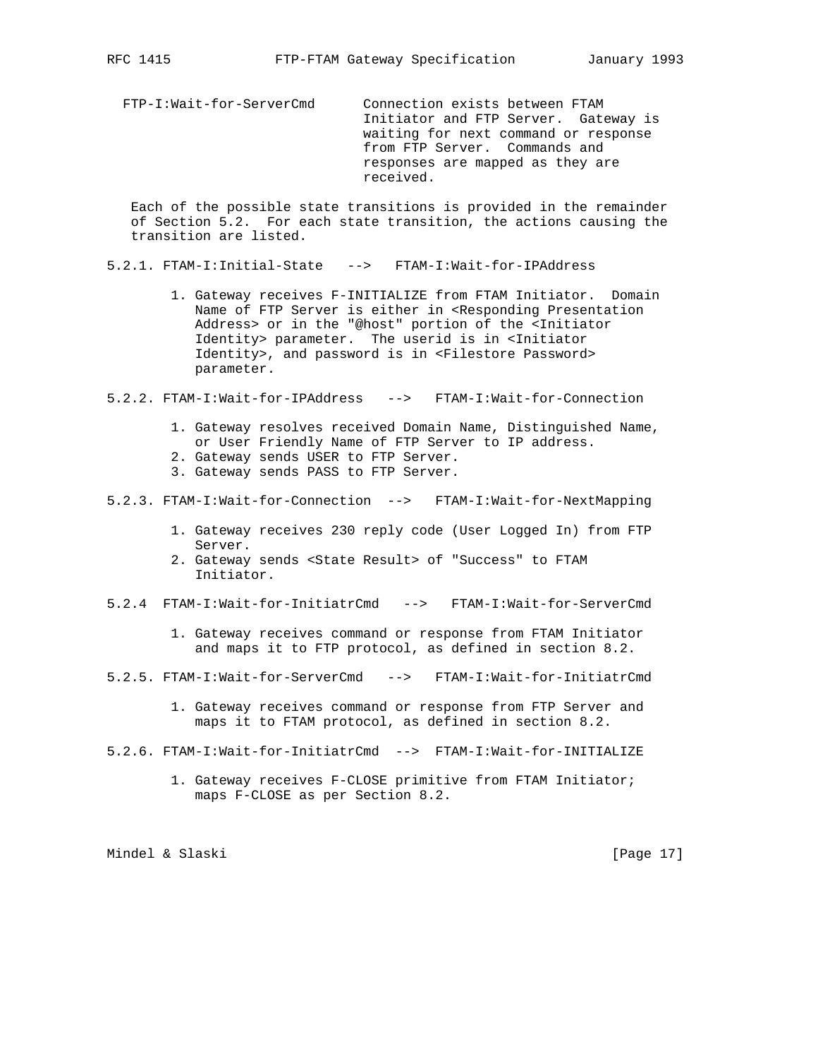| | |
|---|---|
| FTP-I:Wait-for-ServerCmd | Connection exists between FTAM Initiator and FTP Server. Gateway is waiting for next command or response from FTP Server. Commands and responses are mapped as they are received. |

Each of the possible state transitions is provided in the remainder of Section 5.2. For each state transition, the actions causing the transition are listed.

### 5.2.1. FTAM-I:Initial-State --> FTAM-I:Wait-for-IPAddress

1. Gateway receives F-INITIALIZE from FTAM Initiator. Domain Name of FTP Server is either in <Responding Presentation Address> or in the "@host" portion of the <Initiator Identity> parameter. The userid is in <Initiator Identity>, and password is in <Filestore Password> parameter.

### 5.2.2. FTAM-I:Wait-for-IPAddress --> FTAM-I:Wait-for-Connection

1. Gateway resolves received Domain Name, Distinguished Name, or User Friendly Name of FTP Server to IP address.
2. Gateway sends USER to FTP Server.
3. Gateway sends PASS to FTP Server.

### 5.2.3. FTAM-I:Wait-for-Connection --> FTAM-I:Wait-for-NextMapping

1. Gateway receives 230 reply code (User Logged In) from FTP Server.
2. Gateway sends <State Result> of "Success" to FTAM Initiator.

### 5.2.4 FTAM-I:Wait-for-InitiatrCmd --> FTAM-I:Wait-for-ServerCmd

1. Gateway receives command or response from FTAM Initiator and maps it to FTP protocol, as defined in section 8.2.

### 5.2.5. FTAM-I:Wait-for-ServerCmd --> FTAM-I:Wait-for-InitiatrCmd

1. Gateway receives command or response from FTP Server and maps it to FTAM protocol, as defined in section 8.2.

### 5.2.6. FTAM-I:Wait-for-InitiatrCmd --> FTAM-I:Wait-for-INITIALIZE

1. Gateway receives F-CLOSE primitive from FTAM Initiator; maps F-CLOSE as per Section 8.2.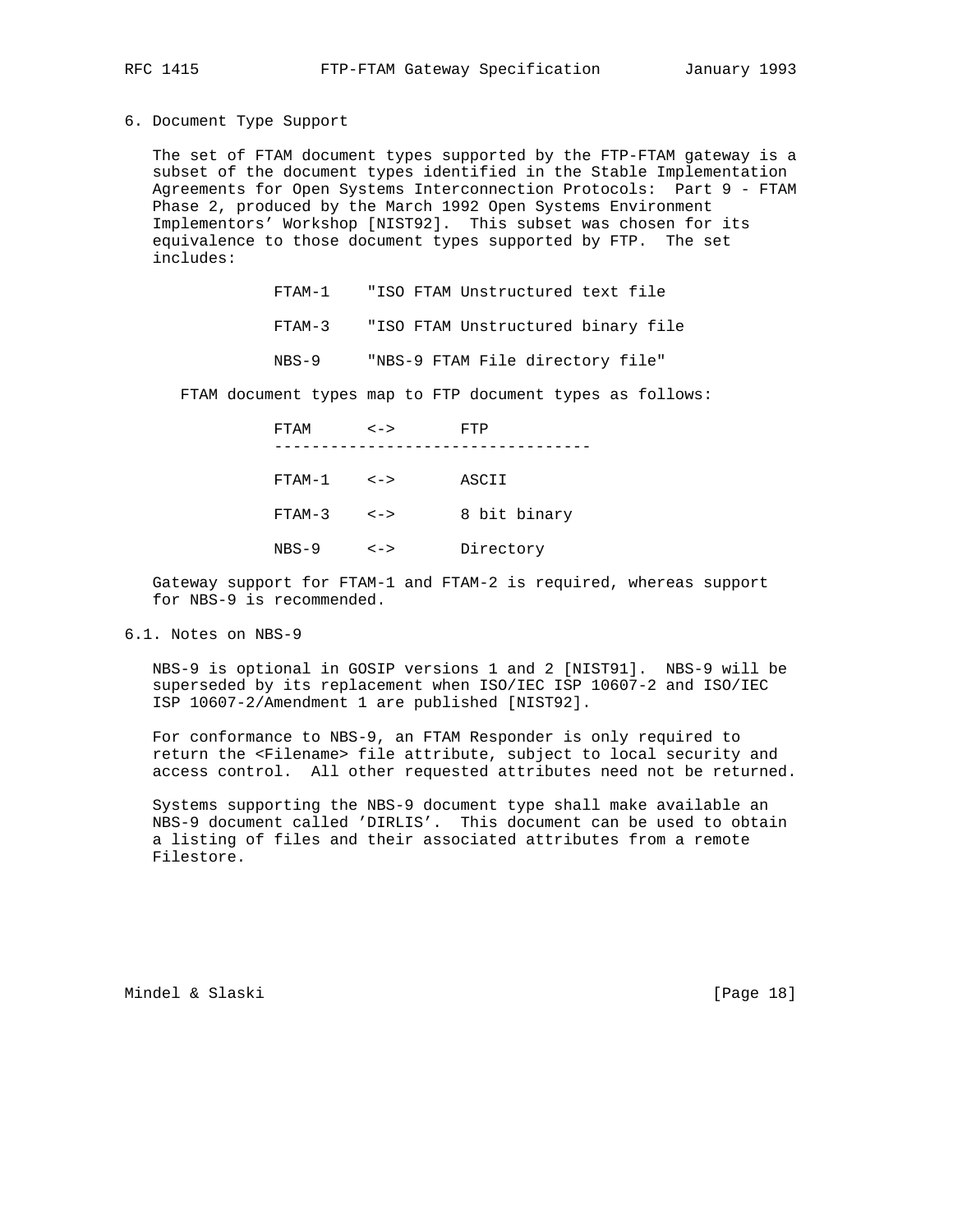## 6. Document Type Support

The set of FTAM document types supported by the FTP-FTAM gateway is a subset of the document types identified in the Stable Implementation Agreements for Open Systems Interconnection Protocols: Part 9 - FTAM Phase 2, produced by the March 1992 Open Systems Environment Implementors' Workshop [NIST92]. This subset was chosen for its equivalence to those document types supported by FTP. The set includes:

| | |
|---|---|
| FTAM-1 | "ISO FTAM Unstructured text file |
| FTAM-3 | "ISO FTAM Unstructured binary file |
| NBS-9 | "NBS-9 FTAM File directory file" |

FTAM document types map to FTP document types as follows:

| FTAM | <-> | FTP |
|---|---|---|
| FTAM-1 | <-> | ASCII |
| FTAM-3 | <-> | 8 bit binary |
| NBS-9 | <-> | Directory |

Gateway support for FTAM-1 and FTAM-2 is required, whereas support for NBS-9 is recommended.

### 6.1. Notes on NBS-9

NBS-9 is optional in GOSIP versions 1 and 2 [NIST91]. NBS-9 will be superseded by its replacement when ISO/IEC ISP 10607-2 and ISO/IEC ISP 10607-2/Amendment 1 are published [NIST92].

For conformance to NBS-9, an FTAM Responder is only required to return the <Filename> file attribute, subject to local security and access control. All other requested attributes need not be returned.

Systems supporting the NBS-9 document type shall make available an NBS-9 document called 'DIRLIS'. This document can be used to obtain a listing of files and their associated attributes from a remote Filestore.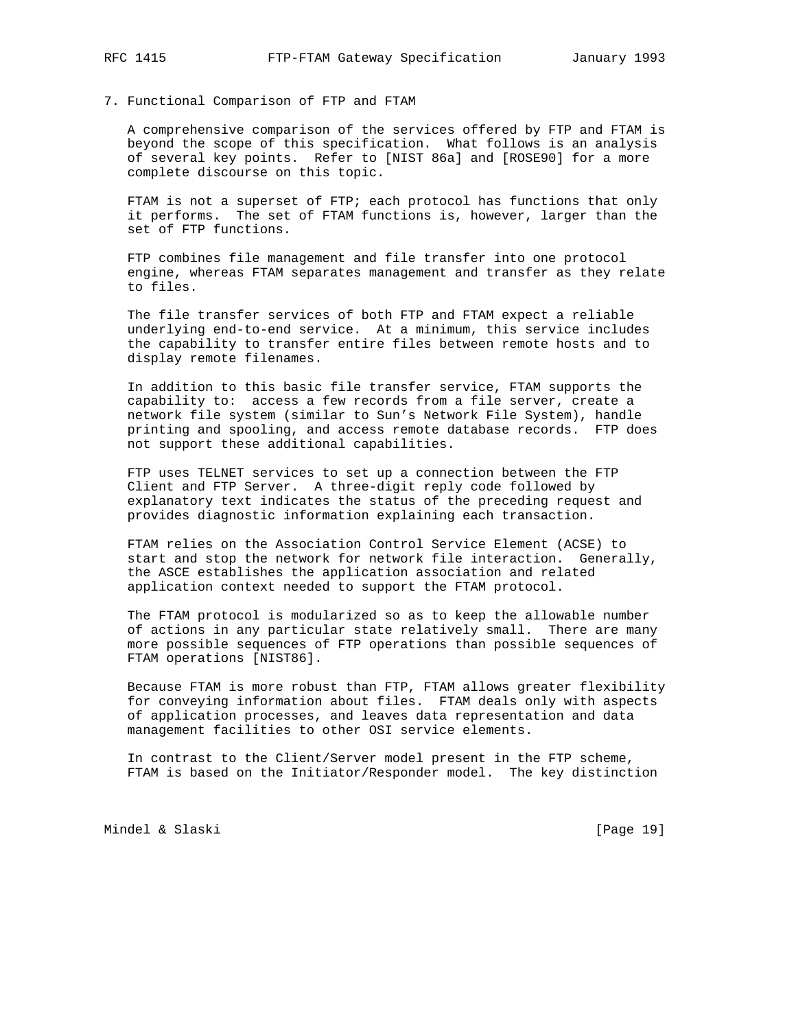## 7. Functional Comparison of FTP and FTAM

A comprehensive comparison of the services offered by FTP and FTAM is beyond the scope of this specification. What follows is an analysis of several key points. Refer to [NIST 86a] and [ROSE90] for a more complete discourse on this topic.

FTAM is not a superset of FTP; each protocol has functions that only it performs. The set of FTAM functions is, however, larger than the set of FTP functions.

FTP combines file management and file transfer into one protocol engine, whereas FTAM separates management and transfer as they relate to files.

The file transfer services of both FTP and FTAM expect a reliable underlying end-to-end service. At a minimum, this service includes the capability to transfer entire files between remote hosts and to display remote filenames.

In addition to this basic file transfer service, FTAM supports the capability to: access a few records from a file server, create a network file system (similar to Sun's Network File System), handle printing and spooling, and access remote database records. FTP does not support these additional capabilities.

FTP uses TELNET services to set up a connection between the FTP Client and FTP Server. A three-digit reply code followed by explanatory text indicates the status of the preceding request and provides diagnostic information explaining each transaction.

FTAM relies on the Association Control Service Element (ACSE) to start and stop the network for network file interaction. Generally, the ASCE establishes the application association and related application context needed to support the FTAM protocol.

The FTAM protocol is modularized so as to keep the allowable number of actions in any particular state relatively small. There are many more possible sequences of FTP operations than possible sequences of FTAM operations [NIST86].

Because FTAM is more robust than FTP, FTAM allows greater flexibility for conveying information about files. FTAM deals only with aspects of application processes, and leaves data representation and data management facilities to other OSI service elements.

In contrast to the Client/Server model present in the FTP scheme, FTAM is based on the Initiator/Responder model. The key distinction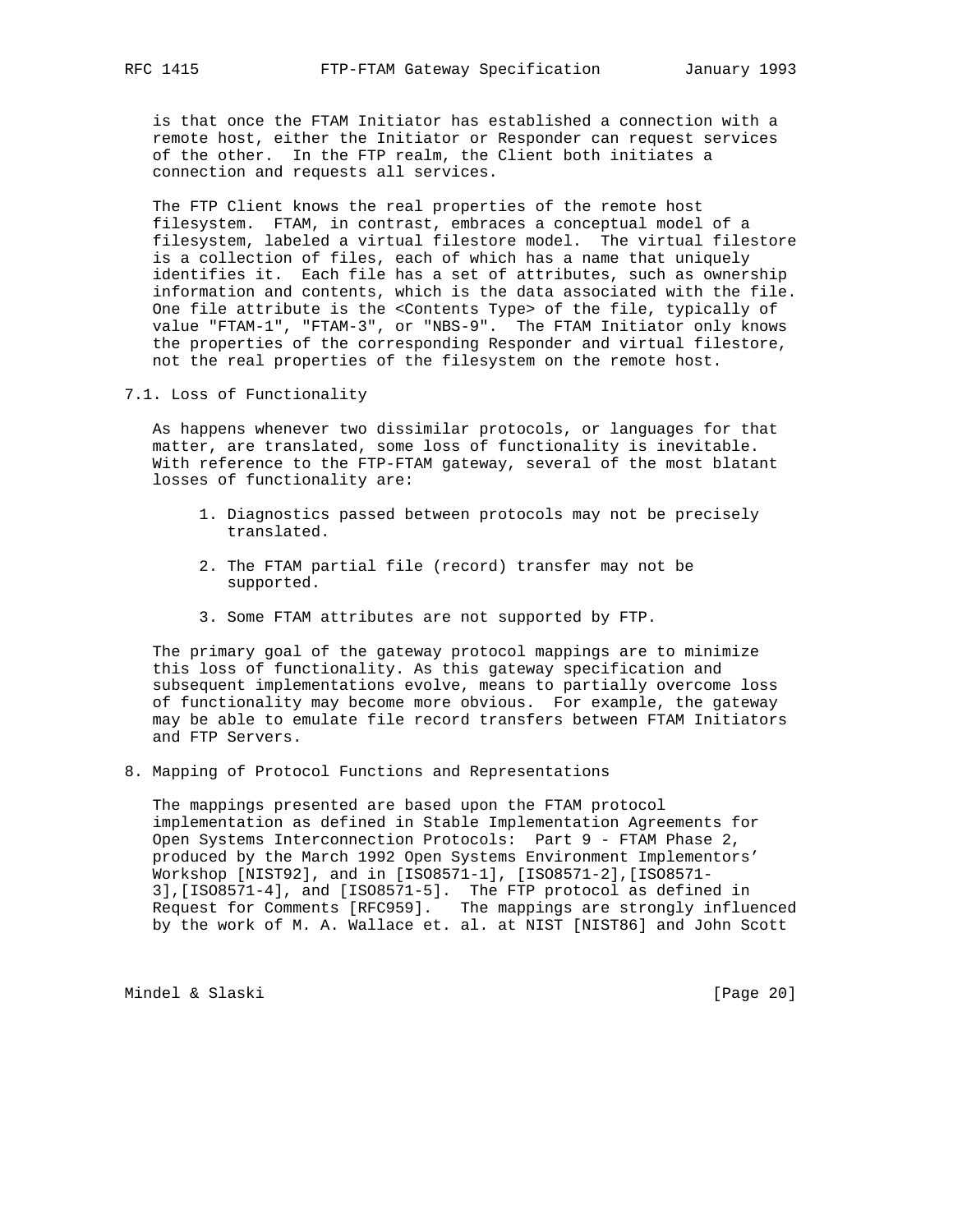is that once the FTAM Initiator has established a connection with a remote host, either the Initiator or Responder can request services of the other. In the FTP realm, the Client both initiates a connection and requests all services.

The FTP Client knows the real properties of the remote host filesystem. FTAM, in contrast, embraces a conceptual model of a filesystem, labeled a virtual filestore model. The virtual filestore is a collection of files, each of which has a name that uniquely identifies it. Each file has a set of attributes, such as ownership information and contents, which is the data associated with the file. One file attribute is the <Contents Type> of the file, typically of value "FTAM-1", "FTAM-3", or "NBS-9". The FTAM Initiator only knows the properties of the corresponding Responder and virtual filestore, not the real properties of the filesystem on the remote host.

## 7.1. Loss of Functionality

As happens whenever two dissimilar protocols, or languages for that matter, are translated, some loss of functionality is inevitable. With reference to the FTP-FTAM gateway, several of the most blatant losses of functionality are:

1. Diagnostics passed between protocols may not be precisely translated.

2. The FTAM partial file (record) transfer may not be supported.

3. Some FTAM attributes are not supported by FTP.

The primary goal of the gateway protocol mappings are to minimize this loss of functionality. As this gateway specification and subsequent implementations evolve, means to partially overcome loss of functionality may become more obvious. For example, the gateway may be able to emulate file record transfers between FTAM Initiators and FTP Servers.

# 8. Mapping of Protocol Functions and Representations

The mappings presented are based upon the FTAM protocol implementation as defined in Stable Implementation Agreements for Open Systems Interconnection Protocols: Part 9 - FTAM Phase 2, produced by the March 1992 Open Systems Environment Implementors' Workshop [NIST92], and in [ISO8571-1], [ISO8571-2],[ISO8571-3],[ISO8571-4], and [ISO8571-5]. The FTP protocol as defined in Request for Comments [RFC959]. The mappings are strongly influenced by the work of M. A. Wallace et. al. at NIST [NIST86] and John Scott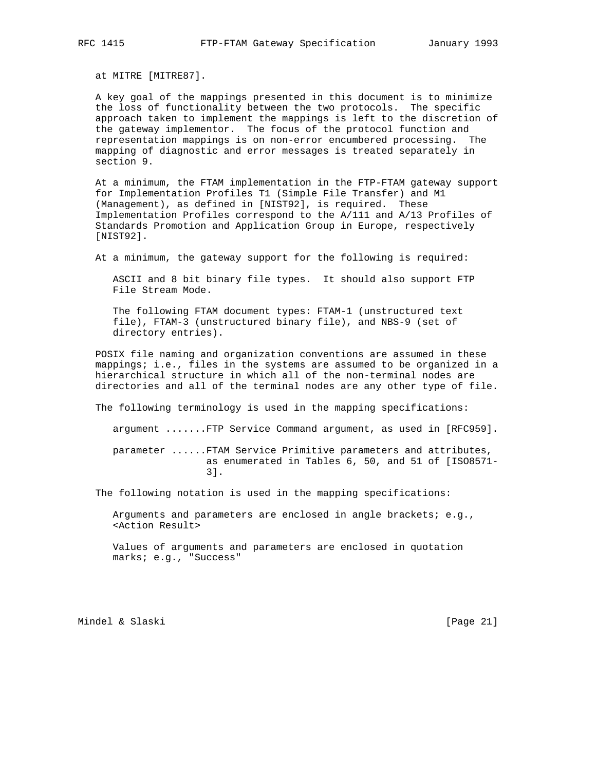at MITRE [MITRE87].

A key goal of the mappings presented in this document is to minimize the loss of functionality between the two protocols. The specific approach taken to implement the mappings is left to the discretion of the gateway implementor. The focus of the protocol function and representation mappings is on non-error encumbered processing. The mapping of diagnostic and error messages is treated separately in section 9.

At a minimum, the FTAM implementation in the FTP-FTAM gateway support for Implementation Profiles T1 (Simple File Transfer) and M1 (Management), as defined in [NIST92], is required. These Implementation Profiles correspond to the A/111 and A/13 Profiles of Standards Promotion and Application Group in Europe, respectively [NIST92].

At a minimum, the gateway support for the following is required:

ASCII and 8 bit binary file types. It should also support FTP File Stream Mode.

The following FTAM document types: FTAM-1 (unstructured text file), FTAM-3 (unstructured binary file), and NBS-9 (set of directory entries).

POSIX file naming and organization conventions are assumed in these mappings; i.e., files in the systems are assumed to be organized in a hierarchical structure in which all of the non-terminal nodes are directories and all of the terminal nodes are any other type of file.

The following terminology is used in the mapping specifications:

argument .......FTP Service Command argument, as used in [RFC959].

parameter ......FTAM Service Primitive parameters and attributes, as enumerated in Tables 6, 50, and 51 of [ISO8571-3].

The following notation is used in the mapping specifications:

Arguments and parameters are enclosed in angle brackets; e.g., <Action Result>

Values of arguments and parameters are enclosed in quotation marks; e.g., "Success"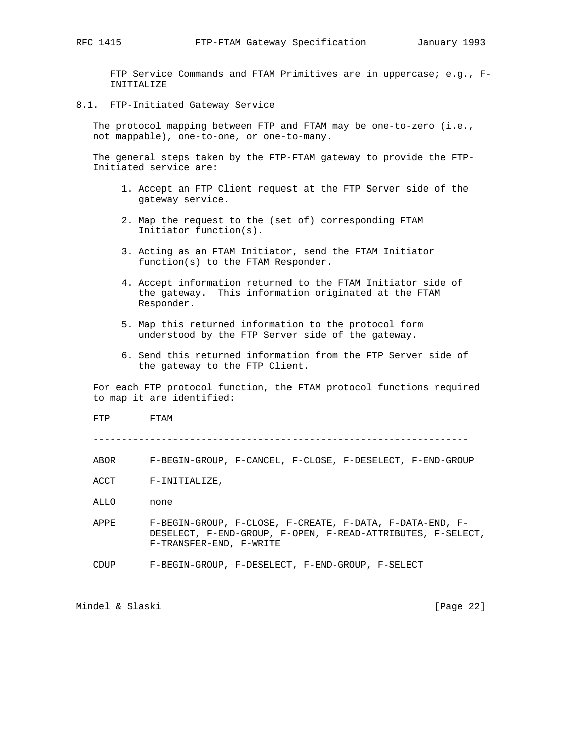FTP Service Commands and FTAM Primitives are in uppercase; e.g., F-INITIALIZE

## 8.1. FTP-Initiated Gateway Service

The protocol mapping between FTP and FTAM may be one-to-zero (i.e., not mappable), one-to-one, or one-to-many.

The general steps taken by the FTP-FTAM gateway to provide the FTP-Initiated service are:

1. Accept an FTP Client request at the FTP Server side of the gateway service.

2. Map the request to the (set of) corresponding FTAM Initiator function(s).

3. Acting as an FTAM Initiator, send the FTAM Initiator function(s) to the FTAM Responder.

4. Accept information returned to the FTAM Initiator side of the gateway. This information originated at the FTAM Responder.

5. Map this returned information to the protocol form understood by the FTP Server side of the gateway.

6. Send this returned information from the FTP Server side of the gateway to the FTP Client.

For each FTP protocol function, the FTAM protocol functions required to map it are identified:

| FTP | FTAM |
|---|---|
| ABOR | F-BEGIN-GROUP, F-CANCEL, F-CLOSE, F-DESELECT, F-END-GROUP |
| ACCT | F-INITIALIZE, |
| ALLO | none |
| APPE | F-BEGIN-GROUP, F-CLOSE, F-CREATE, F-DATA, F-DATA-END, F-DESELECT, F-END-GROUP, F-OPEN, F-READ-ATTRIBUTES, F-SELECT, F-TRANSFER-END, F-WRITE |
| CDUP | F-BEGIN-GROUP, F-DESELECT, F-END-GROUP, F-SELECT |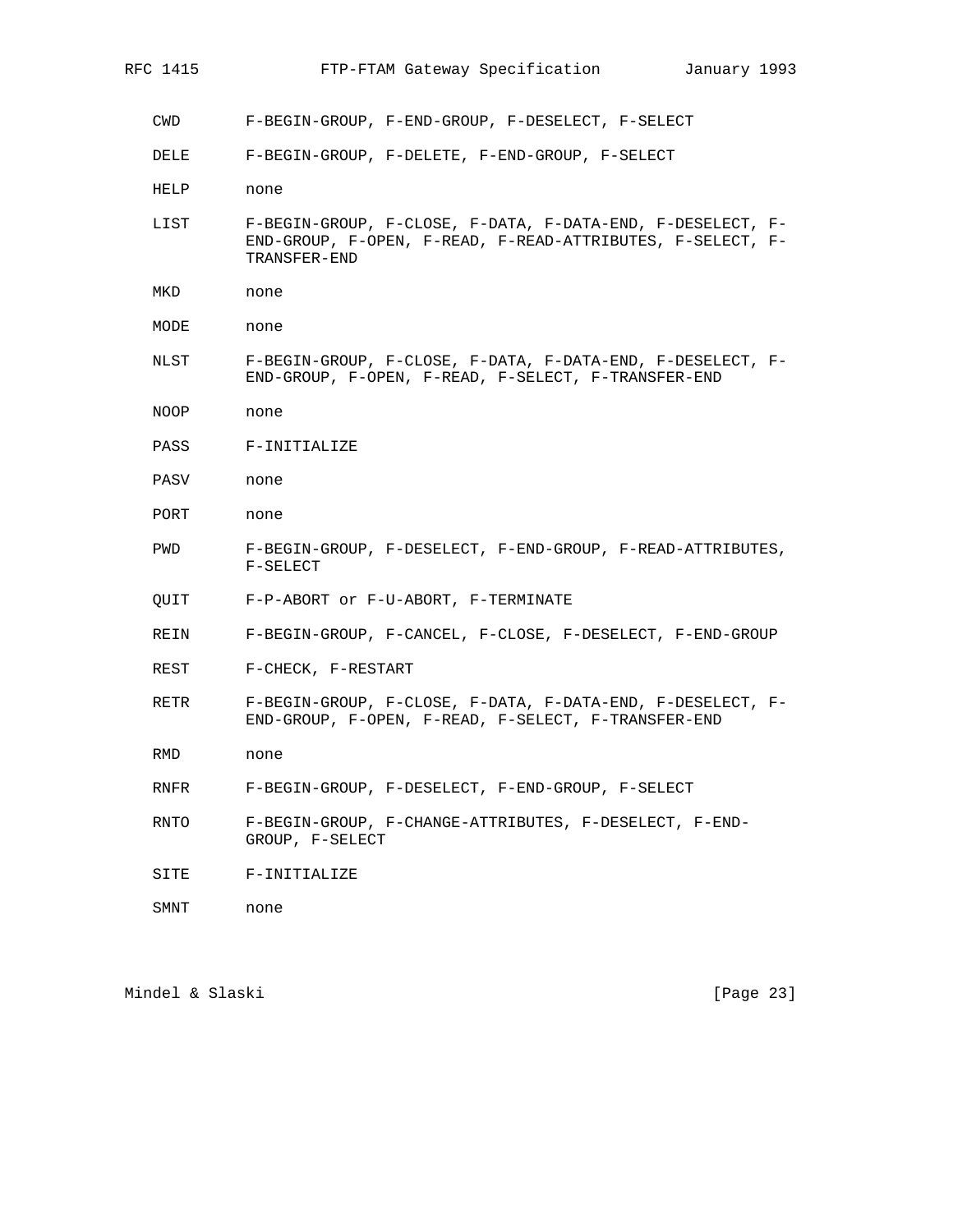```
   CWD       F-BEGIN-GROUP, F-END-GROUP, F-DESELECT, F-SELECT

   DELE      F-BEGIN-GROUP, F-DELETE, F-END-GROUP, F-SELECT

   HELP      none

   LIST      F-BEGIN-GROUP, F-CLOSE, F-DATA, F-DATA-END, F-DESELECT, F-
             END-GROUP, F-OPEN, F-READ, F-READ-ATTRIBUTES, F-SELECT, F-
             TRANSFER-END

   MKD       none

   MODE      none

   NLST      F-BEGIN-GROUP, F-CLOSE, F-DATA, F-DATA-END, F-DESELECT, F-
             END-GROUP, F-OPEN, F-READ, F-SELECT, F-TRANSFER-END

   NOOP      none

   PASS      F-INITIALIZE

   PASV      none

   PORT      none

   PWD       F-BEGIN-GROUP, F-DESELECT, F-END-GROUP, F-READ-ATTRIBUTES,
             F-SELECT

   QUIT      F-P-ABORT or F-U-ABORT, F-TERMINATE

   REIN      F-BEGIN-GROUP, F-CANCEL, F-CLOSE, F-DESELECT, F-END-GROUP

   REST      F-CHECK, F-RESTART

   RETR      F-BEGIN-GROUP, F-CLOSE, F-DATA, F-DATA-END, F-DESELECT, F-
             END-GROUP, F-OPEN, F-READ, F-SELECT, F-TRANSFER-END

   RMD       none

   RNFR      F-BEGIN-GROUP, F-DESELECT, F-END-GROUP, F-SELECT

   RNTO      F-BEGIN-GROUP, F-CHANGE-ATTRIBUTES, F-DESELECT, F-END-
             GROUP, F-SELECT

   SITE      F-INITIALIZE

   SMNT      none
```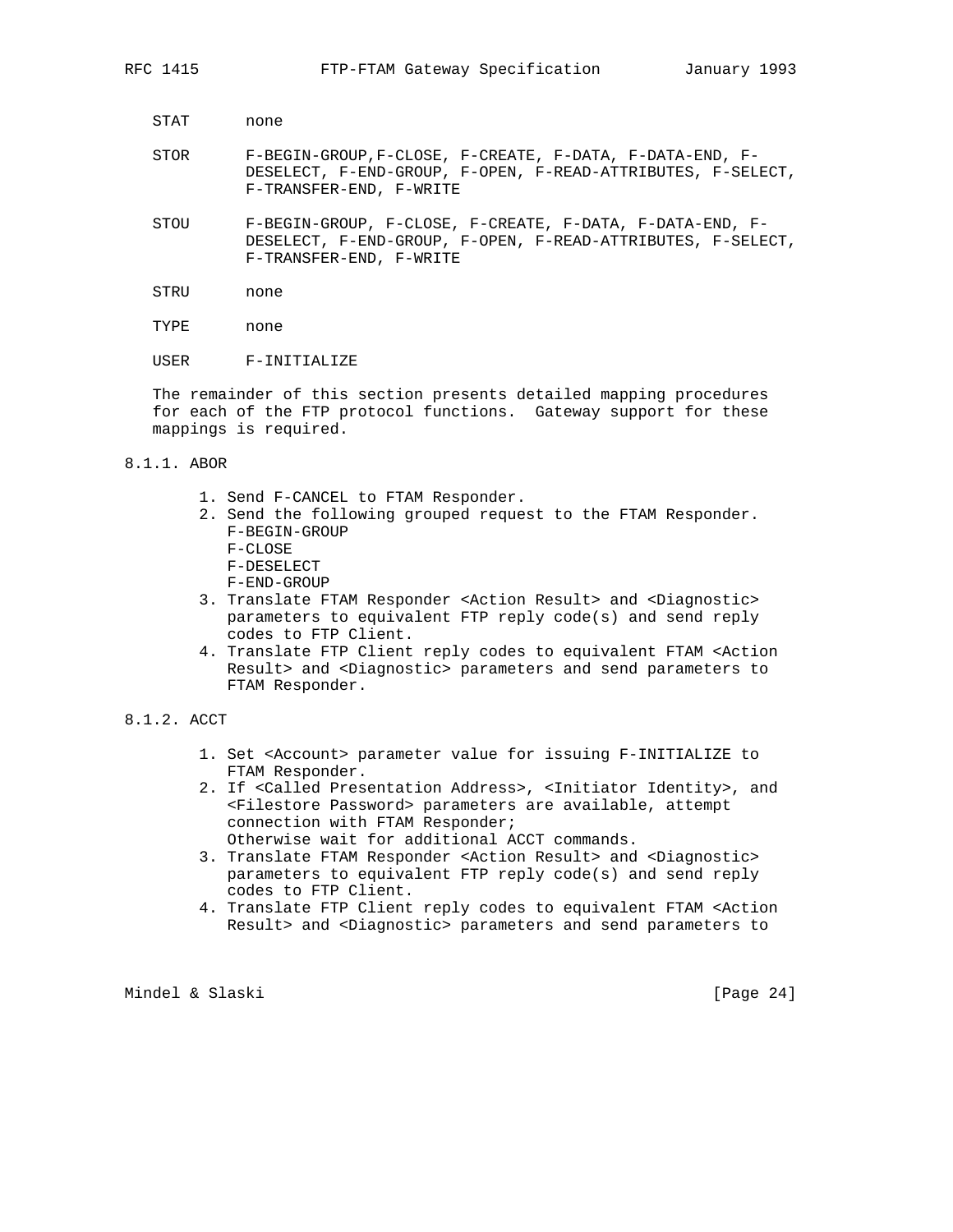| | |
|---|---|
| STAT | none |
| STOR | F-BEGIN-GROUP,F-CLOSE, F-CREATE, F-DATA, F-DATA-END, F-DESELECT, F-END-GROUP, F-OPEN, F-READ-ATTRIBUTES, F-SELECT, F-TRANSFER-END, F-WRITE |
| STOU | F-BEGIN-GROUP, F-CLOSE, F-CREATE, F-DATA, F-DATA-END, F-DESELECT, F-END-GROUP, F-OPEN, F-READ-ATTRIBUTES, F-SELECT, F-TRANSFER-END, F-WRITE |
| STRU | none |
| TYPE | none |
| USER | F-INITIALIZE |

The remainder of this section presents detailed mapping procedures for each of the FTP protocol functions. Gateway support for these mappings is required.

### 8.1.1. ABOR

1. Send F-CANCEL to FTAM Responder.
2. Send the following grouped request to the FTAM Responder.
   F-BEGIN-GROUP
   F-CLOSE
   F-DESELECT
   F-END-GROUP
3. Translate FTAM Responder <Action Result> and <Diagnostic> parameters to equivalent FTP reply code(s) and send reply codes to FTP Client.
4. Translate FTP Client reply codes to equivalent FTAM <Action Result> and <Diagnostic> parameters and send parameters to FTAM Responder.

### 8.1.2. ACCT

1. Set <Account> parameter value for issuing F-INITIALIZE to FTAM Responder.
2. If <Called Presentation Address>, <Initiator Identity>, and <Filestore Password> parameters are available, attempt connection with FTAM Responder;
   Otherwise wait for additional ACCT commands.
3. Translate FTAM Responder <Action Result> and <Diagnostic> parameters to equivalent FTP reply code(s) and send reply codes to FTP Client.
4. Translate FTP Client reply codes to equivalent FTAM <Action Result> and <Diagnostic> parameters and send parameters to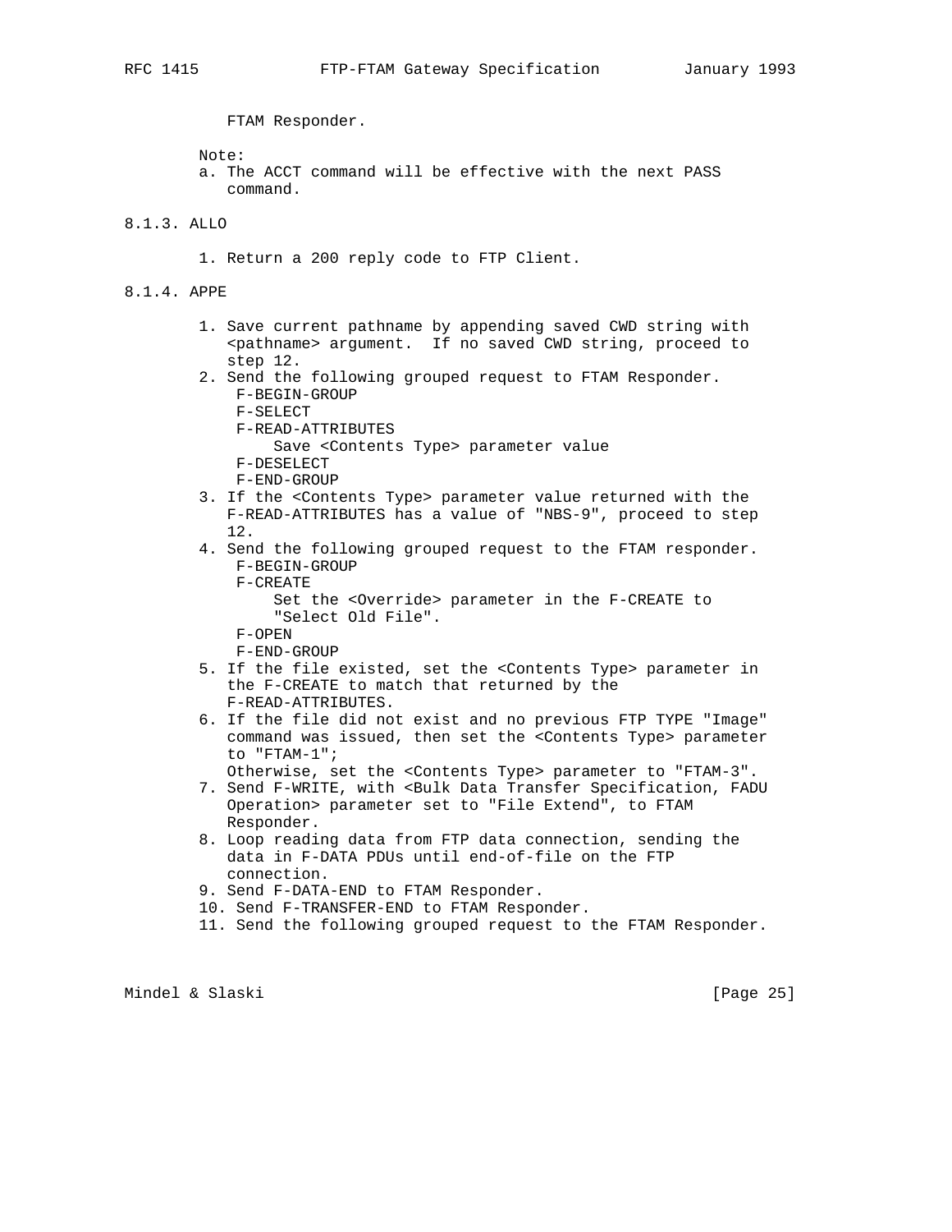FTAM Responder.

Note:

a. The ACCT command will be effective with the next PASS command.

### 8.1.3. ALLO

1. Return a 200 reply code to FTP Client.

### 8.1.4. APPE

1. Save current pathname by appending saved CWD string with <pathname> argument. If no saved CWD string, proceed to step 12.
2. Send the following grouped request to FTAM Responder.
   - F-BEGIN-GROUP
   - F-SELECT
   - F-READ-ATTRIBUTES
     - Save <Contents Type> parameter value
   - F-DESELECT
   - F-END-GROUP
3. If the <Contents Type> parameter value returned with the F-READ-ATTRIBUTES has a value of "NBS-9", proceed to step 12.
4. Send the following grouped request to the FTAM responder.
   - F-BEGIN-GROUP
   - F-CREATE
     - Set the <Override> parameter in the F-CREATE to "Select Old File".
   - F-OPEN
   - F-END-GROUP
5. If the file existed, set the <Contents Type> parameter in the F-CREATE to match that returned by the F-READ-ATTRIBUTES.
6. If the file did not exist and no previous FTP TYPE "Image" command was issued, then set the <Contents Type> parameter to "FTAM-1";
   Otherwise, set the <Contents Type> parameter to "FTAM-3".
7. Send F-WRITE, with <Bulk Data Transfer Specification, FADU Operation> parameter set to "File Extend", to FTAM Responder.
8. Loop reading data from FTP data connection, sending the data in F-DATA PDUs until end-of-file on the FTP connection.
9. Send F-DATA-END to FTAM Responder.
10. Send F-TRANSFER-END to FTAM Responder.
11. Send the following grouped request to the FTAM Responder.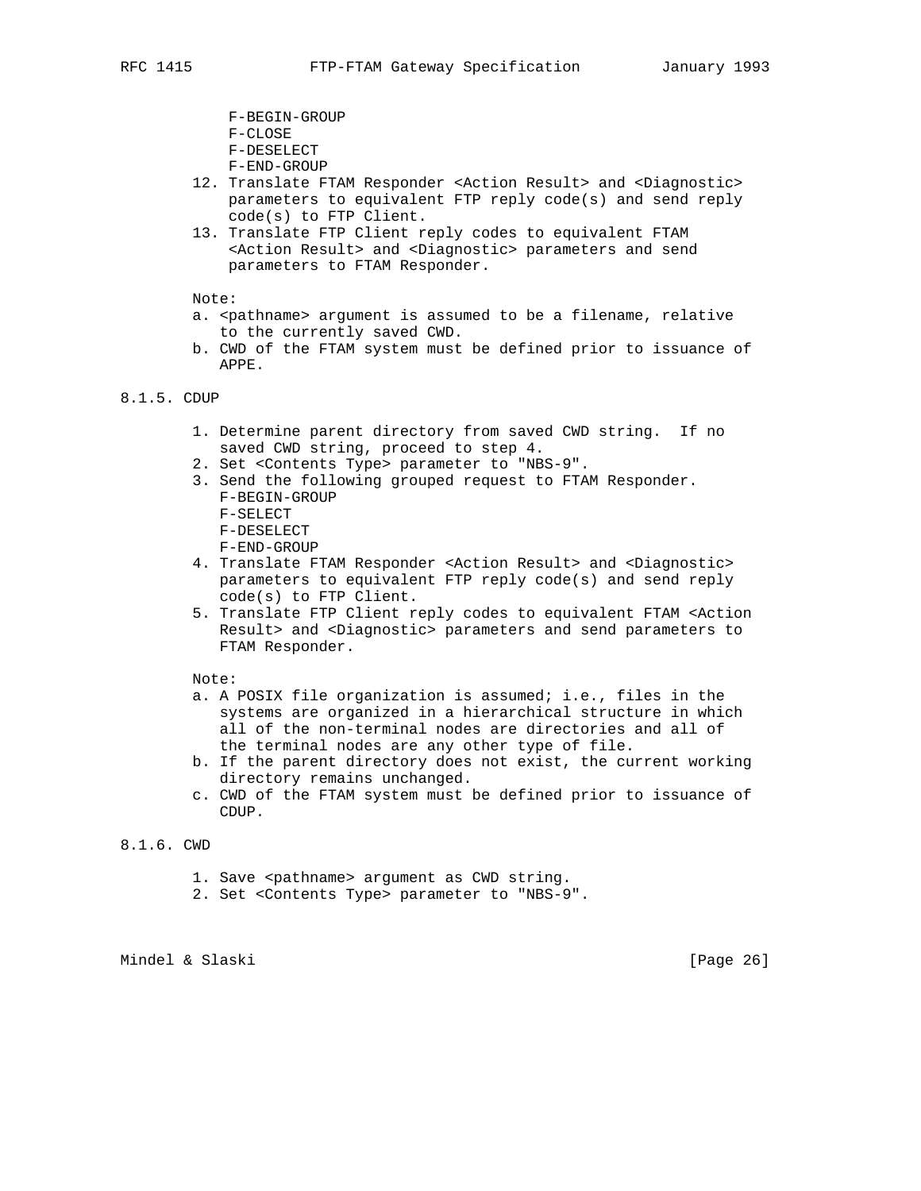F-BEGIN-GROUP
F-CLOSE
F-DESELECT
F-END-GROUP

12. Translate FTAM Responder <Action Result> and <Diagnostic> parameters to equivalent FTP reply code(s) and send reply code(s) to FTP Client.
13. Translate FTP Client reply codes to equivalent FTAM <Action Result> and <Diagnostic> parameters and send parameters to FTAM Responder.

Note:

a. <pathname> argument is assumed to be a filename, relative to the currently saved CWD.
b. CWD of the FTAM system must be defined prior to issuance of APPE.

### 8.1.5. CDUP

1. Determine parent directory from saved CWD string. If no saved CWD string, proceed to step 4.
2. Set <Contents Type> parameter to "NBS-9".
3. Send the following grouped request to FTAM Responder.
   F-BEGIN-GROUP
   F-SELECT
   F-DESELECT
   F-END-GROUP
4. Translate FTAM Responder <Action Result> and <Diagnostic> parameters to equivalent FTP reply code(s) and send reply code(s) to FTP Client.
5. Translate FTP Client reply codes to equivalent FTAM <Action Result> and <Diagnostic> parameters and send parameters to FTAM Responder.

Note:

a. A POSIX file organization is assumed; i.e., files in the systems are organized in a hierarchical structure in which all of the non-terminal nodes are directories and all of the terminal nodes are any other type of file.
b. If the parent directory does not exist, the current working directory remains unchanged.
c. CWD of the FTAM system must be defined prior to issuance of CDUP.

### 8.1.6. CWD

1. Save <pathname> argument as CWD string.
2. Set <Contents Type> parameter to "NBS-9".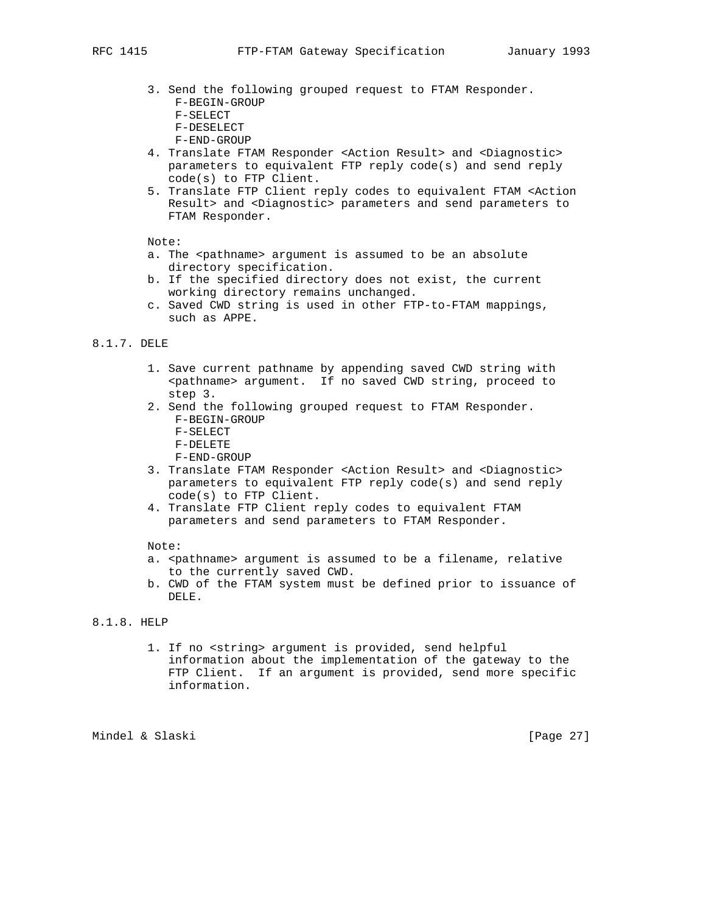3. Send the following grouped request to FTAM Responder.
   - F-BEGIN-GROUP
   - F-SELECT
   - F-DESELECT
   - F-END-GROUP
4. Translate FTAM Responder <Action Result> and <Diagnostic> parameters to equivalent FTP reply code(s) and send reply code(s) to FTP Client.
5. Translate FTP Client reply codes to equivalent FTAM <Action Result> and <Diagnostic> parameters and send parameters to FTAM Responder.

Note:

a. The <pathname> argument is assumed to be an absolute directory specification.
b. If the specified directory does not exist, the current working directory remains unchanged.
c. Saved CWD string is used in other FTP-to-FTAM mappings, such as APPE.

### 8.1.7. DELE

1. Save current pathname by appending saved CWD string with <pathname> argument. If no saved CWD string, proceed to step 3.
2. Send the following grouped request to FTAM Responder.
   - F-BEGIN-GROUP
   - F-SELECT
   - F-DELETE
   - F-END-GROUP
3. Translate FTAM Responder <Action Result> and <Diagnostic> parameters to equivalent FTP reply code(s) and send reply code(s) to FTP Client.
4. Translate FTP Client reply codes to equivalent FTAM parameters and send parameters to FTAM Responder.

Note:

a. <pathname> argument is assumed to be a filename, relative to the currently saved CWD.
b. CWD of the FTAM system must be defined prior to issuance of DELE.

### 8.1.8. HELP

1. If no <string> argument is provided, send helpful information about the implementation of the gateway to the FTP Client. If an argument is provided, send more specific information.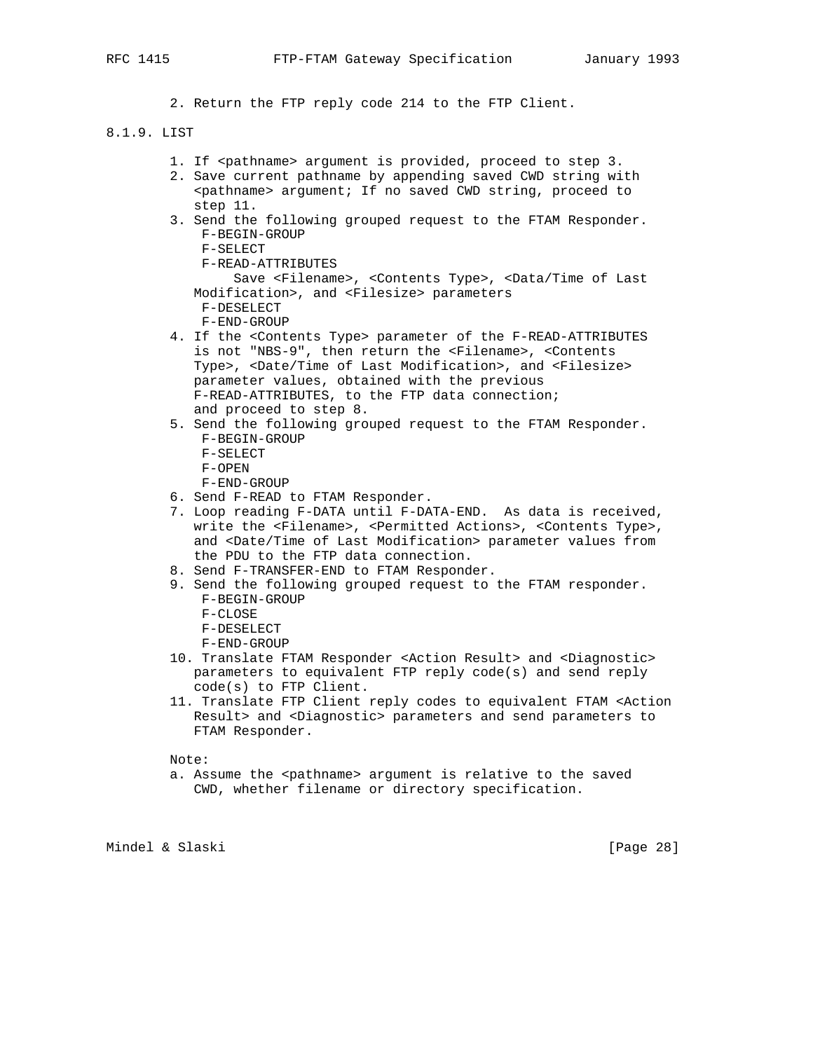2. Return the FTP reply code 214 to the FTP Client.

#### 8.1.9. LIST

1. If <pathname> argument is provided, proceed to step 3.
2. Save current pathname by appending saved CWD string with <pathname> argument; If no saved CWD string, proceed to step 11.
3. Send the following grouped request to the FTAM Responder.
    - F-BEGIN-GROUP
    - F-SELECT
    - F-READ-ATTRIBUTES
        - Save <Filename>, <Contents Type>, <Data/Time of Last Modification>, and <Filesize> parameters
    - F-DESELECT
    - F-END-GROUP
4. If the <Contents Type> parameter of the F-READ-ATTRIBUTES is not "NBS-9", then return the <Filename>, <Contents Type>, <Date/Time of Last Modification>, and <Filesize> parameter values, obtained with the previous F-READ-ATTRIBUTES, to the FTP data connection; and proceed to step 8.
5. Send the following grouped request to the FTAM Responder.
    - F-BEGIN-GROUP
    - F-SELECT
    - F-OPEN
    - F-END-GROUP
6. Send F-READ to FTAM Responder.
7. Loop reading F-DATA until F-DATA-END. As data is received, write the <Filename>, <Permitted Actions>, <Contents Type>, and <Date/Time of Last Modification> parameter values from the PDU to the FTP data connection.
8. Send F-TRANSFER-END to FTAM Responder.
9. Send the following grouped request to the FTAM responder.
    - F-BEGIN-GROUP
    - F-CLOSE
    - F-DESELECT
    - F-END-GROUP
10. Translate FTAM Responder <Action Result> and <Diagnostic> parameters to equivalent FTP reply code(s) and send reply code(s) to FTP Client.
11. Translate FTP Client reply codes to equivalent FTAM <Action Result> and <Diagnostic> parameters and send parameters to FTAM Responder.

Note:

a. Assume the <pathname> argument is relative to the saved CWD, whether filename or directory specification.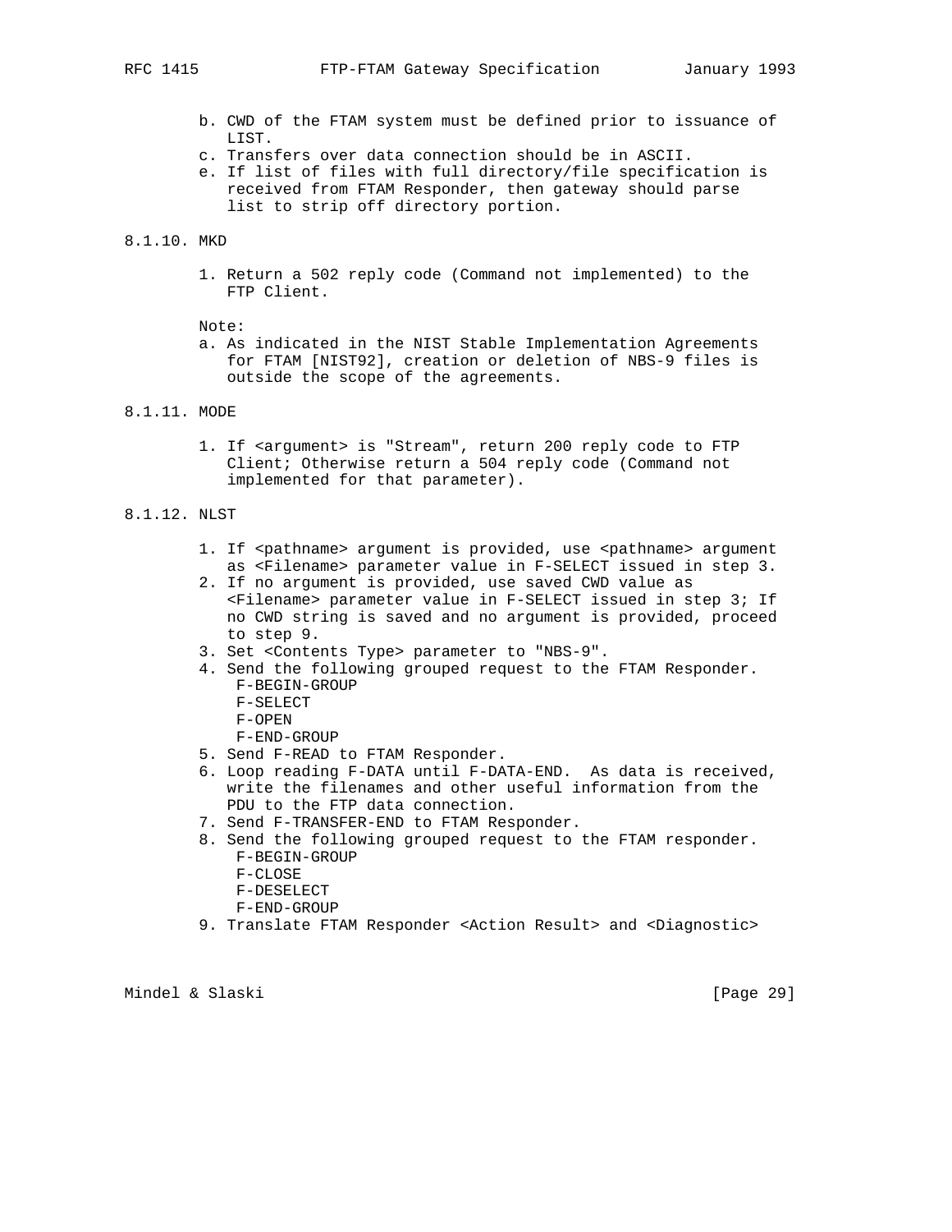b. CWD of the FTAM system must be defined prior to issuance of LIST.
c. Transfers over data connection should be in ASCII.
e. If list of files with full directory/file specification is received from FTAM Responder, then gateway should parse list to strip off directory portion.

### 8.1.10. MKD

1. Return a 502 reply code (Command not implemented) to the FTP Client.

Note:

a. As indicated in the NIST Stable Implementation Agreements for FTAM [NIST92], creation or deletion of NBS-9 files is outside the scope of the agreements.

### 8.1.11. MODE

1. If <argument> is "Stream", return 200 reply code to FTP Client; Otherwise return a 504 reply code (Command not implemented for that parameter).

### 8.1.12. NLST

1. If <pathname> argument is provided, use <pathname> argument as <Filename> parameter value in F-SELECT issued in step 3.
2. If no argument is provided, use saved CWD value as <Filename> parameter value in F-SELECT issued in step 3; If no CWD string is saved and no argument is provided, proceed to step 9.
3. Set <Contents Type> parameter to "NBS-9".
4. Send the following grouped request to the FTAM Responder.
   - F-BEGIN-GROUP
   - F-SELECT
   - F-OPEN
   - F-END-GROUP
5. Send F-READ to FTAM Responder.
6. Loop reading F-DATA until F-DATA-END. As data is received, write the filenames and other useful information from the PDU to the FTP data connection.
7. Send F-TRANSFER-END to FTAM Responder.
8. Send the following grouped request to the FTAM responder.
   - F-BEGIN-GROUP
   - F-CLOSE
   - F-DESELECT
   - F-END-GROUP
9. Translate FTAM Responder <Action Result> and <Diagnostic>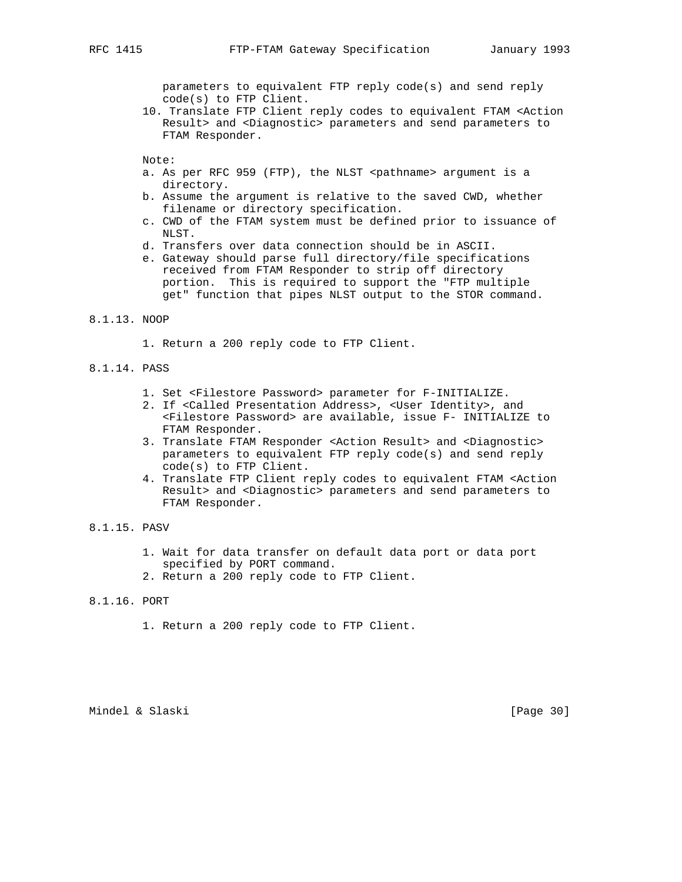parameters to equivalent FTP reply code(s) and send reply code(s) to FTP Client.

10. Translate FTP Client reply codes to equivalent FTAM <Action Result> and <Diagnostic> parameters and send parameters to FTAM Responder.

Note:

a. As per RFC 959 (FTP), the NLST <pathname> argument is a directory.
b. Assume the argument is relative to the saved CWD, whether filename or directory specification.
c. CWD of the FTAM system must be defined prior to issuance of NLST.
d. Transfers over data connection should be in ASCII.
e. Gateway should parse full directory/file specifications received from FTAM Responder to strip off directory portion. This is required to support the "FTP multiple get" function that pipes NLST output to the STOR command.

#### 8.1.13. NOOP

1. Return a 200 reply code to FTP Client.

#### 8.1.14. PASS

1. Set <Filestore Password> parameter for F-INITIALIZE.
2. If <Called Presentation Address>, <User Identity>, and <Filestore Password> are available, issue F- INITIALIZE to FTAM Responder.
3. Translate FTAM Responder <Action Result> and <Diagnostic> parameters to equivalent FTP reply code(s) and send reply code(s) to FTP Client.
4. Translate FTP Client reply codes to equivalent FTAM <Action Result> and <Diagnostic> parameters and send parameters to FTAM Responder.

#### 8.1.15. PASV

1. Wait for data transfer on default data port or data port specified by PORT command.
2. Return a 200 reply code to FTP Client.

#### 8.1.16. PORT

1. Return a 200 reply code to FTP Client.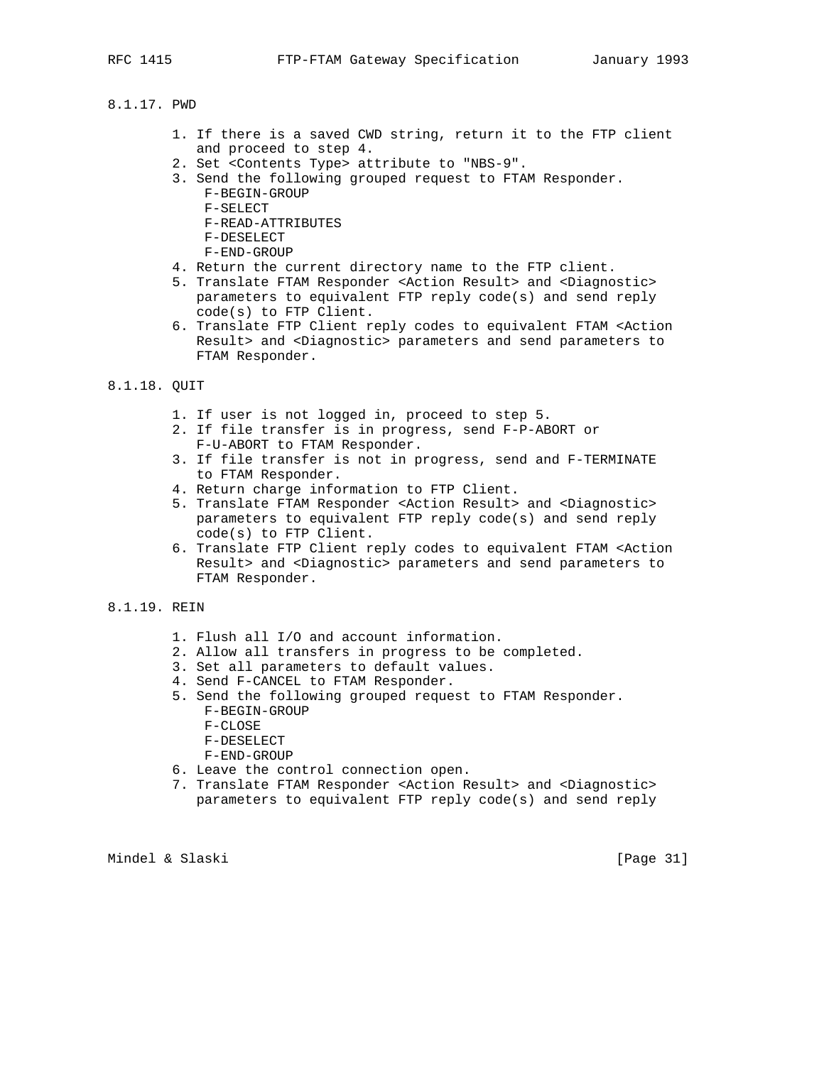### 8.1.17. PWD

1. If there is a saved CWD string, return it to the FTP client and proceed to step 4.
2. Set <Contents Type> attribute to "NBS-9".
3. Send the following grouped request to FTAM Responder.
   - F-BEGIN-GROUP
   - F-SELECT
   - F-READ-ATTRIBUTES
   - F-DESELECT
   - F-END-GROUP
4. Return the current directory name to the FTP client.
5. Translate FTAM Responder <Action Result> and <Diagnostic> parameters to equivalent FTP reply code(s) and send reply code(s) to FTP Client.
6. Translate FTP Client reply codes to equivalent FTAM <Action Result> and <Diagnostic> parameters and send parameters to FTAM Responder.

### 8.1.18. QUIT

1. If user is not logged in, proceed to step 5.
2. If file transfer is in progress, send F-P-ABORT or F-U-ABORT to FTAM Responder.
3. If file transfer is not in progress, send and F-TERMINATE to FTAM Responder.
4. Return charge information to FTP Client.
5. Translate FTAM Responder <Action Result> and <Diagnostic> parameters to equivalent FTP reply code(s) and send reply code(s) to FTP Client.
6. Translate FTP Client reply codes to equivalent FTAM <Action Result> and <Diagnostic> parameters and send parameters to FTAM Responder.

### 8.1.19. REIN

1. Flush all I/O and account information.
2. Allow all transfers in progress to be completed.
3. Set all parameters to default values.
4. Send F-CANCEL to FTAM Responder.
5. Send the following grouped request to FTAM Responder.
   - F-BEGIN-GROUP
   - F-CLOSE
   - F-DESELECT
   - F-END-GROUP
6. Leave the control connection open.
7. Translate FTAM Responder <Action Result> and <Diagnostic> parameters to equivalent FTP reply code(s) and send reply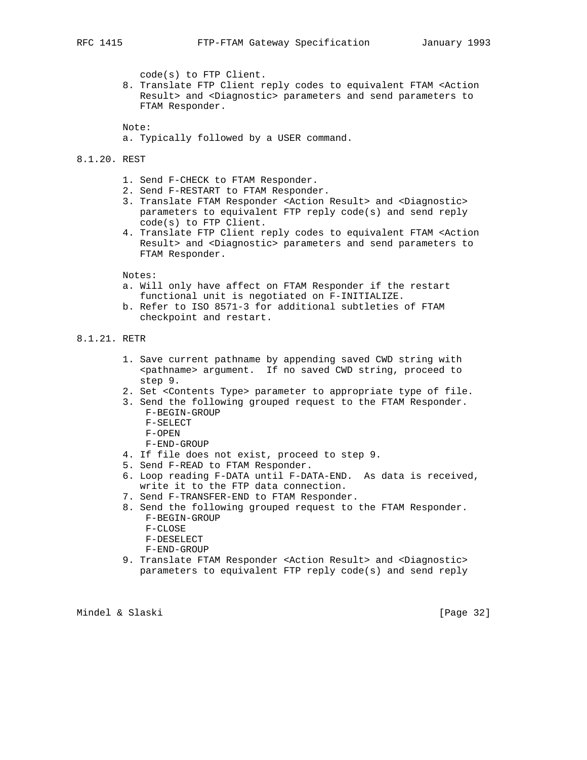code(s) to FTP Client.

8. Translate FTP Client reply codes to equivalent FTAM <Action Result> and <Diagnostic> parameters and send parameters to FTAM Responder.

Note:

a. Typically followed by a USER command.

### 8.1.20. REST

1. Send F-CHECK to FTAM Responder.
2. Send F-RESTART to FTAM Responder.
3. Translate FTAM Responder <Action Result> and <Diagnostic> parameters to equivalent FTP reply code(s) and send reply code(s) to FTP Client.
4. Translate FTP Client reply codes to equivalent FTAM <Action Result> and <Diagnostic> parameters and send parameters to FTAM Responder.

Notes:

a. Will only have affect on FTAM Responder if the restart functional unit is negotiated on F-INITIALIZE.
b. Refer to ISO 8571-3 for additional subtleties of FTAM checkpoint and restart.

### 8.1.21. RETR

1. Save current pathname by appending saved CWD string with <pathname> argument. If no saved CWD string, proceed to step 9.
2. Set <Contents Type> parameter to appropriate type of file.
3. Send the following grouped request to the FTAM Responder.
   - F-BEGIN-GROUP
   - F-SELECT
   - F-OPEN
   - F-END-GROUP
4. If file does not exist, proceed to step 9.
5. Send F-READ to FTAM Responder.
6. Loop reading F-DATA until F-DATA-END. As data is received, write it to the FTP data connection.
7. Send F-TRANSFER-END to FTAM Responder.
8. Send the following grouped request to the FTAM Responder.
   - F-BEGIN-GROUP
   - F-CLOSE
   - F-DESELECT
   - F-END-GROUP
9. Translate FTAM Responder <Action Result> and <Diagnostic> parameters to equivalent FTP reply code(s) and send reply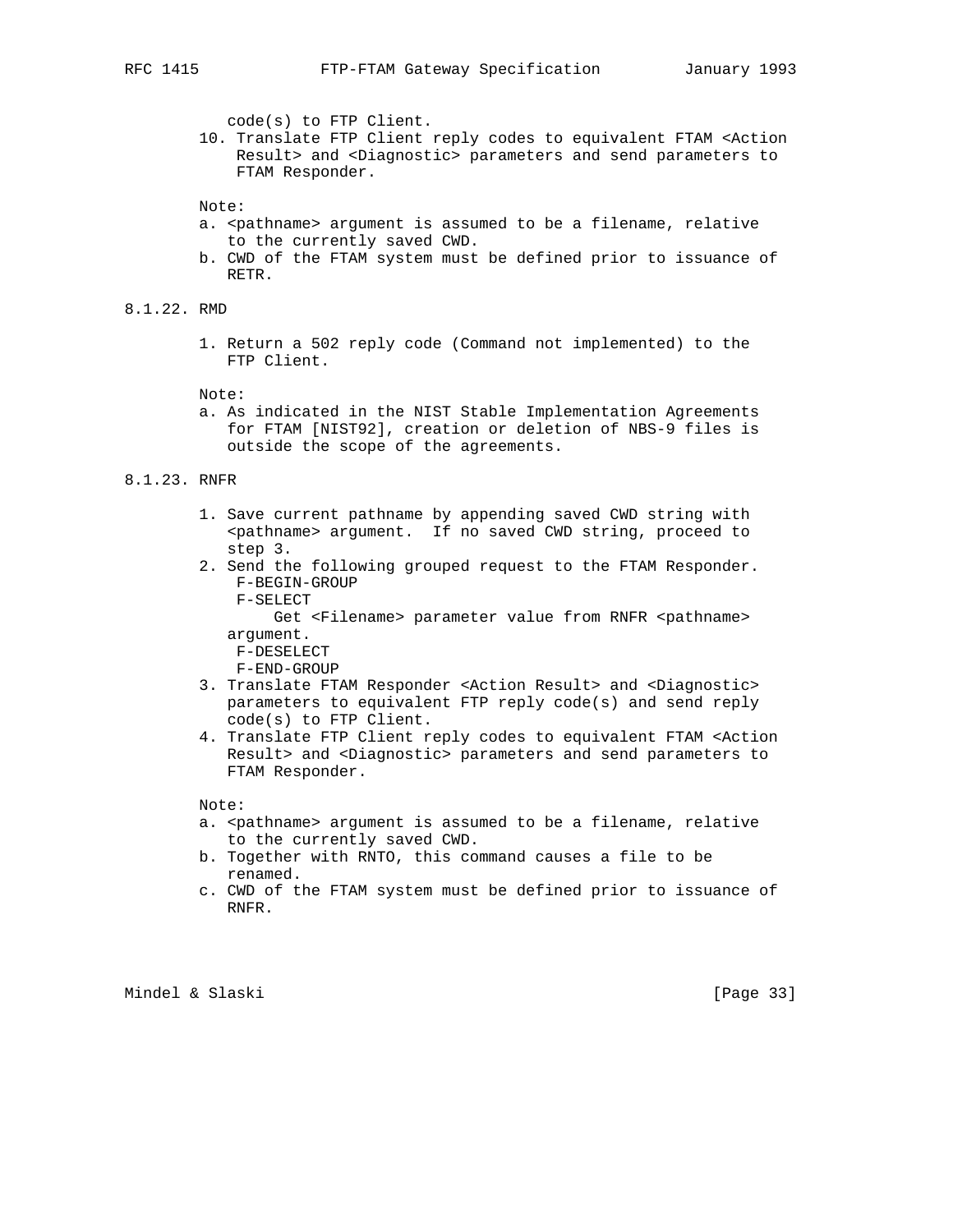code(s) to FTP Client.

10. Translate FTP Client reply codes to equivalent FTAM <Action Result> and <Diagnostic> parameters and send parameters to FTAM Responder.

Note:

a. <pathname> argument is assumed to be a filename, relative to the currently saved CWD.
b. CWD of the FTAM system must be defined prior to issuance of RETR.

#### 8.1.22. RMD

1. Return a 502 reply code (Command not implemented) to the FTP Client.

Note:

a. As indicated in the NIST Stable Implementation Agreements for FTAM [NIST92], creation or deletion of NBS-9 files is outside the scope of the agreements.

#### 8.1.23. RNFR

1. Save current pathname by appending saved CWD string with <pathname> argument. If no saved CWD string, proceed to step 3.
2. Send the following grouped request to the FTAM Responder.
   - F-BEGIN-GROUP
   - F-SELECT
     - Get <Filename> parameter value from RNFR <pathname> argument.
   - F-DESELECT
   - F-END-GROUP
3. Translate FTAM Responder <Action Result> and <Diagnostic> parameters to equivalent FTP reply code(s) and send reply code(s) to FTP Client.
4. Translate FTP Client reply codes to equivalent FTAM <Action Result> and <Diagnostic> parameters and send parameters to FTAM Responder.

Note:

a. <pathname> argument is assumed to be a filename, relative to the currently saved CWD.
b. Together with RNTO, this command causes a file to be renamed.
c. CWD of the FTAM system must be defined prior to issuance of RNFR.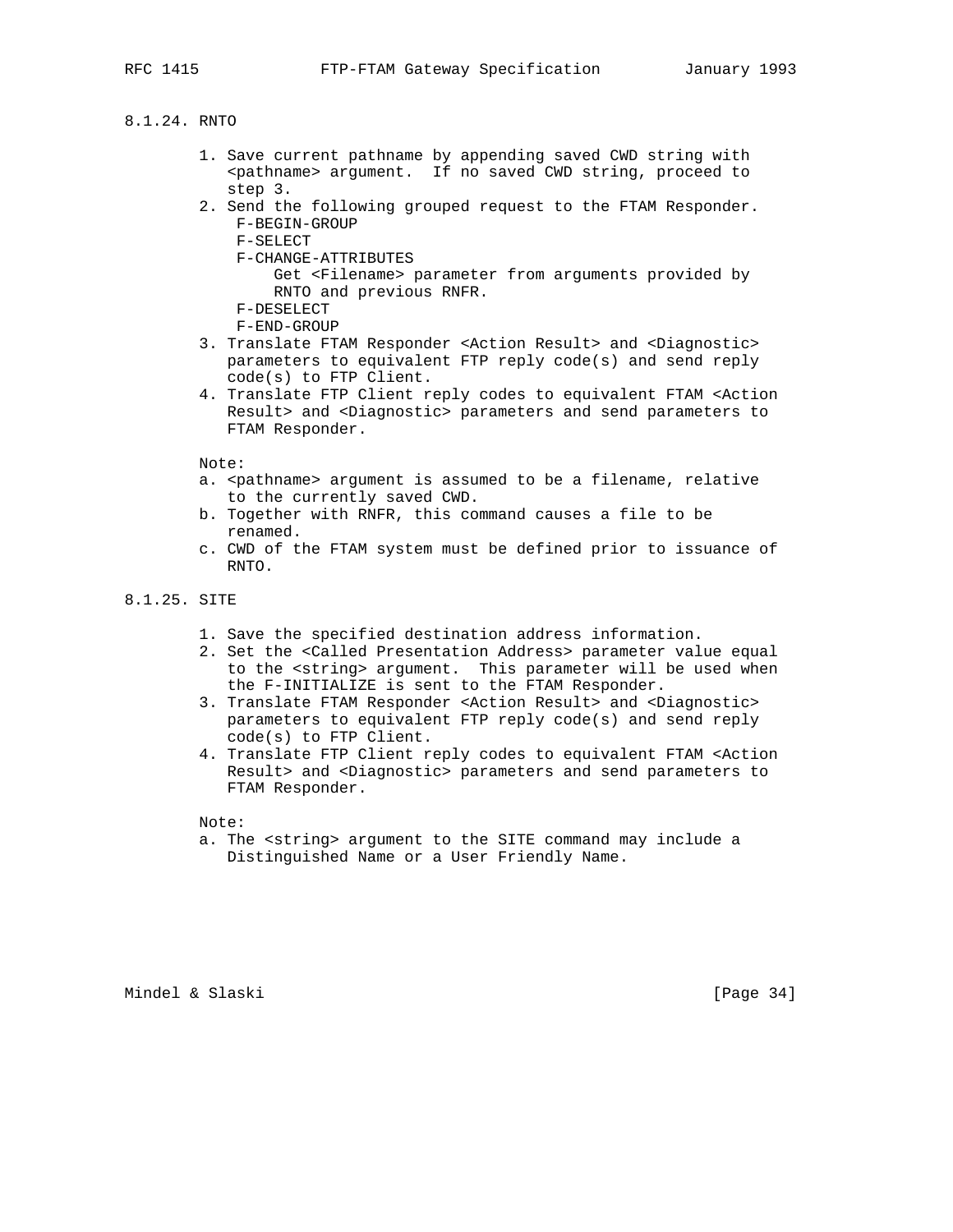#### 8.1.24. RNTO

1. Save current pathname by appending saved CWD string with <pathname> argument. If no saved CWD string, proceed to step 3.
2. Send the following grouped request to the FTAM Responder.
   - F-BEGIN-GROUP
   - F-SELECT
   - F-CHANGE-ATTRIBUTES
     - Get <Filename> parameter from arguments provided by RNTO and previous RNFR.
   - F-DESELECT
   - F-END-GROUP
3. Translate FTAM Responder <Action Result> and <Diagnostic> parameters to equivalent FTP reply code(s) and send reply code(s) to FTP Client.
4. Translate FTP Client reply codes to equivalent FTAM <Action Result> and <Diagnostic> parameters and send parameters to FTAM Responder.

Note:

a. <pathname> argument is assumed to be a filename, relative to the currently saved CWD.
b. Together with RNFR, this command causes a file to be renamed.
c. CWD of the FTAM system must be defined prior to issuance of RNTO.

#### 8.1.25. SITE

1. Save the specified destination address information.
2. Set the <Called Presentation Address> parameter value equal to the <string> argument. This parameter will be used when the F-INITIALIZE is sent to the FTAM Responder.
3. Translate FTAM Responder <Action Result> and <Diagnostic> parameters to equivalent FTP reply code(s) and send reply code(s) to FTP Client.
4. Translate FTP Client reply codes to equivalent FTAM <Action Result> and <Diagnostic> parameters and send parameters to FTAM Responder.

Note:

a. The <string> argument to the SITE command may include a Distinguished Name or a User Friendly Name.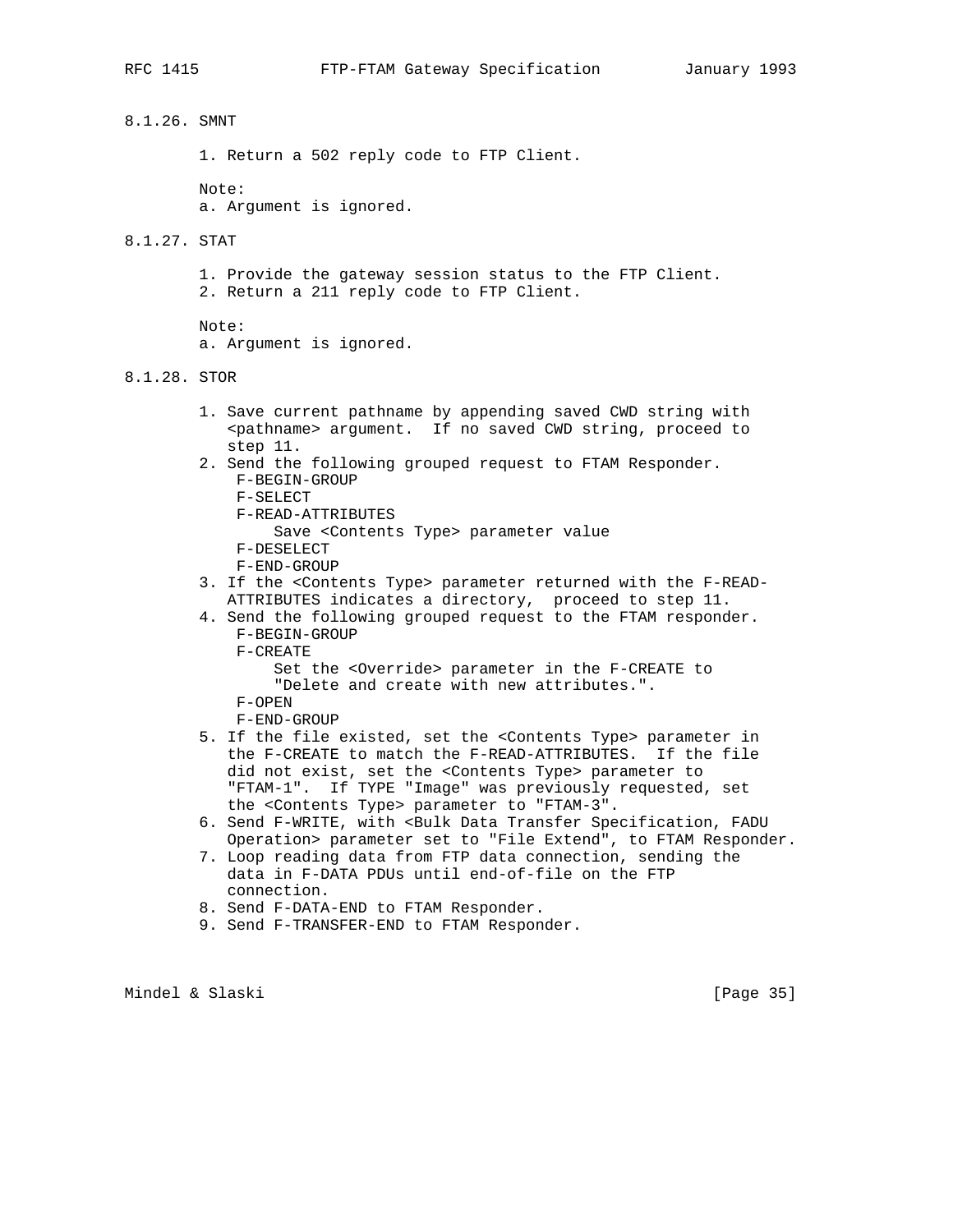### 8.1.26. SMNT

1. Return a 502 reply code to FTP Client.

Note:
a. Argument is ignored.

### 8.1.27. STAT

1. Provide the gateway session status to the FTP Client.
2. Return a 211 reply code to FTP Client.

Note:
a. Argument is ignored.

### 8.1.28. STOR

1. Save current pathname by appending saved CWD string with <pathname> argument. If no saved CWD string, proceed to step 11.
2. Send the following grouped request to FTAM Responder.
   - F-BEGIN-GROUP
   - F-SELECT
   - F-READ-ATTRIBUTES
     - Save <Contents Type> parameter value
   - F-DESELECT
   - F-END-GROUP
3. If the <Contents Type> parameter returned with the F-READ-ATTRIBUTES indicates a directory, proceed to step 11.
4. Send the following grouped request to the FTAM responder.
   - F-BEGIN-GROUP
   - F-CREATE
     - Set the <Override> parameter in the F-CREATE to "Delete and create with new attributes.".
   - F-OPEN
   - F-END-GROUP
5. If the file existed, set the <Contents Type> parameter in the F-CREATE to match the F-READ-ATTRIBUTES. If the file did not exist, set the <Contents Type> parameter to "FTAM-1". If TYPE "Image" was previously requested, set the <Contents Type> parameter to "FTAM-3".
6. Send F-WRITE, with <Bulk Data Transfer Specification, FADU Operation> parameter set to "File Extend", to FTAM Responder.
7. Loop reading data from FTP data connection, sending the data in F-DATA PDUs until end-of-file on the FTP connection.
8. Send F-DATA-END to FTAM Responder.
9. Send F-TRANSFER-END to FTAM Responder.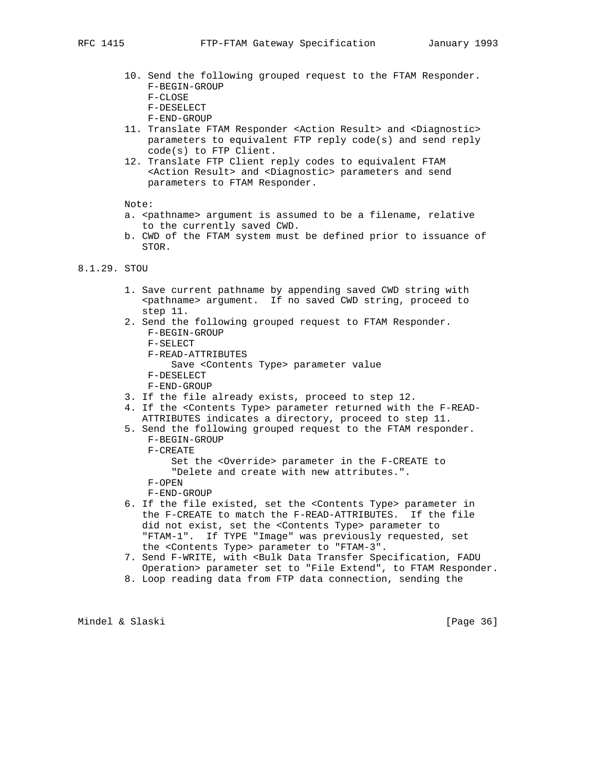10. Send the following grouped request to the FTAM Responder.
    - F-BEGIN-GROUP
    - F-CLOSE
    - F-DESELECT
    - F-END-GROUP
11. Translate FTAM Responder <Action Result> and <Diagnostic> parameters to equivalent FTP reply code(s) and send reply code(s) to FTP Client.
12. Translate FTP Client reply codes to equivalent FTAM <Action Result> and <Diagnostic> parameters and send parameters to FTAM Responder.

Note:

a. <pathname> argument is assumed to be a filename, relative to the currently saved CWD.
b. CWD of the FTAM system must be defined prior to issuance of STOR.

### 8.1.29. STOU

1. Save current pathname by appending saved CWD string with <pathname> argument. If no saved CWD string, proceed to step 11.
2. Send the following grouped request to FTAM Responder.
   - F-BEGIN-GROUP
   - F-SELECT
   - F-READ-ATTRIBUTES
     - Save <Contents Type> parameter value
   - F-DESELECT
   - F-END-GROUP
3. If the file already exists, proceed to step 12.
4. If the <Contents Type> parameter returned with the F-READ-ATTRIBUTES indicates a directory, proceed to step 11.
5. Send the following grouped request to the FTAM responder.
   - F-BEGIN-GROUP
   - F-CREATE
     - Set the <Override> parameter in the F-CREATE to "Delete and create with new attributes.".
   - F-OPEN
   - F-END-GROUP
6. If the file existed, set the <Contents Type> parameter in the F-CREATE to match the F-READ-ATTRIBUTES. If the file did not exist, set the <Contents Type> parameter to "FTAM-1". If TYPE "Image" was previously requested, set the <Contents Type> parameter to "FTAM-3".
7. Send F-WRITE, with <Bulk Data Transfer Specification, FADU Operation> parameter set to "File Extend", to FTAM Responder.
8. Loop reading data from FTP data connection, sending the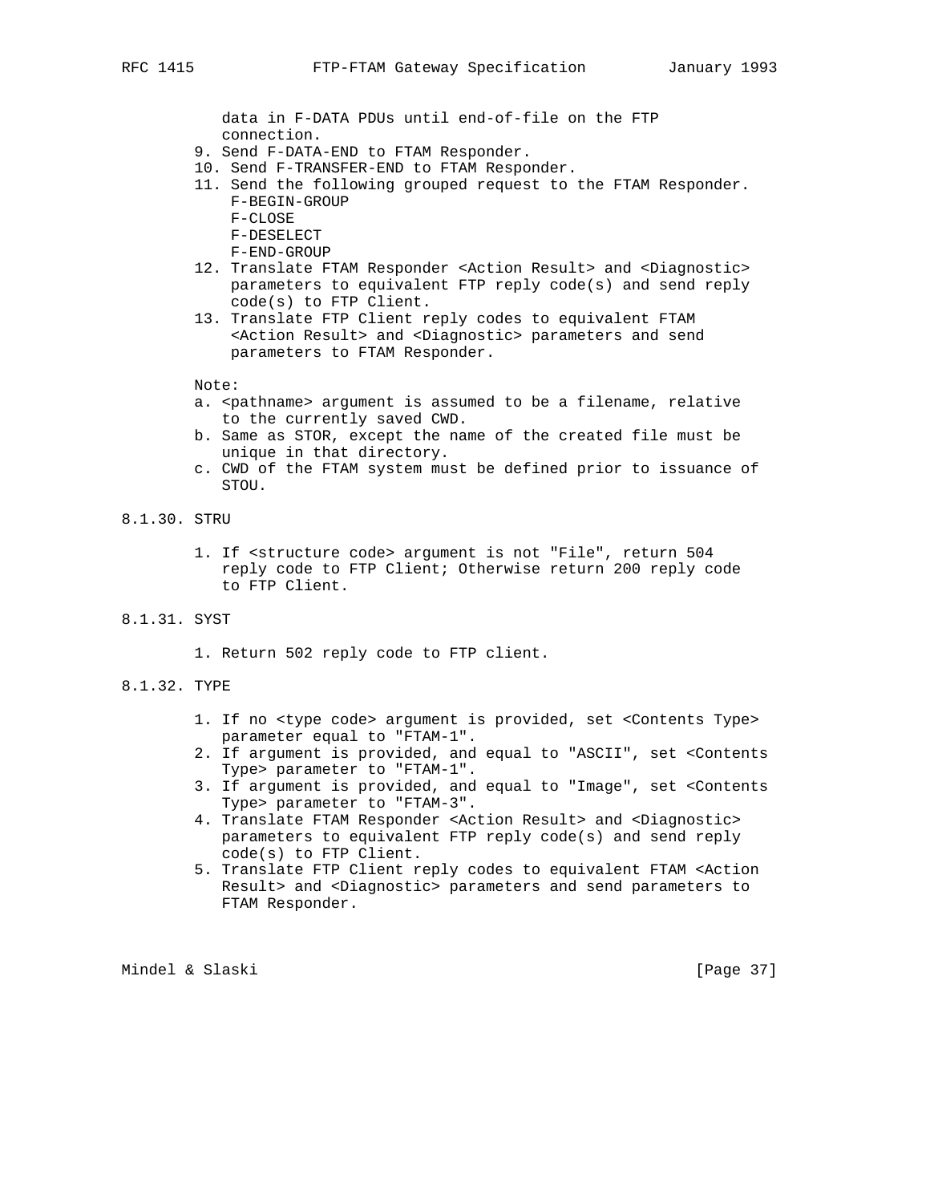data in F-DATA PDUs until end-of-file on the FTP connection.

9. Send F-DATA-END to FTAM Responder.
10. Send F-TRANSFER-END to FTAM Responder.
11. Send the following grouped request to the FTAM Responder.
    F-BEGIN-GROUP
    F-CLOSE
    F-DESELECT
    F-END-GROUP
12. Translate FTAM Responder <Action Result> and <Diagnostic> parameters to equivalent FTP reply code(s) and send reply code(s) to FTP Client.
13. Translate FTP Client reply codes to equivalent FTAM <Action Result> and <Diagnostic> parameters and send parameters to FTAM Responder.

Note:

a. <pathname> argument is assumed to be a filename, relative to the currently saved CWD.
b. Same as STOR, except the name of the created file must be unique in that directory.
c. CWD of the FTAM system must be defined prior to issuance of STOU.

### 8.1.30. STRU

1. If <structure code> argument is not "File", return 504 reply code to FTP Client; Otherwise return 200 reply code to FTP Client.

### 8.1.31. SYST

1. Return 502 reply code to FTP client.

### 8.1.32. TYPE

1. If no <type code> argument is provided, set <Contents Type> parameter equal to "FTAM-1".
2. If argument is provided, and equal to "ASCII", set <Contents Type> parameter to "FTAM-1".
3. If argument is provided, and equal to "Image", set <Contents Type> parameter to "FTAM-3".
4. Translate FTAM Responder <Action Result> and <Diagnostic> parameters to equivalent FTP reply code(s) and send reply code(s) to FTP Client.
5. Translate FTP Client reply codes to equivalent FTAM <Action Result> and <Diagnostic> parameters and send parameters to FTAM Responder.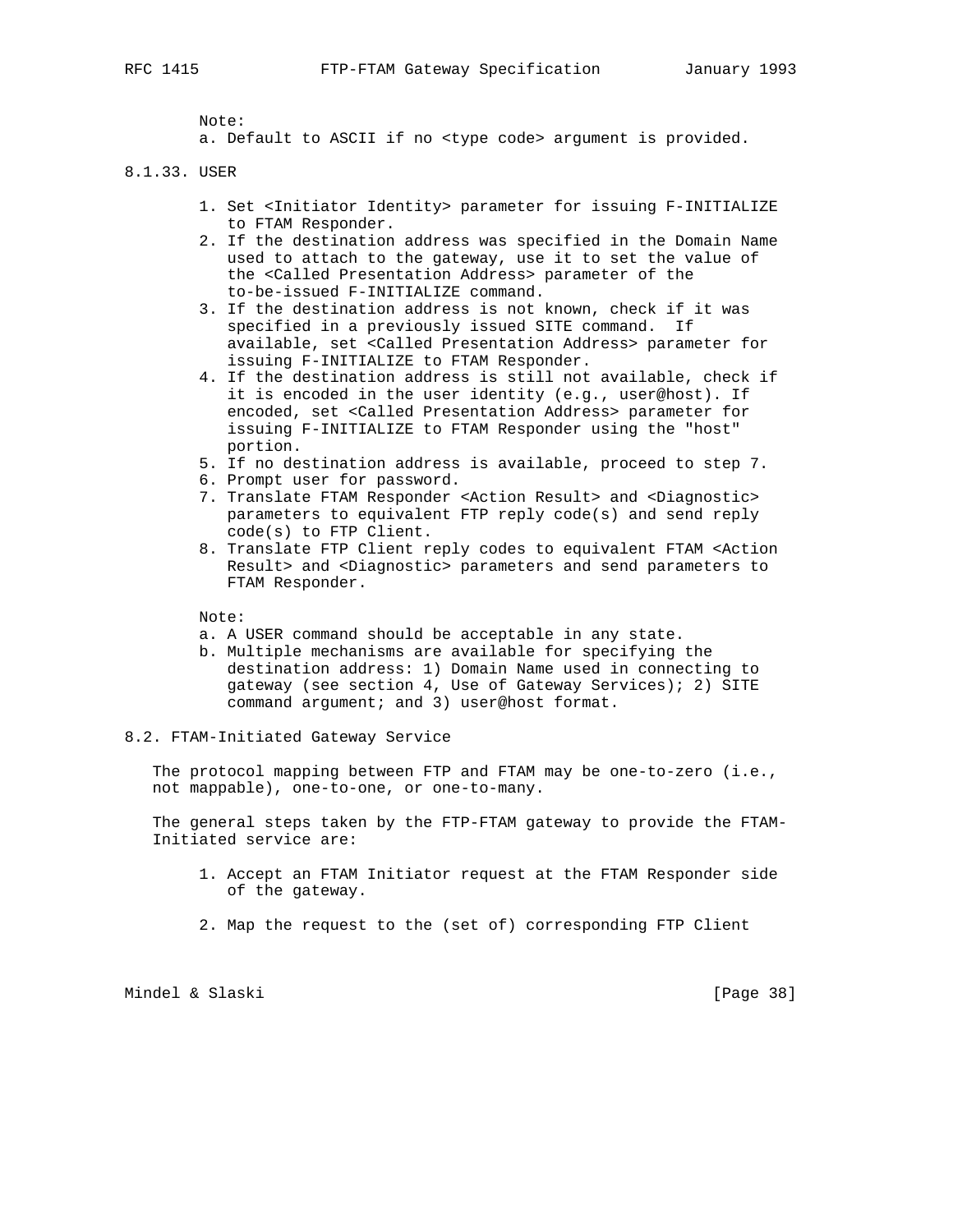Note:

a. Default to ASCII if no <type code> argument is provided.

### 8.1.33. USER

1. Set <Initiator Identity> parameter for issuing F-INITIALIZE to FTAM Responder.
2. If the destination address was specified in the Domain Name used to attach to the gateway, use it to set the value of the <Called Presentation Address> parameter of the to-be-issued F-INITIALIZE command.
3. If the destination address is not known, check if it was specified in a previously issued SITE command. If available, set <Called Presentation Address> parameter for issuing F-INITIALIZE to FTAM Responder.
4. If the destination address is still not available, check if it is encoded in the user identity (e.g., user@host). If encoded, set <Called Presentation Address> parameter for issuing F-INITIALIZE to FTAM Responder using the "host" portion.
5. If no destination address is available, proceed to step 7.
6. Prompt user for password.
7. Translate FTAM Responder <Action Result> and <Diagnostic> parameters to equivalent FTP reply code(s) and send reply code(s) to FTP Client.
8. Translate FTP Client reply codes to equivalent FTAM <Action Result> and <Diagnostic> parameters and send parameters to FTAM Responder.

Note:

a. A USER command should be acceptable in any state.
b. Multiple mechanisms are available for specifying the destination address: 1) Domain Name used in connecting to gateway (see section 4, Use of Gateway Services); 2) SITE command argument; and 3) user@host format.

## 8.2. FTAM-Initiated Gateway Service

The protocol mapping between FTP and FTAM may be one-to-zero (i.e., not mappable), one-to-one, or one-to-many.

The general steps taken by the FTP-FTAM gateway to provide the FTAM-Initiated service are:

1. Accept an FTAM Initiator request at the FTAM Responder side of the gateway.

2. Map the request to the (set of) corresponding FTP Client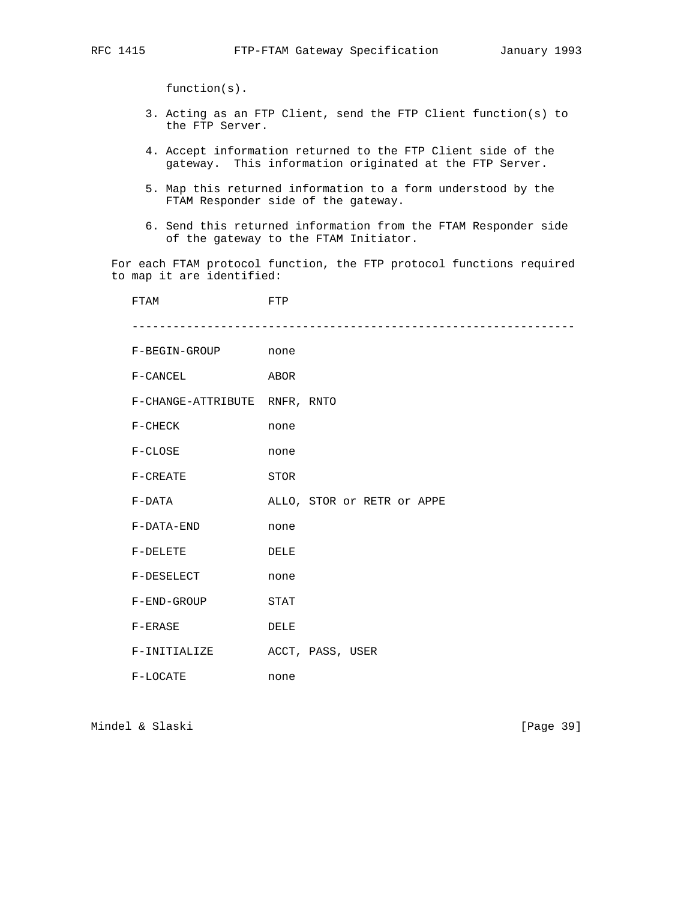function(s).

3. Acting as an FTP Client, send the FTP Client function(s) to the FTP Server.

4. Accept information returned to the FTP Client side of the gateway. This information originated at the FTP Server.

5. Map this returned information to a form understood by the FTAM Responder side of the gateway.

6. Send this returned information from the FTAM Responder side of the gateway to the FTAM Initiator.

For each FTAM protocol function, the FTP protocol functions required to map it are identified:

| FTAM | FTP |
|---|---|
| F-BEGIN-GROUP | none |
| F-CANCEL | ABOR |
| F-CHANGE-ATTRIBUTE | RNFR, RNTO |
| F-CHECK | none |
| F-CLOSE | none |
| F-CREATE | STOR |
| F-DATA | ALLO, STOR or RETR or APPE |
| F-DATA-END | none |
| F-DELETE | DELE |
| F-DESELECT | none |
| F-END-GROUP | STAT |
| F-ERASE | DELE |
| F-INITIALIZE | ACCT, PASS, USER |
| F-LOCATE | none |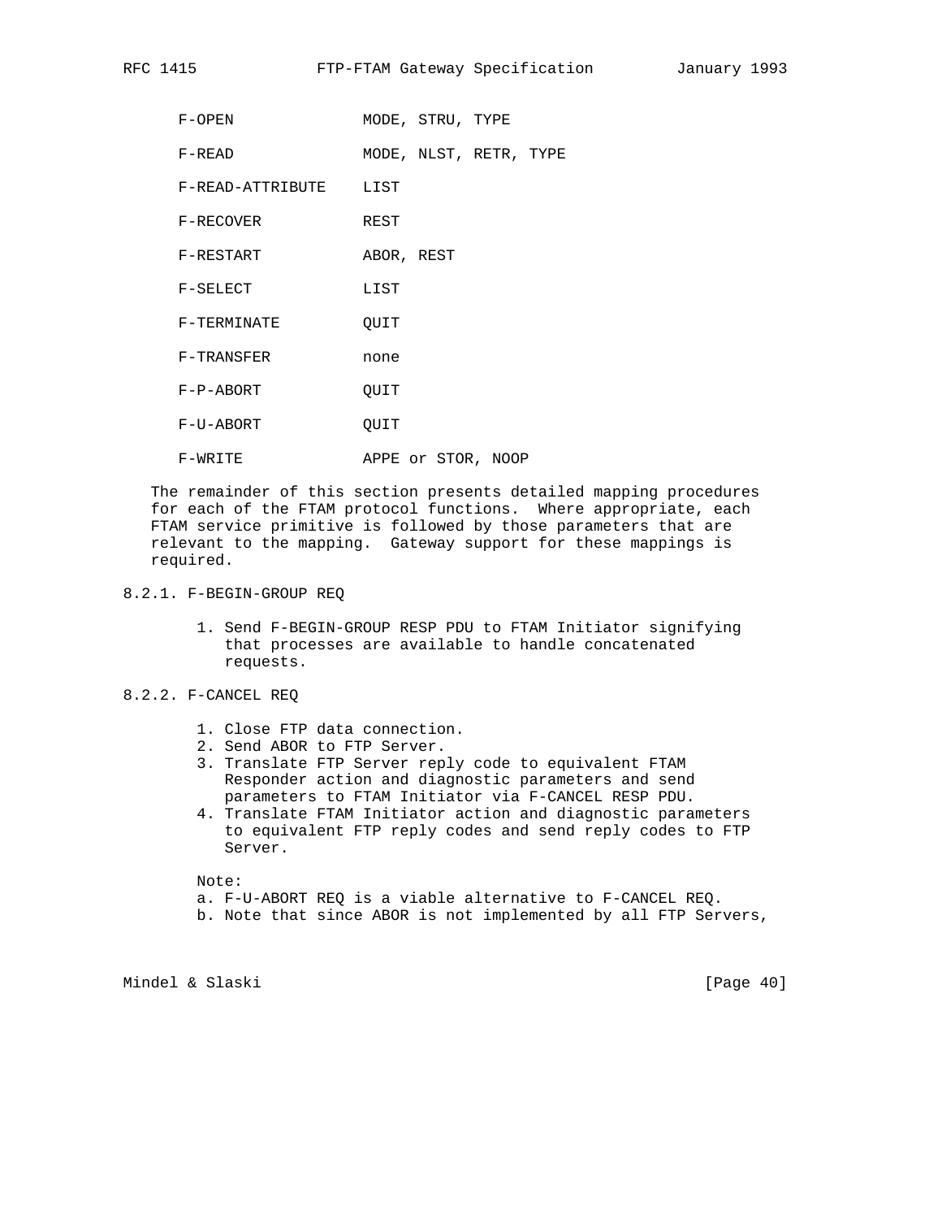| | |
|---|---|
| F-OPEN | MODE, STRU, TYPE |
| F-READ | MODE, NLST, RETR, TYPE |
| F-READ-ATTRIBUTE | LIST |
| F-RECOVER | REST |
| F-RESTART | ABOR, REST |
| F-SELECT | LIST |
| F-TERMINATE | QUIT |
| F-TRANSFER | none |
| F-P-ABORT | QUIT |
| F-U-ABORT | QUIT |
| F-WRITE | APPE or STOR, NOOP |

The remainder of this section presents detailed mapping procedures for each of the FTAM protocol functions. Where appropriate, each FTAM service primitive is followed by those parameters that are relevant to the mapping. Gateway support for these mappings is required.

### 8.2.1. F-BEGIN-GROUP REQ

1. Send F-BEGIN-GROUP RESP PDU to FTAM Initiator signifying that processes are available to handle concatenated requests.

### 8.2.2. F-CANCEL REQ

1. Close FTP data connection.
2. Send ABOR to FTP Server.
3. Translate FTP Server reply code to equivalent FTAM Responder action and diagnostic parameters and send parameters to FTAM Initiator via F-CANCEL RESP PDU.
4. Translate FTAM Initiator action and diagnostic parameters to equivalent FTP reply codes and send reply codes to FTP Server.

Note:

a. F-U-ABORT REQ is a viable alternative to F-CANCEL REQ.
b. Note that since ABOR is not implemented by all FTP Servers,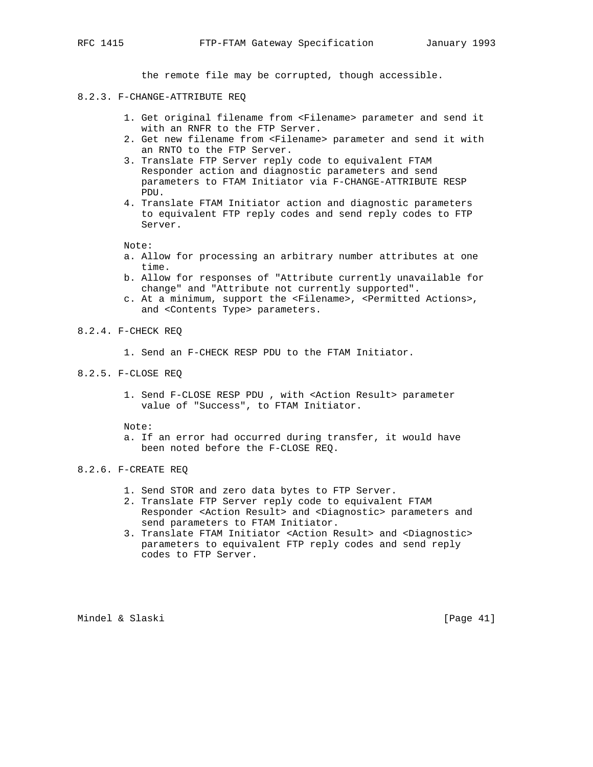the remote file may be corrupted, though accessible.

### 8.2.3. F-CHANGE-ATTRIBUTE REQ

1. Get original filename from <Filename> parameter and send it with an RNFR to the FTP Server.
2. Get new filename from <Filename> parameter and send it with an RNTO to the FTP Server.
3. Translate FTP Server reply code to equivalent FTAM Responder action and diagnostic parameters and send parameters to FTAM Initiator via F-CHANGE-ATTRIBUTE RESP PDU.
4. Translate FTAM Initiator action and diagnostic parameters to equivalent FTP reply codes and send reply codes to FTP Server.

Note:

a. Allow for processing an arbitrary number attributes at one time.
b. Allow for responses of "Attribute currently unavailable for change" and "Attribute not currently supported".
c. At a minimum, support the <Filename>, <Permitted Actions>, and <Contents Type> parameters.

### 8.2.4. F-CHECK REQ

1. Send an F-CHECK RESP PDU to the FTAM Initiator.

### 8.2.5. F-CLOSE REQ

1. Send F-CLOSE RESP PDU , with <Action Result> parameter value of "Success", to FTAM Initiator.

Note:

a. If an error had occurred during transfer, it would have been noted before the F-CLOSE REQ.

### 8.2.6. F-CREATE REQ

1. Send STOR and zero data bytes to FTP Server.
2. Translate FTP Server reply code to equivalent FTAM Responder <Action Result> and <Diagnostic> parameters and send parameters to FTAM Initiator.
3. Translate FTAM Initiator <Action Result> and <Diagnostic> parameters to equivalent FTP reply codes and send reply codes to FTP Server.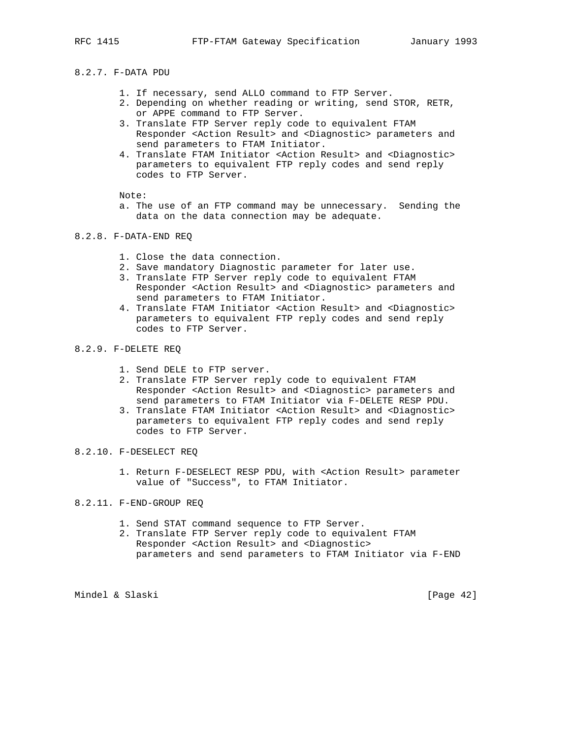#### 8.2.7. F-DATA PDU

1. If necessary, send ALLO command to FTP Server.
2. Depending on whether reading or writing, send STOR, RETR, or APPE command to FTP Server.
3. Translate FTP Server reply code to equivalent FTAM Responder <Action Result> and <Diagnostic> parameters and send parameters to FTAM Initiator.
4. Translate FTAM Initiator <Action Result> and <Diagnostic> parameters to equivalent FTP reply codes and send reply codes to FTP Server.

Note:

a. The use of an FTP command may be unnecessary. Sending the data on the data connection may be adequate.

#### 8.2.8. F-DATA-END REQ

1. Close the data connection.
2. Save mandatory Diagnostic parameter for later use.
3. Translate FTP Server reply code to equivalent FTAM Responder <Action Result> and <Diagnostic> parameters and send parameters to FTAM Initiator.
4. Translate FTAM Initiator <Action Result> and <Diagnostic> parameters to equivalent FTP reply codes and send reply codes to FTP Server.

#### 8.2.9. F-DELETE REQ

1. Send DELE to FTP server.
2. Translate FTP Server reply code to equivalent FTAM Responder <Action Result> and <Diagnostic> parameters and send parameters to FTAM Initiator via F-DELETE RESP PDU.
3. Translate FTAM Initiator <Action Result> and <Diagnostic> parameters to equivalent FTP reply codes and send reply codes to FTP Server.

#### 8.2.10. F-DESELECT REQ

1. Return F-DESELECT RESP PDU, with <Action Result> parameter value of "Success", to FTAM Initiator.

#### 8.2.11. F-END-GROUP REQ

1. Send STAT command sequence to FTP Server.
2. Translate FTP Server reply code to equivalent FTAM Responder <Action Result> and <Diagnostic> parameters and send parameters to FTAM Initiator via F-END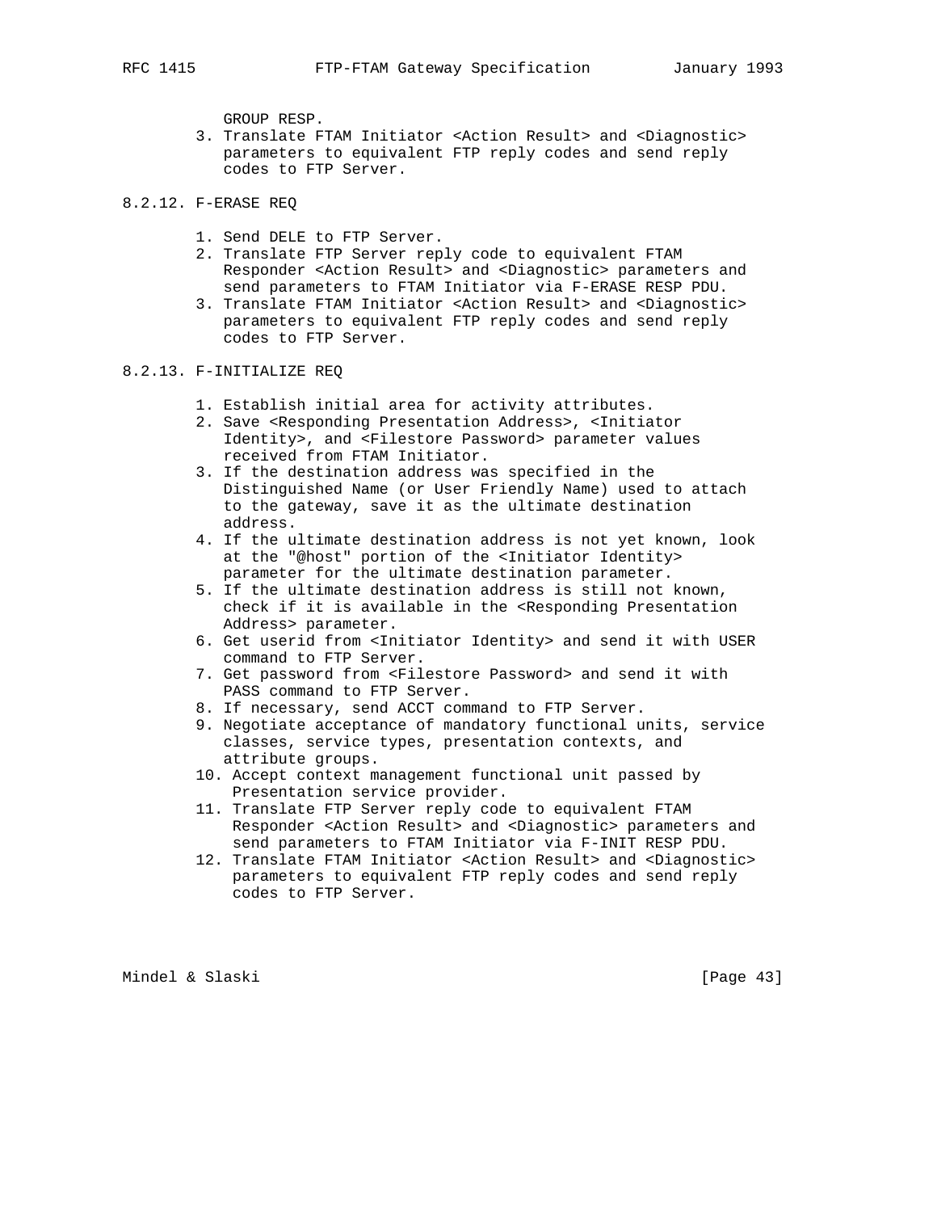GROUP RESP.

3. Translate FTAM Initiator <Action Result> and <Diagnostic> parameters to equivalent FTP reply codes and send reply codes to FTP Server.

### 8.2.12. F-ERASE REQ

1. Send DELE to FTP Server.
2. Translate FTP Server reply code to equivalent FTAM Responder <Action Result> and <Diagnostic> parameters and send parameters to FTAM Initiator via F-ERASE RESP PDU.
3. Translate FTAM Initiator <Action Result> and <Diagnostic> parameters to equivalent FTP reply codes and send reply codes to FTP Server.

### 8.2.13. F-INITIALIZE REQ

1. Establish initial area for activity attributes.
2. Save <Responding Presentation Address>, <Initiator Identity>, and <Filestore Password> parameter values received from FTAM Initiator.
3. If the destination address was specified in the Distinguished Name (or User Friendly Name) used to attach to the gateway, save it as the ultimate destination address.
4. If the ultimate destination address is not yet known, look at the "@host" portion of the <Initiator Identity> parameter for the ultimate destination parameter.
5. If the ultimate destination address is still not known, check if it is available in the <Responding Presentation Address> parameter.
6. Get userid from <Initiator Identity> and send it with USER command to FTP Server.
7. Get password from <Filestore Password> and send it with PASS command to FTP Server.
8. If necessary, send ACCT command to FTP Server.
9. Negotiate acceptance of mandatory functional units, service classes, service types, presentation contexts, and attribute groups.
10. Accept context management functional unit passed by Presentation service provider.
11. Translate FTP Server reply code to equivalent FTAM Responder <Action Result> and <Diagnostic> parameters and send parameters to FTAM Initiator via F-INIT RESP PDU.
12. Translate FTAM Initiator <Action Result> and <Diagnostic> parameters to equivalent FTP reply codes and send reply codes to FTP Server.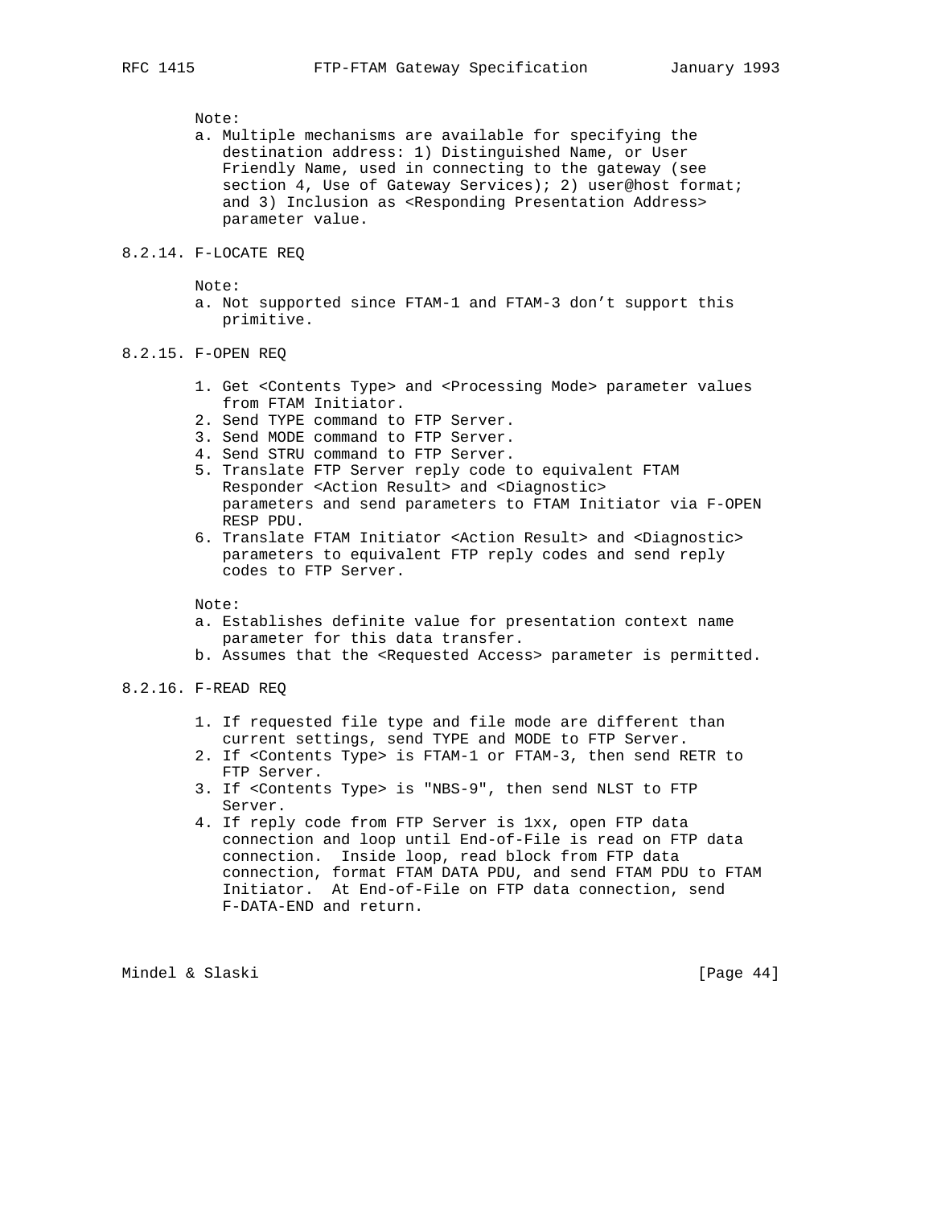Note:

a. Multiple mechanisms are available for specifying the destination address: 1) Distinguished Name, or User Friendly Name, used in connecting to the gateway (see section 4, Use of Gateway Services); 2) user@host format; and 3) Inclusion as <Responding Presentation Address> parameter value.

### 8.2.14. F-LOCATE REQ

Note:

a. Not supported since FTAM-1 and FTAM-3 don't support this primitive.

### 8.2.15. F-OPEN REQ

1. Get <Contents Type> and <Processing Mode> parameter values from FTAM Initiator.
2. Send TYPE command to FTP Server.
3. Send MODE command to FTP Server.
4. Send STRU command to FTP Server.
5. Translate FTP Server reply code to equivalent FTAM Responder <Action Result> and <Diagnostic> parameters and send parameters to FTAM Initiator via F-OPEN RESP PDU.
6. Translate FTAM Initiator <Action Result> and <Diagnostic> parameters to equivalent FTP reply codes and send reply codes to FTP Server.

Note:

a. Establishes definite value for presentation context name parameter for this data transfer.
b. Assumes that the <Requested Access> parameter is permitted.

### 8.2.16. F-READ REQ

1. If requested file type and file mode are different than current settings, send TYPE and MODE to FTP Server.
2. If <Contents Type> is FTAM-1 or FTAM-3, then send RETR to FTP Server.
3. If <Contents Type> is "NBS-9", then send NLST to FTP Server.
4. If reply code from FTP Server is 1xx, open FTP data connection and loop until End-of-File is read on FTP data connection. Inside loop, read block from FTP data connection, format FTAM DATA PDU, and send FTAM PDU to FTAM Initiator. At End-of-File on FTP data connection, send F-DATA-END and return.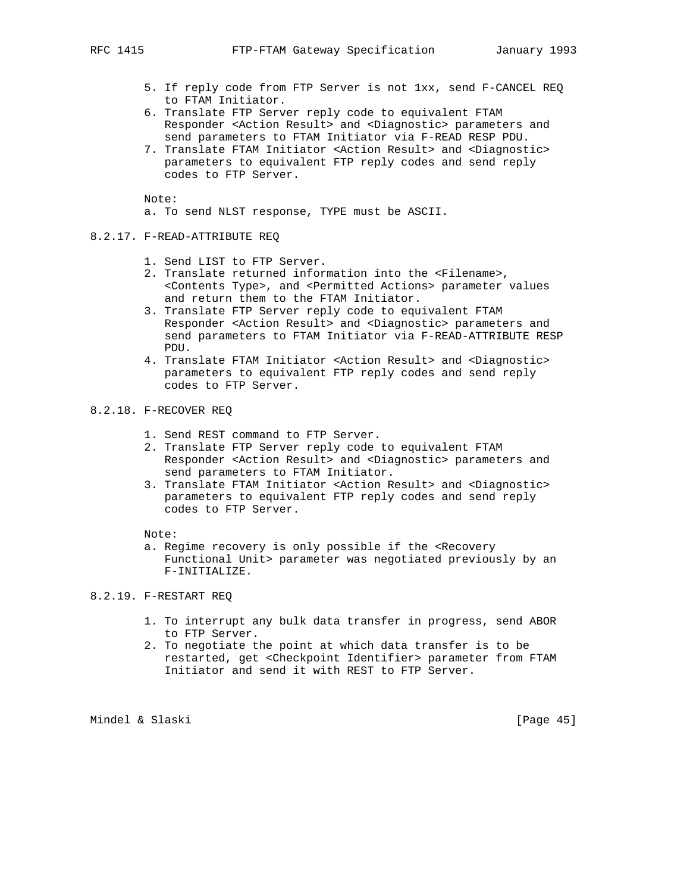5. If reply code from FTP Server is not 1xx, send F-CANCEL REQ to FTAM Initiator.
6. Translate FTP Server reply code to equivalent FTAM Responder <Action Result> and <Diagnostic> parameters and send parameters to FTAM Initiator via F-READ RESP PDU.
7. Translate FTAM Initiator <Action Result> and <Diagnostic> parameters to equivalent FTP reply codes and send reply codes to FTP Server.

Note:

a. To send NLST response, TYPE must be ASCII.

### 8.2.17. F-READ-ATTRIBUTE REQ

1. Send LIST to FTP Server.
2. Translate returned information into the <Filename>, <Contents Type>, and <Permitted Actions> parameter values and return them to the FTAM Initiator.
3. Translate FTP Server reply code to equivalent FTAM Responder <Action Result> and <Diagnostic> parameters and send parameters to FTAM Initiator via F-READ-ATTRIBUTE RESP PDU.
4. Translate FTAM Initiator <Action Result> and <Diagnostic> parameters to equivalent FTP reply codes and send reply codes to FTP Server.

### 8.2.18. F-RECOVER REQ

1. Send REST command to FTP Server.
2. Translate FTP Server reply code to equivalent FTAM Responder <Action Result> and <Diagnostic> parameters and send parameters to FTAM Initiator.
3. Translate FTAM Initiator <Action Result> and <Diagnostic> parameters to equivalent FTP reply codes and send reply codes to FTP Server.

Note:

a. Regime recovery is only possible if the <Recovery Functional Unit> parameter was negotiated previously by an F-INITIALIZE.

### 8.2.19. F-RESTART REQ

1. To interrupt any bulk data transfer in progress, send ABOR to FTP Server.
2. To negotiate the point at which data transfer is to be restarted, get <Checkpoint Identifier> parameter from FTAM Initiator and send it with REST to FTP Server.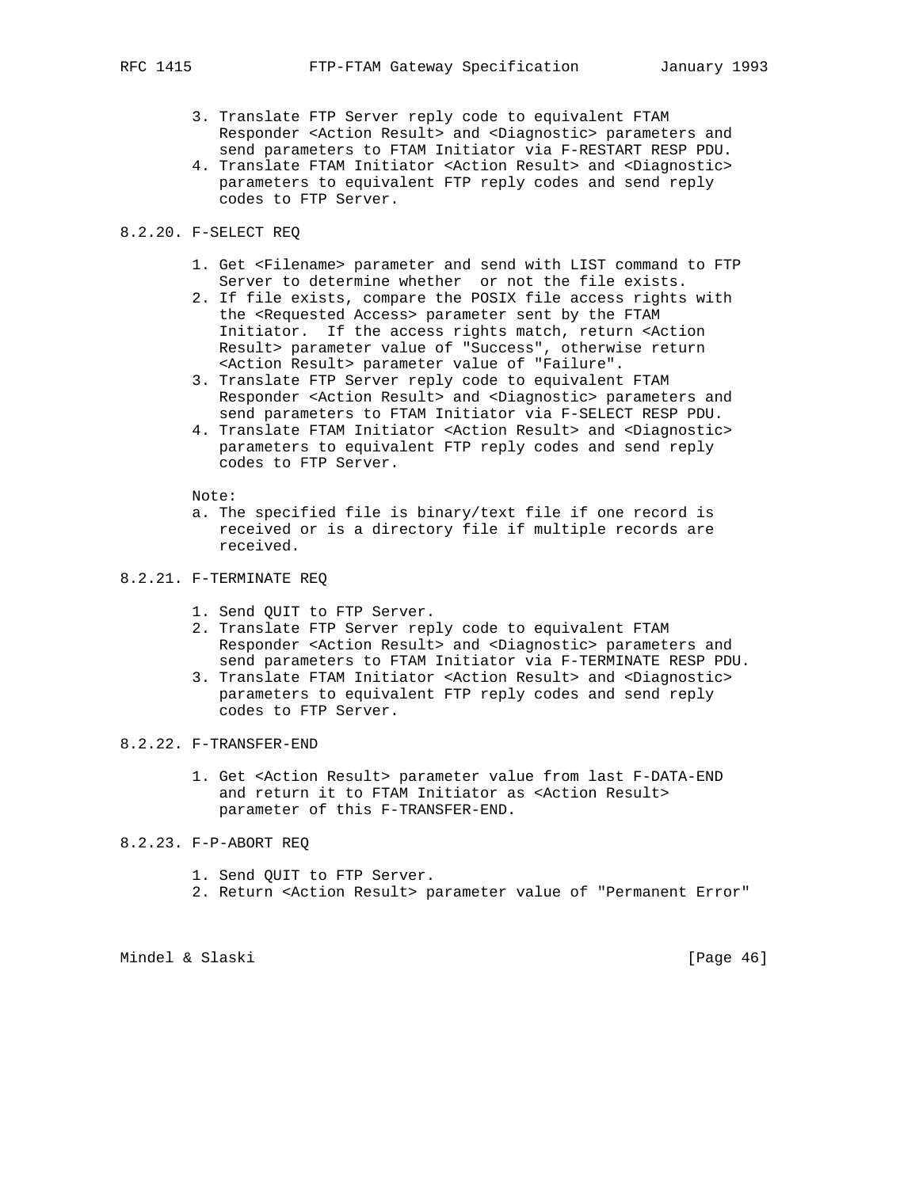3. Translate FTP Server reply code to equivalent FTAM Responder <Action Result> and <Diagnostic> parameters and send parameters to FTAM Initiator via F-RESTART RESP PDU.
4. Translate FTAM Initiator <Action Result> and <Diagnostic> parameters to equivalent FTP reply codes and send reply codes to FTP Server.

### 8.2.20. F-SELECT REQ

1. Get <Filename> parameter and send with LIST command to FTP Server to determine whether or not the file exists.
2. If file exists, compare the POSIX file access rights with the <Requested Access> parameter sent by the FTAM Initiator. If the access rights match, return <Action Result> parameter value of "Success", otherwise return <Action Result> parameter value of "Failure".
3. Translate FTP Server reply code to equivalent FTAM Responder <Action Result> and <Diagnostic> parameters and send parameters to FTAM Initiator via F-SELECT RESP PDU.
4. Translate FTAM Initiator <Action Result> and <Diagnostic> parameters to equivalent FTP reply codes and send reply codes to FTP Server.

Note:

a. The specified file is binary/text file if one record is received or is a directory file if multiple records are received.

### 8.2.21. F-TERMINATE REQ

1. Send QUIT to FTP Server.
2. Translate FTP Server reply code to equivalent FTAM Responder <Action Result> and <Diagnostic> parameters and send parameters to FTAM Initiator via F-TERMINATE RESP PDU.
3. Translate FTAM Initiator <Action Result> and <Diagnostic> parameters to equivalent FTP reply codes and send reply codes to FTP Server.

### 8.2.22. F-TRANSFER-END

1. Get <Action Result> parameter value from last F-DATA-END and return it to FTAM Initiator as <Action Result> parameter of this F-TRANSFER-END.

### 8.2.23. F-P-ABORT REQ

1. Send QUIT to FTP Server.
2. Return <Action Result> parameter value of "Permanent Error"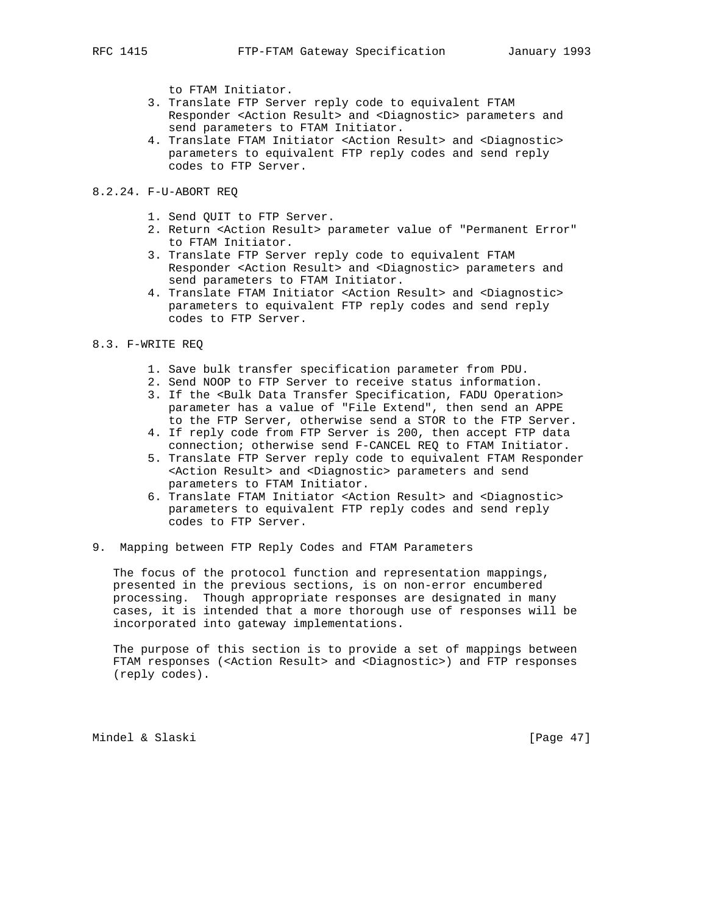to FTAM Initiator.

3. Translate FTP Server reply code to equivalent FTAM Responder <Action Result> and <Diagnostic> parameters and send parameters to FTAM Initiator.
4. Translate FTAM Initiator <Action Result> and <Diagnostic> parameters to equivalent FTP reply codes and send reply codes to FTP Server.

### 8.2.24. F-U-ABORT REQ

1. Send QUIT to FTP Server.
2. Return <Action Result> parameter value of "Permanent Error" to FTAM Initiator.
3. Translate FTP Server reply code to equivalent FTAM Responder <Action Result> and <Diagnostic> parameters and send parameters to FTAM Initiator.
4. Translate FTAM Initiator <Action Result> and <Diagnostic> parameters to equivalent FTP reply codes and send reply codes to FTP Server.

## 8.3. F-WRITE REQ

1. Save bulk transfer specification parameter from PDU.
2. Send NOOP to FTP Server to receive status information.
3. If the <Bulk Data Transfer Specification, FADU Operation> parameter has a value of "File Extend", then send an APPE to the FTP Server, otherwise send a STOR to the FTP Server.
4. If reply code from FTP Server is 200, then accept FTP data connection; otherwise send F-CANCEL REQ to FTAM Initiator.
5. Translate FTP Server reply code to equivalent FTAM Responder <Action Result> and <Diagnostic> parameters and send parameters to FTAM Initiator.
6. Translate FTAM Initiator <Action Result> and <Diagnostic> parameters to equivalent FTP reply codes and send reply codes to FTP Server.

# 9. Mapping between FTP Reply Codes and FTAM Parameters

The focus of the protocol function and representation mappings, presented in the previous sections, is on non-error encumbered processing. Though appropriate responses are designated in many cases, it is intended that a more thorough use of responses will be incorporated into gateway implementations.

The purpose of this section is to provide a set of mappings between FTAM responses (<Action Result> and <Diagnostic>) and FTP responses (reply codes).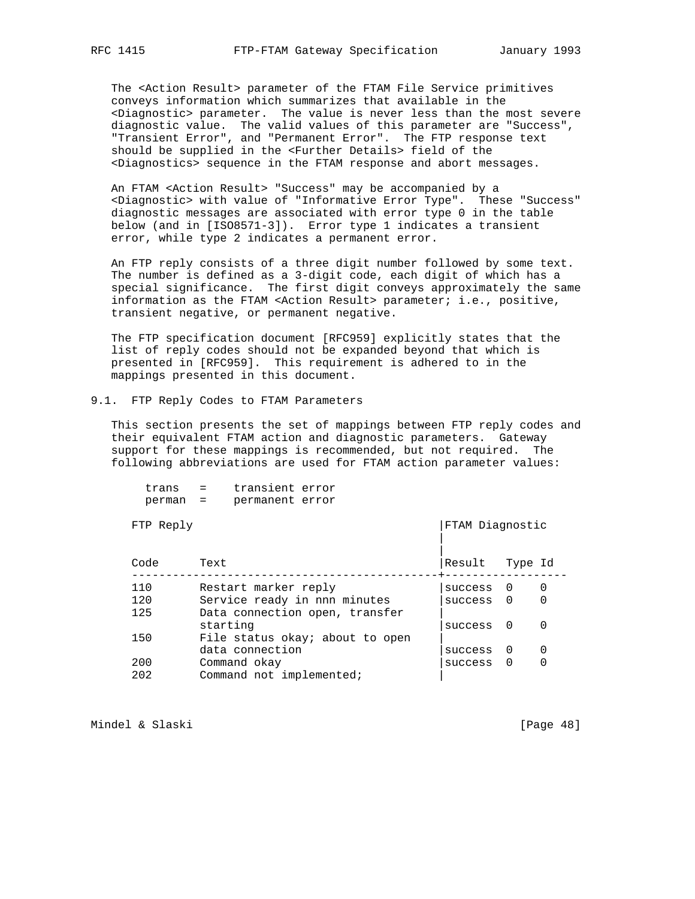The <Action Result> parameter of the FTAM File Service primitives conveys information which summarizes that available in the <Diagnostic> parameter. The value is never less than the most severe diagnostic value. The valid values of this parameter are "Success", "Transient Error", and "Permanent Error". The FTP response text should be supplied in the <Further Details> field of the <Diagnostics> sequence in the FTAM response and abort messages.

An FTAM <Action Result> "Success" may be accompanied by a <Diagnostic> with value of "Informative Error Type". These "Success" diagnostic messages are associated with error type 0 in the table below (and in [ISO8571-3]). Error type 1 indicates a transient error, while type 2 indicates a permanent error.

An FTP reply consists of a three digit number followed by some text. The number is defined as a 3-digit code, each digit of which has a special significance. The first digit conveys approximately the same information as the FTAM <Action Result> parameter; i.e., positive, transient negative, or permanent negative.

The FTP specification document [RFC959] explicitly states that the list of reply codes should not be expanded beyond that which is presented in [RFC959]. This requirement is adhered to in the mappings presented in this document.

## 9.1. FTP Reply Codes to FTAM Parameters

This section presents the set of mappings between FTP reply codes and their equivalent FTAM action and diagnostic parameters. Gateway support for these mappings is recommended, but not required. The following abbreviations are used for FTAM action parameter values:

```
trans   =    transient error
perman  =    permanent error
```

| FTP Reply | | FTAM Diagnostic | | |
|---|---|---|---|---|
| Code | Text | Result | Type | Id |
| 110 | Restart marker reply | success | 0 | 0 |
| 120 | Service ready in nnn minutes | success | 0 | 0 |
| 125 | Data connection open, transfer starting | success | 0 | 0 |
| 150 | File status okay; about to open data connection | success | 0 | 0 |
| 200 | Command okay | success | 0 | 0 |
| 202 | Command not implemented; | | | |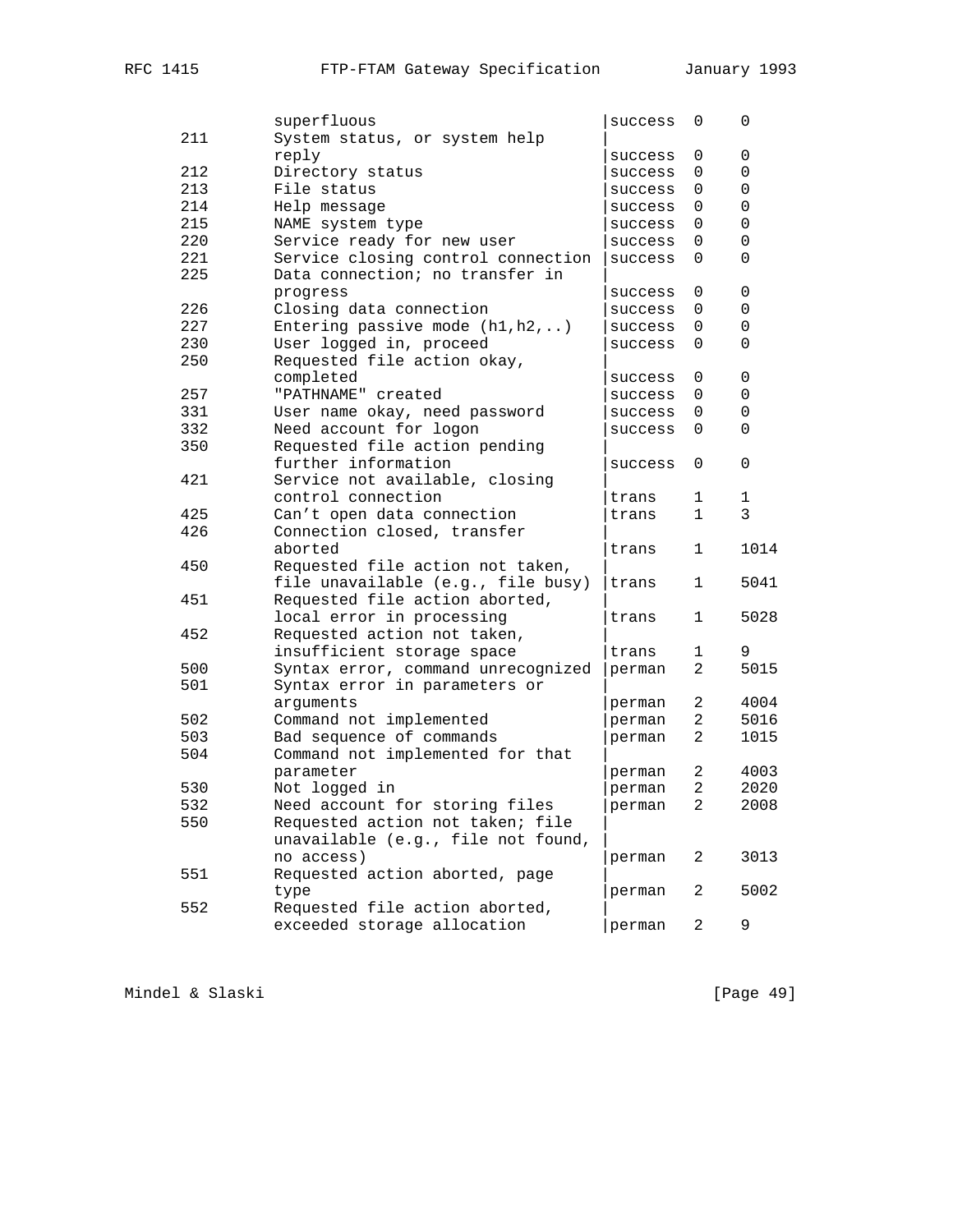| | | | | |
|---|---|---|---|---|
| | superfluous | success | 0 | 0 |
| 211 | System status, or system help reply | success | 0 | 0 |
| 212 | Directory status | success | 0 | 0 |
| 213 | File status | success | 0 | 0 |
| 214 | Help message | success | 0 | 0 |
| 215 | NAME system type | success | 0 | 0 |
| 220 | Service ready for new user | success | 0 | 0 |
| 221 | Service closing control connection | success | 0 | 0 |
| 225 | Data connection; no transfer in progress | success | 0 | 0 |
| 226 | Closing data connection | success | 0 | 0 |
| 227 | Entering passive mode (h1,h2,..) | success | 0 | 0 |
| 230 | User logged in, proceed | success | 0 | 0 |
| 250 | Requested file action okay, completed | success | 0 | 0 |
| 257 | "PATHNAME" created | success | 0 | 0 |
| 331 | User name okay, need password | success | 0 | 0 |
| 332 | Need account for logon | success | 0 | 0 |
| 350 | Requested file action pending further information | success | 0 | 0 |
| 421 | Service not available, closing control connection | trans | 1 | 1 |
| 425 | Can't open data connection | trans | 1 | 3 |
| 426 | Connection closed, transfer aborted | trans | 1 | 1014 |
| 450 | Requested file action not taken, file unavailable (e.g., file busy) | trans | 1 | 5041 |
| 451 | Requested file action aborted, local error in processing | trans | 1 | 5028 |
| 452 | Requested action not taken, insufficient storage space | trans | 1 | 9 |
| 500 | Syntax error, command unrecognized | perman | 2 | 5015 |
| 501 | Syntax error in parameters or arguments | perman | 2 | 4004 |
| 502 | Command not implemented | perman | 2 | 5016 |
| 503 | Bad sequence of commands | perman | 2 | 1015 |
| 504 | Command not implemented for that parameter | perman | 2 | 4003 |
| 530 | Not logged in | perman | 2 | 2020 |
| 532 | Need account for storing files | perman | 2 | 2008 |
| 550 | Requested action not taken; file unavailable (e.g., file not found, no access) | perman | 2 | 3013 |
| 551 | Requested action aborted, page type | perman | 2 | 5002 |
| 552 | Requested file action aborted, exceeded storage allocation | perman | 2 | 9 |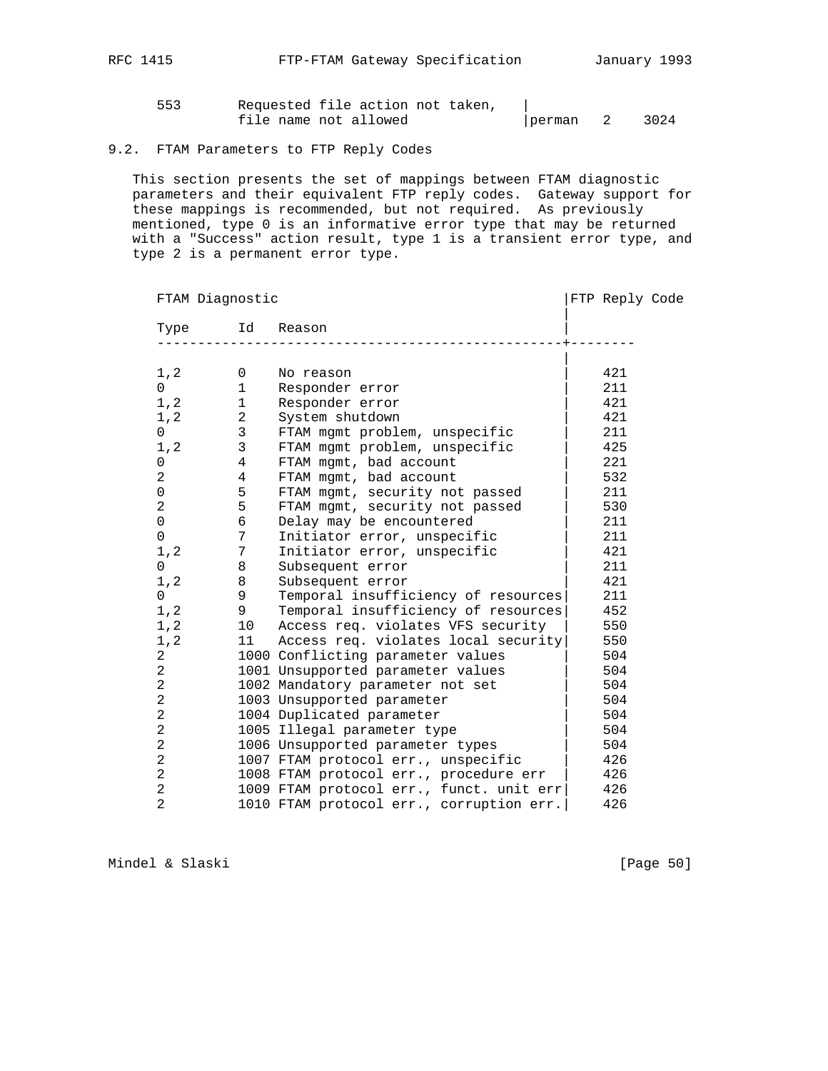| | | | |
|---|---|---|---|
| 553 | Requested file action not taken, file name not allowed | perman 2 | 3024 |

## 9.2. FTAM Parameters to FTP Reply Codes

This section presents the set of mappings between FTAM diagnostic parameters and their equivalent FTP reply codes. Gateway support for these mappings is recommended, but not required. As previously mentioned, type 0 is an informative error type that may be returned with a "Success" action result, type 1 is a transient error type, and type 2 is a permanent error type.

| FTAM Diagnostic | | | FTP Reply Code |
|---|---|---|---|
| Type | Id | Reason | |
| 1,2 | 0 | No reason | 421 |
| 0 | 1 | Responder error | 211 |
| 1,2 | 1 | Responder error | 421 |
| 1,2 | 2 | System shutdown | 421 |
| 0 | 3 | FTAM mgmt problem, unspecific | 211 |
| 1,2 | 3 | FTAM mgmt problem, unspecific | 425 |
| 0 | 4 | FTAM mgmt, bad account | 221 |
| 2 | 4 | FTAM mgmt, bad account | 532 |
| 0 | 5 | FTAM mgmt, security not passed | 211 |
| 2 | 5 | FTAM mgmt, security not passed | 530 |
| 0 | 6 | Delay may be encountered | 211 |
| 0 | 7 | Initiator error, unspecific | 211 |
| 1,2 | 7 | Initiator error, unspecific | 421 |
| 0 | 8 | Subsequent error | 211 |
| 1,2 | 8 | Subsequent error | 421 |
| 0 | 9 | Temporal insufficiency of resources | 211 |
| 1,2 | 9 | Temporal insufficiency of resources | 452 |
| 1,2 | 10 | Access req. violates VFS security | 550 |
| 1,2 | 11 | Access req. violates local security | 550 |
| 2 | 1000 | Conflicting parameter values | 504 |
| 2 | 1001 | Unsupported parameter values | 504 |
| 2 | 1002 | Mandatory parameter not set | 504 |
| 2 | 1003 | Unsupported parameter | 504 |
| 2 | 1004 | Duplicated parameter | 504 |
| 2 | 1005 | Illegal parameter type | 504 |
| 2 | 1006 | Unsupported parameter types | 504 |
| 2 | 1007 | FTAM protocol err., unspecific | 426 |
| 2 | 1008 | FTAM protocol err., procedure err | 426 |
| 2 | 1009 | FTAM protocol err., funct. unit err | 426 |
| 2 | 1010 | FTAM protocol err., corruption err. | 426 |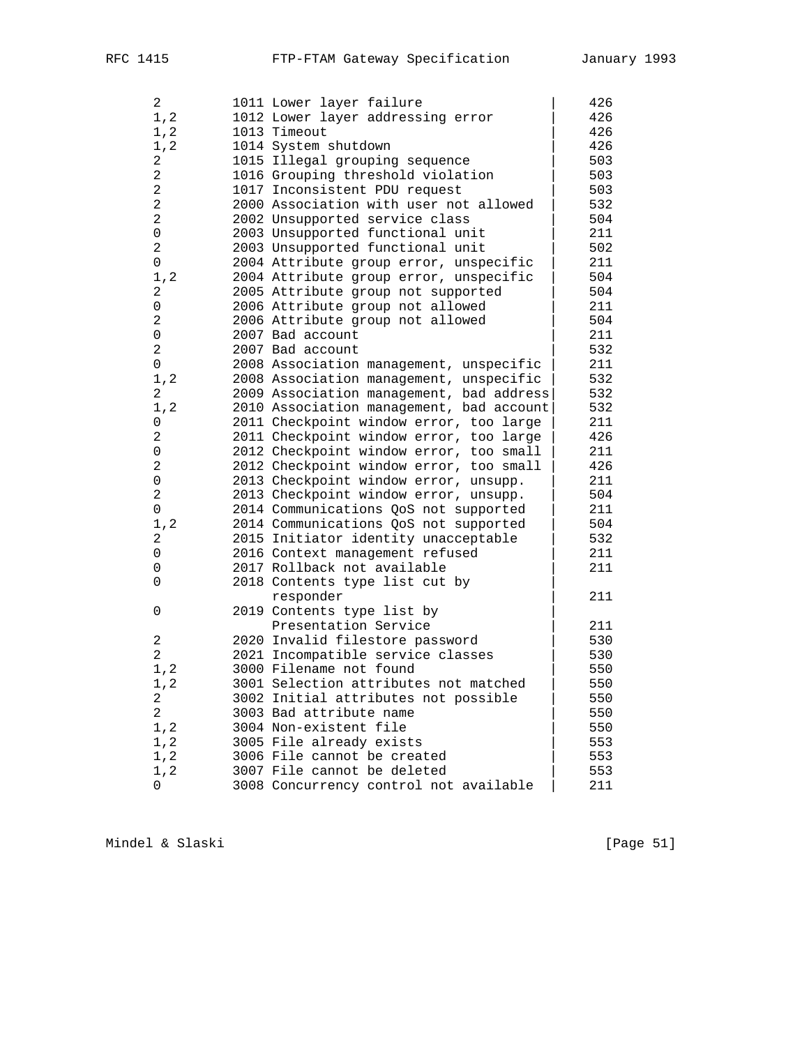| | | |
|---|---|---|
| 2 | 1011 Lower layer failure | 426 |
| 1,2 | 1012 Lower layer addressing error | 426 |
| 1,2 | 1013 Timeout | 426 |
| 1,2 | 1014 System shutdown | 426 |
| 2 | 1015 Illegal grouping sequence | 503 |
| 2 | 1016 Grouping threshold violation | 503 |
| 2 | 1017 Inconsistent PDU request | 503 |
| 2 | 2000 Association with user not allowed | 532 |
| 2 | 2002 Unsupported service class | 504 |
| 0 | 2003 Unsupported functional unit | 211 |
| 2 | 2003 Unsupported functional unit | 502 |
| 0 | 2004 Attribute group error, unspecific | 211 |
| 1,2 | 2004 Attribute group error, unspecific | 504 |
| 2 | 2005 Attribute group not supported | 504 |
| 0 | 2006 Attribute group not allowed | 211 |
| 2 | 2006 Attribute group not allowed | 504 |
| 0 | 2007 Bad account | 211 |
| 2 | 2007 Bad account | 532 |
| 0 | 2008 Association management, unspecific | 211 |
| 1,2 | 2008 Association management, unspecific | 532 |
| 2 | 2009 Association management, bad address | 532 |
| 1,2 | 2010 Association management, bad account | 532 |
| 0 | 2011 Checkpoint window error, too large | 211 |
| 2 | 2011 Checkpoint window error, too large | 426 |
| 0 | 2012 Checkpoint window error, too small | 211 |
| 2 | 2012 Checkpoint window error, too small | 426 |
| 0 | 2013 Checkpoint window error, unsupp. | 211 |
| 2 | 2013 Checkpoint window error, unsupp. | 504 |
| 0 | 2014 Communications QoS not supported | 211 |
| 1,2 | 2014 Communications QoS not supported | 504 |
| 2 | 2015 Initiator identity unacceptable | 532 |
| 0 | 2016 Context management refused | 211 |
| 0 | 2017 Rollback not available | 211 |
| 0 | 2018 Contents type list cut by responder | 211 |
| 0 | 2019 Contents type list by Presentation Service | 211 |
| 2 | 2020 Invalid filestore password | 530 |
| 2 | 2021 Incompatible service classes | 530 |
| 1,2 | 3000 Filename not found | 550 |
| 1,2 | 3001 Selection attributes not matched | 550 |
| 2 | 3002 Initial attributes not possible | 550 |
| 2 | 3003 Bad attribute name | 550 |
| 1,2 | 3004 Non-existent file | 550 |
| 1,2 | 3005 File already exists | 553 |
| 1,2 | 3006 File cannot be created | 553 |
| 1,2 | 3007 File cannot be deleted | 553 |
| 0 | 3008 Concurrency control not available | 211 |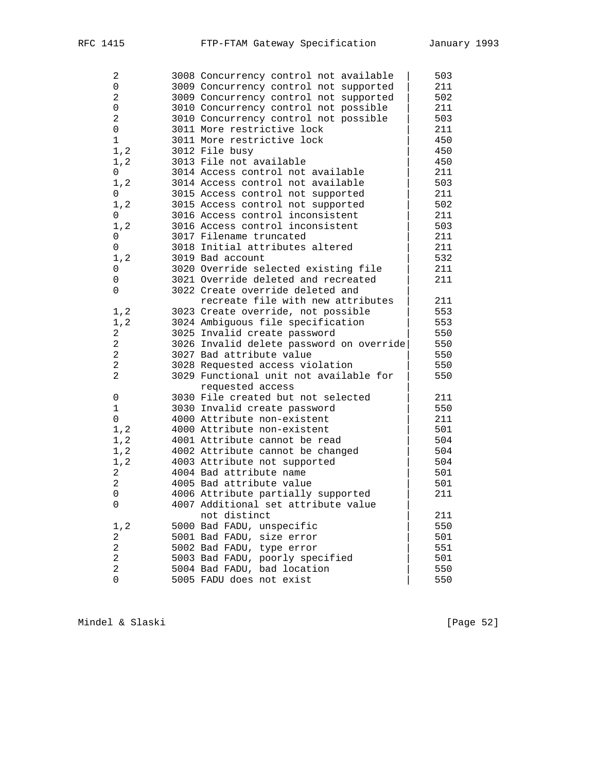| | | |
|---|---|---|
| 2 | 3008 Concurrency control not available | 503 |
| 0 | 3009 Concurrency control not supported | 211 |
| 2 | 3009 Concurrency control not supported | 502 |
| 0 | 3010 Concurrency control not possible | 211 |
| 2 | 3010 Concurrency control not possible | 503 |
| 0 | 3011 More restrictive lock | 211 |
| 1 | 3011 More restrictive lock | 450 |
| 1,2 | 3012 File busy | 450 |
| 1,2 | 3013 File not available | 450 |
| 0 | 3014 Access control not available | 211 |
| 1,2 | 3014 Access control not available | 503 |
| 0 | 3015 Access control not supported | 211 |
| 1,2 | 3015 Access control not supported | 502 |
| 0 | 3016 Access control inconsistent | 211 |
| 1,2 | 3016 Access control inconsistent | 503 |
| 0 | 3017 Filename truncated | 211 |
| 0 | 3018 Initial attributes altered | 211 |
| 1,2 | 3019 Bad account | 532 |
| 0 | 3020 Override selected existing file | 211 |
| 0 | 3021 Override deleted and recreated | 211 |
| 0 | 3022 Create override deleted and recreate file with new attributes | 211 |
| 1,2 | 3023 Create override, not possible | 553 |
| 1,2 | 3024 Ambiguous file specification | 553 |
| 2 | 3025 Invalid create password | 550 |
| 2 | 3026 Invalid delete password on override | 550 |
| 2 | 3027 Bad attribute value | 550 |
| 2 | 3028 Requested access violation | 550 |
| 2 | 3029 Functional unit not available for requested access | 550 |
| 0 | 3030 File created but not selected | 211 |
| 1 | 3030 Invalid create password | 550 |
| 0 | 4000 Attribute non-existent | 211 |
| 1,2 | 4000 Attribute non-existent | 501 |
| 1,2 | 4001 Attribute cannot be read | 504 |
| 1,2 | 4002 Attribute cannot be changed | 504 |
| 1,2 | 4003 Attribute not supported | 504 |
| 2 | 4004 Bad attribute name | 501 |
| 2 | 4005 Bad attribute value | 501 |
| 0 | 4006 Attribute partially supported | 211 |
| 0 | 4007 Additional set attribute value not distinct | 211 |
| 1,2 | 5000 Bad FADU, unspecific | 550 |
| 2 | 5001 Bad FADU, size error | 501 |
| 2 | 5002 Bad FADU, type error | 551 |
| 2 | 5003 Bad FADU, poorly specified | 501 |
| 2 | 5004 Bad FADU, bad location | 550 |
| 0 | 5005 FADU does not exist | 550 |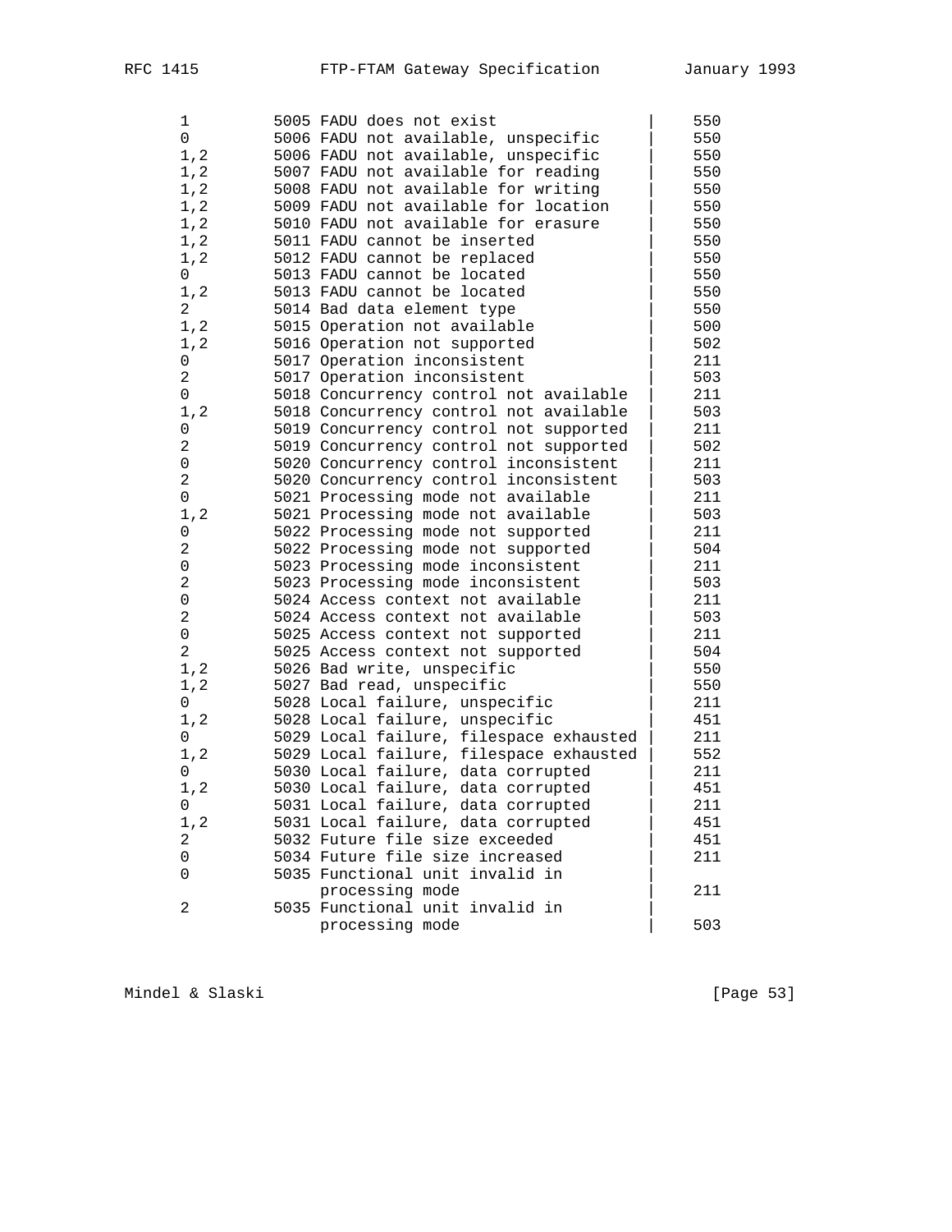| | | |
|---|---|---|
| 1 | 5005 FADU does not exist | 550 |
| 0 | 5006 FADU not available, unspecific | 550 |
| 1,2 | 5006 FADU not available, unspecific | 550 |
| 1,2 | 5007 FADU not available for reading | 550 |
| 1,2 | 5008 FADU not available for writing | 550 |
| 1,2 | 5009 FADU not available for location | 550 |
| 1,2 | 5010 FADU not available for erasure | 550 |
| 1,2 | 5011 FADU cannot be inserted | 550 |
| 1,2 | 5012 FADU cannot be replaced | 550 |
| 0 | 5013 FADU cannot be located | 550 |
| 1,2 | 5013 FADU cannot be located | 550 |
| 2 | 5014 Bad data element type | 550 |
| 1,2 | 5015 Operation not available | 500 |
| 1,2 | 5016 Operation not supported | 502 |
| 0 | 5017 Operation inconsistent | 211 |
| 2 | 5017 Operation inconsistent | 503 |
| 0 | 5018 Concurrency control not available | 211 |
| 1,2 | 5018 Concurrency control not available | 503 |
| 0 | 5019 Concurrency control not supported | 211 |
| 2 | 5019 Concurrency control not supported | 502 |
| 0 | 5020 Concurrency control inconsistent | 211 |
| 2 | 5020 Concurrency control inconsistent | 503 |
| 0 | 5021 Processing mode not available | 211 |
| 1,2 | 5021 Processing mode not available | 503 |
| 0 | 5022 Processing mode not supported | 211 |
| 2 | 5022 Processing mode not supported | 504 |
| 0 | 5023 Processing mode inconsistent | 211 |
| 2 | 5023 Processing mode inconsistent | 503 |
| 0 | 5024 Access context not available | 211 |
| 2 | 5024 Access context not available | 503 |
| 0 | 5025 Access context not supported | 211 |
| 2 | 5025 Access context not supported | 504 |
| 1,2 | 5026 Bad write, unspecific | 550 |
| 1,2 | 5027 Bad read, unspecific | 550 |
| 0 | 5028 Local failure, unspecific | 211 |
| 1,2 | 5028 Local failure, unspecific | 451 |
| 0 | 5029 Local failure, filespace exhausted | 211 |
| 1,2 | 5029 Local failure, filespace exhausted | 552 |
| 0 | 5030 Local failure, data corrupted | 211 |
| 1,2 | 5030 Local failure, data corrupted | 451 |
| 0 | 5031 Local failure, data corrupted | 211 |
| 1,2 | 5031 Local failure, data corrupted | 451 |
| 2 | 5032 Future file size exceeded | 451 |
| 0 | 5034 Future file size increased | 211 |
| 0 | 5035 Functional unit invalid in processing mode | 211 |
| 2 | 5035 Functional unit invalid in processing mode | 503 |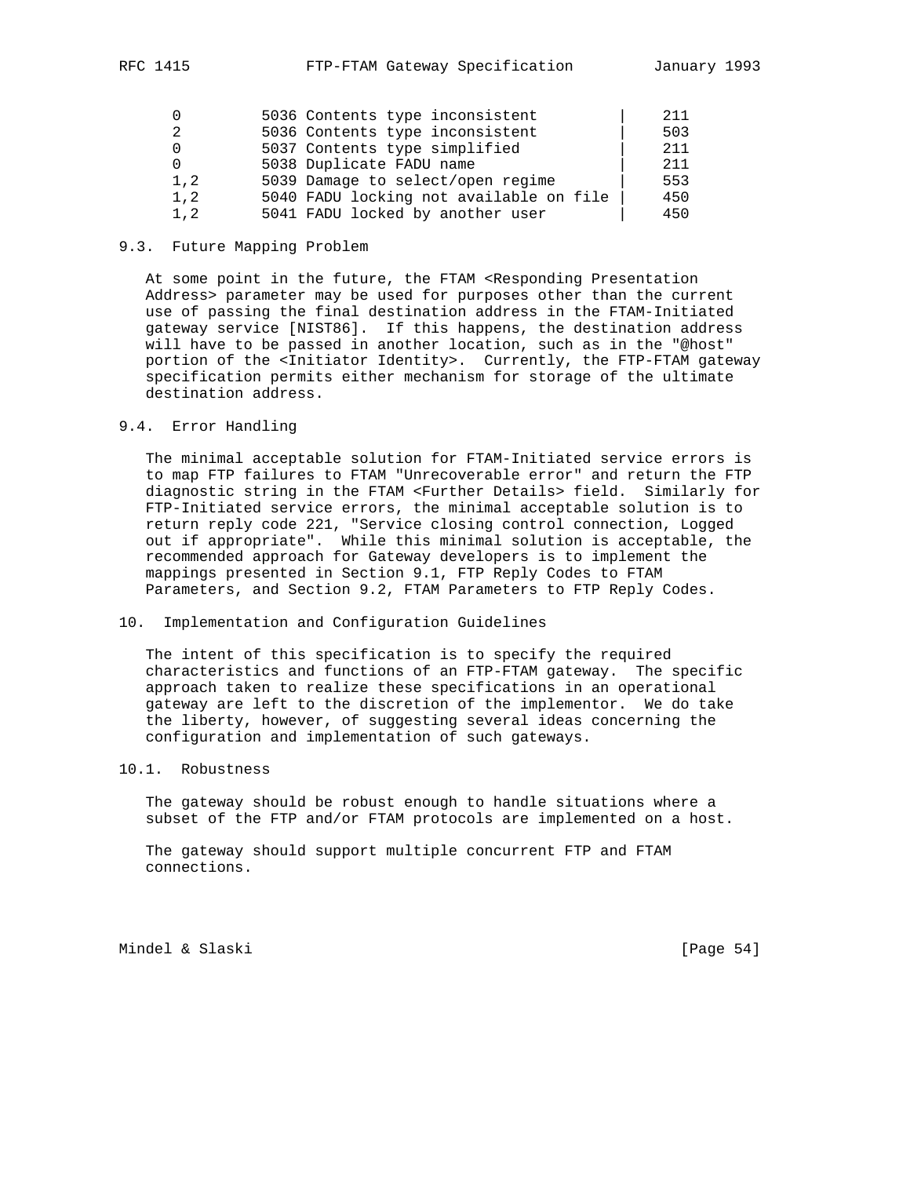| | | |
|---|---|---|
| 0 | 5036 Contents type inconsistent | 211 |
| 2 | 5036 Contents type inconsistent | 503 |
| 0 | 5037 Contents type simplified | 211 |
| 0 | 5038 Duplicate FADU name | 211 |
| 1,2 | 5039 Damage to select/open regime | 553 |
| 1,2 | 5040 FADU locking not available on file | 450 |
| 1,2 | 5041 FADU locked by another user | 450 |

### 9.3. Future Mapping Problem

At some point in the future, the FTAM <Responding Presentation Address> parameter may be used for purposes other than the current use of passing the final destination address in the FTAM-Initiated gateway service [NIST86]. If this happens, the destination address will have to be passed in another location, such as in the "@host" portion of the <Initiator Identity>. Currently, the FTP-FTAM gateway specification permits either mechanism for storage of the ultimate destination address.

### 9.4. Error Handling

The minimal acceptable solution for FTAM-Initiated service errors is to map FTP failures to FTAM "Unrecoverable error" and return the FTP diagnostic string in the FTAM <Further Details> field. Similarly for FTP-Initiated service errors, the minimal acceptable solution is to return reply code 221, "Service closing control connection, Logged out if appropriate". While this minimal solution is acceptable, the recommended approach for Gateway developers is to implement the mappings presented in Section 9.1, FTP Reply Codes to FTAM Parameters, and Section 9.2, FTAM Parameters to FTP Reply Codes.

## 10. Implementation and Configuration Guidelines

The intent of this specification is to specify the required characteristics and functions of an FTP-FTAM gateway. The specific approach taken to realize these specifications in an operational gateway are left to the discretion of the implementor. We do take the liberty, however, of suggesting several ideas concerning the configuration and implementation of such gateways.

### 10.1. Robustness

The gateway should be robust enough to handle situations where a subset of the FTP and/or FTAM protocols are implemented on a host.

The gateway should support multiple concurrent FTP and FTAM connections.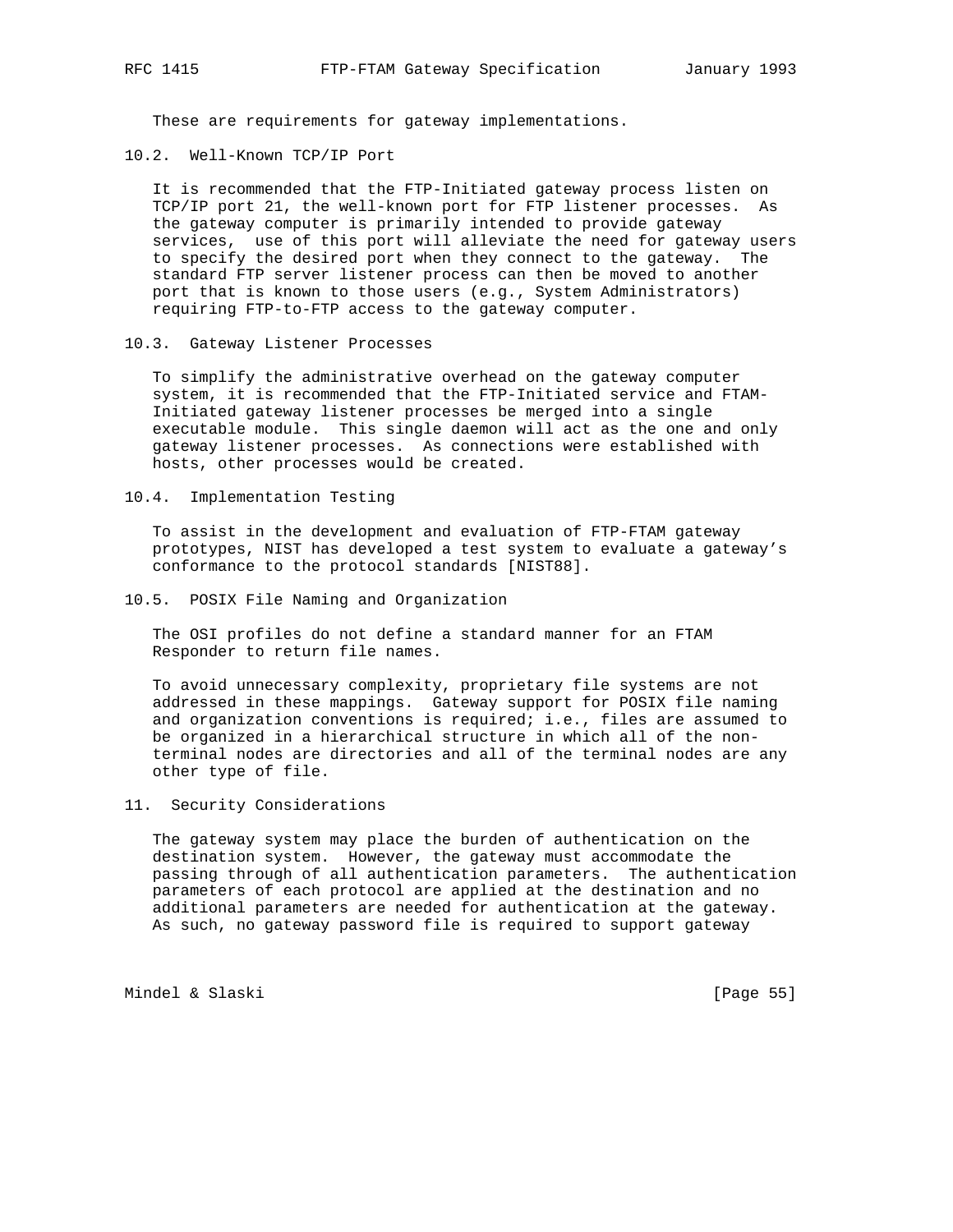These are requirements for gateway implementations.

## 10.2. Well-Known TCP/IP Port

It is recommended that the FTP-Initiated gateway process listen on TCP/IP port 21, the well-known port for FTP listener processes. As the gateway computer is primarily intended to provide gateway services, use of this port will alleviate the need for gateway users to specify the desired port when they connect to the gateway. The standard FTP server listener process can then be moved to another port that is known to those users (e.g., System Administrators) requiring FTP-to-FTP access to the gateway computer.

## 10.3. Gateway Listener Processes

To simplify the administrative overhead on the gateway computer system, it is recommended that the FTP-Initiated service and FTAM-Initiated gateway listener processes be merged into a single executable module. This single daemon will act as the one and only gateway listener processes. As connections were established with hosts, other processes would be created.

## 10.4. Implementation Testing

To assist in the development and evaluation of FTP-FTAM gateway prototypes, NIST has developed a test system to evaluate a gateway's conformance to the protocol standards [NIST88].

## 10.5. POSIX File Naming and Organization

The OSI profiles do not define a standard manner for an FTAM Responder to return file names.

To avoid unnecessary complexity, proprietary file systems are not addressed in these mappings. Gateway support for POSIX file naming and organization conventions is required; i.e., files are assumed to be organized in a hierarchical structure in which all of the non-terminal nodes are directories and all of the terminal nodes are any other type of file.

# 11. Security Considerations

The gateway system may place the burden of authentication on the destination system. However, the gateway must accommodate the passing through of all authentication parameters. The authentication parameters of each protocol are applied at the destination and no additional parameters are needed for authentication at the gateway. As such, no gateway password file is required to support gateway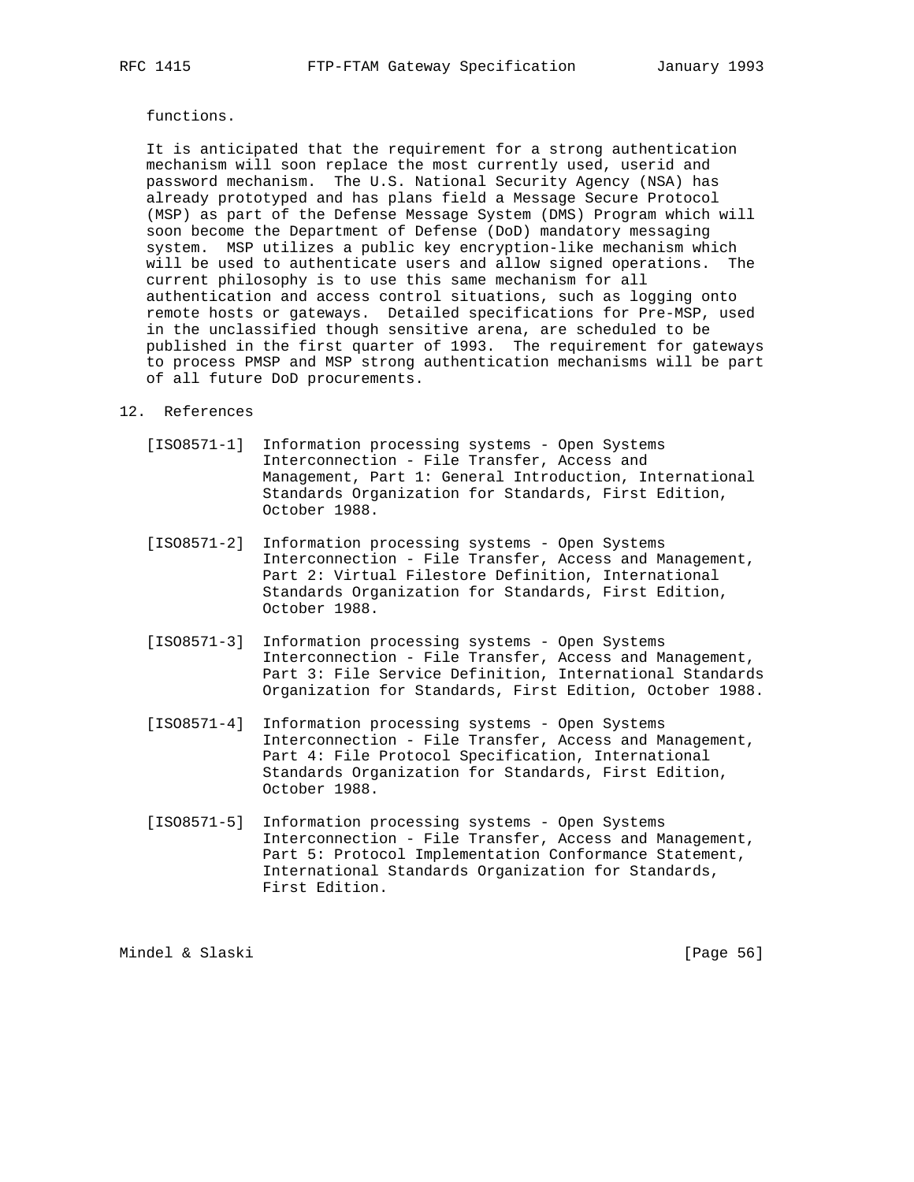functions.

It is anticipated that the requirement for a strong authentication mechanism will soon replace the most currently used, userid and password mechanism. The U.S. National Security Agency (NSA) has already prototyped and has plans field a Message Secure Protocol (MSP) as part of the Defense Message System (DMS) Program which will soon become the Department of Defense (DoD) mandatory messaging system. MSP utilizes a public key encryption-like mechanism which will be used to authenticate users and allow signed operations. The current philosophy is to use this same mechanism for all authentication and access control situations, such as logging onto remote hosts or gateways. Detailed specifications for Pre-MSP, used in the unclassified though sensitive arena, are scheduled to be published in the first quarter of 1993. The requirement for gateways to process PMSP and MSP strong authentication mechanisms will be part of all future DoD procurements.

## 12. References

[ISO8571-1] Information processing systems - Open Systems Interconnection - File Transfer, Access and Management, Part 1: General Introduction, International Standards Organization for Standards, First Edition, October 1988.

[ISO8571-2] Information processing systems - Open Systems Interconnection - File Transfer, Access and Management, Part 2: Virtual Filestore Definition, International Standards Organization for Standards, First Edition, October 1988.

[ISO8571-3] Information processing systems - Open Systems Interconnection - File Transfer, Access and Management, Part 3: File Service Definition, International Standards Organization for Standards, First Edition, October 1988.

[ISO8571-4] Information processing systems - Open Systems Interconnection - File Transfer, Access and Management, Part 4: File Protocol Specification, International Standards Organization for Standards, First Edition, October 1988.

[ISO8571-5] Information processing systems - Open Systems Interconnection - File Transfer, Access and Management, Part 5: Protocol Implementation Conformance Statement, International Standards Organization for Standards, First Edition.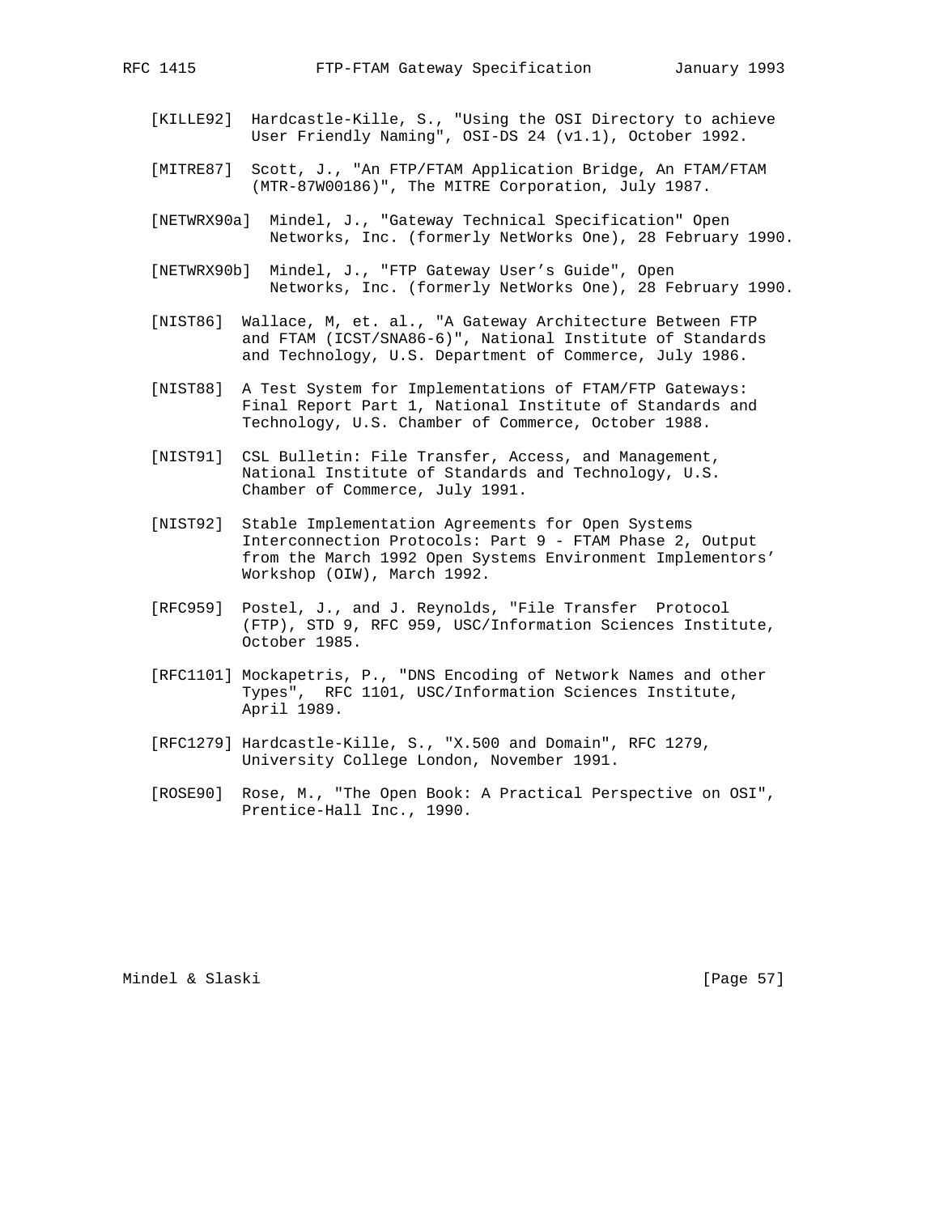[KILLE92] Hardcastle-Kille, S., "Using the OSI Directory to achieve User Friendly Naming", OSI-DS 24 (v1.1), October 1992.

[MITRE87] Scott, J., "An FTP/FTAM Application Bridge, An FTAM/FTAM (MTR-87W00186)", The MITRE Corporation, July 1987.

[NETWRX90a] Mindel, J., "Gateway Technical Specification" Open Networks, Inc. (formerly NetWorks One), 28 February 1990.

[NETWRX90b] Mindel, J., "FTP Gateway User's Guide", Open Networks, Inc. (formerly NetWorks One), 28 February 1990.

[NIST86] Wallace, M, et. al., "A Gateway Architecture Between FTP and FTAM (ICST/SNA86-6)", National Institute of Standards and Technology, U.S. Department of Commerce, July 1986.

[NIST88] A Test System for Implementations of FTAM/FTP Gateways: Final Report Part 1, National Institute of Standards and Technology, U.S. Chamber of Commerce, October 1988.

[NIST91] CSL Bulletin: File Transfer, Access, and Management, National Institute of Standards and Technology, U.S. Chamber of Commerce, July 1991.

[NIST92] Stable Implementation Agreements for Open Systems Interconnection Protocols: Part 9 - FTAM Phase 2, Output from the March 1992 Open Systems Environment Implementors' Workshop (OIW), March 1992.

[RFC959] Postel, J., and J. Reynolds, "File Transfer Protocol (FTP), STD 9, RFC 959, USC/Information Sciences Institute, October 1985.

[RFC1101] Mockapetris, P., "DNS Encoding of Network Names and other Types", RFC 1101, USC/Information Sciences Institute, April 1989.

[RFC1279] Hardcastle-Kille, S., "X.500 and Domain", RFC 1279, University College London, November 1991.

[ROSE90] Rose, M., "The Open Book: A Practical Perspective on OSI", Prentice-Hall Inc., 1990.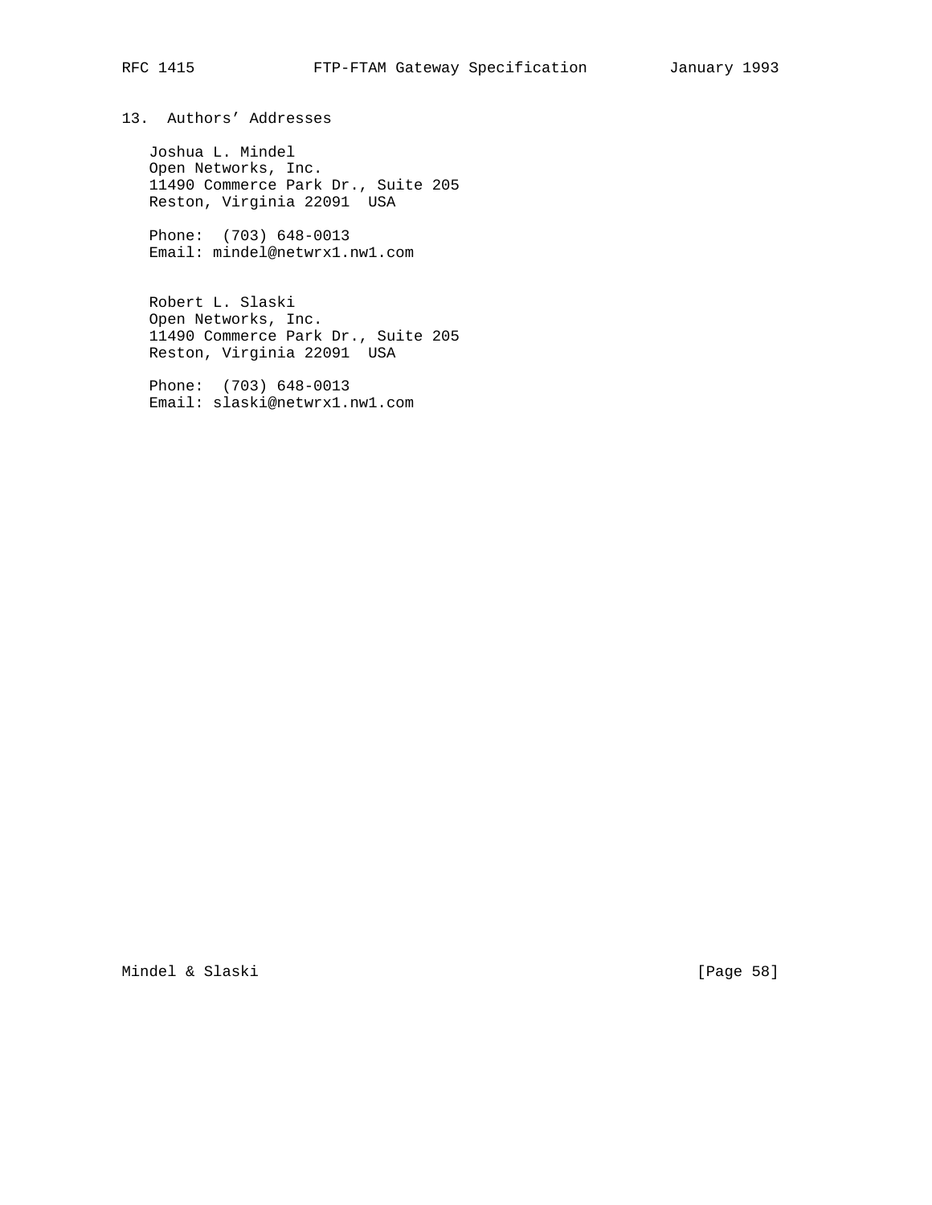## 13. Authors' Addresses

Joshua L. Mindel
Open Networks, Inc.
11490 Commerce Park Dr., Suite 205
Reston, Virginia 22091  USA

Phone:  (703) 648-0013
Email: mindel@netwrx1.nw1.com

Robert L. Slaski
Open Networks, Inc.
11490 Commerce Park Dr., Suite 205
Reston, Virginia 22091  USA

Phone:  (703) 648-0013
Email: slaski@netwrx1.nw1.com